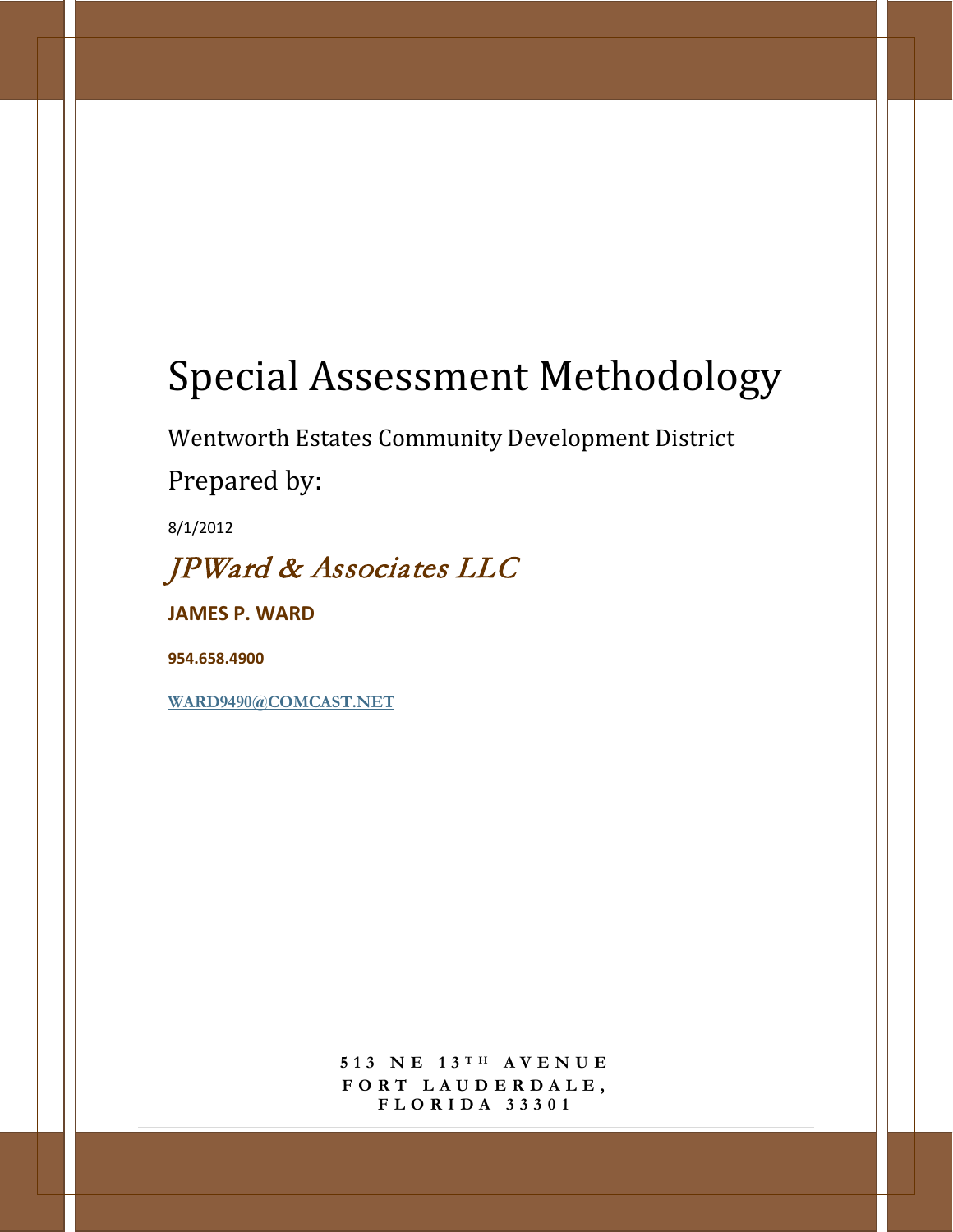# Special Assessment Methodology

Wentworth Estates Community Development District

Prepared by:

8/1/2012

*JPWard & Associates LLC*

**JAMES P. WARD**

**954.658.4900**

WARD9490@COMCAST.NET

513 NE 13TH AVENUE
FORT LAUDERDALE,
FLORIDA 33301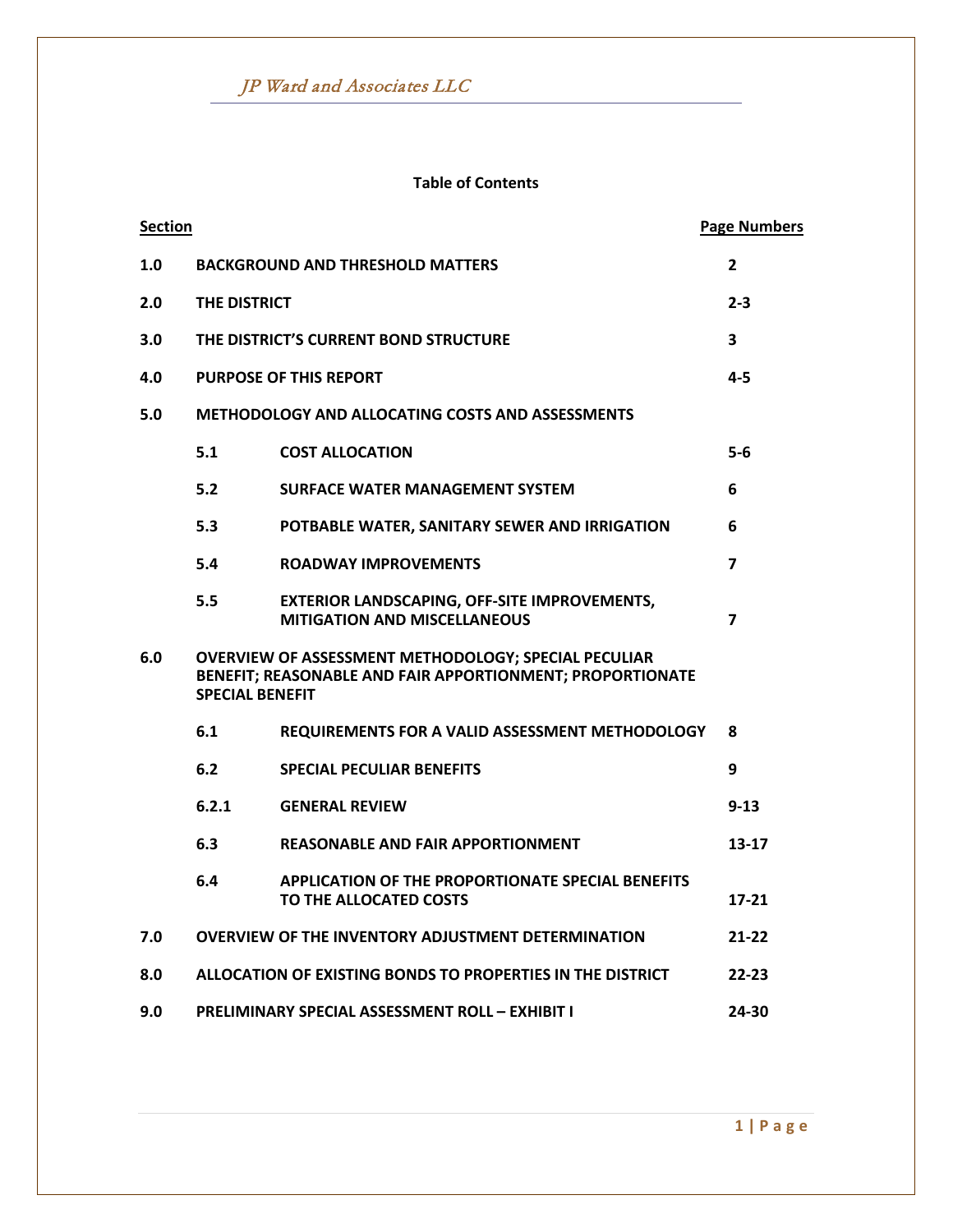**Table of Contents**

| Section | | | Page Numbers |
|---|---|---|---|
| 1.0 | BACKGROUND AND THRESHOLD MATTERS | | 2 |
| 2.0 | THE DISTRICT | | 2-3 |
| 3.0 | THE DISTRICT'S CURRENT BOND STRUCTURE | | 3 |
| 4.0 | PURPOSE OF THIS REPORT | | 4-5 |
| 5.0 | METHODOLOGY AND ALLOCATING COSTS AND ASSESSMENTS | | |
| | 5.1 | COST ALLOCATION | 5-6 |
| | 5.2 | SURFACE WATER MANAGEMENT SYSTEM | 6 |
| | 5.3 | POTBABLE WATER, SANITARY SEWER AND IRRIGATION | 6 |
| | 5.4 | ROADWAY IMPROVEMENTS | 7 |
| | 5.5 | EXTERIOR LANDSCAPING, OFF-SITE IMPROVEMENTS, MITIGATION AND MISCELLANEOUS | 7 |
| 6.0 | OVERVIEW OF ASSESSMENT METHODOLOGY; SPECIAL PECULIAR BENEFIT; REASONABLE AND FAIR APPORTIONMENT; PROPORTIONATE SPECIAL BENEFIT | | |
| | 6.1 | REQUIREMENTS FOR A VALID ASSESSMENT METHODOLOGY | 8 |
| | 6.2 | SPECIAL PECULIAR BENEFITS | 9 |
| | 6.2.1 | GENERAL REVIEW | 9-13 |
| | 6.3 | REASONABLE AND FAIR APPORTIONMENT | 13-17 |
| | 6.4 | APPLICATION OF THE PROPORTIONATE SPECIAL BENEFITS TO THE ALLOCATED COSTS | 17-21 |
| 7.0 | OVERVIEW OF THE INVENTORY ADJUSTMENT DETERMINATION | | 21-22 |
| 8.0 | ALLOCATION OF EXISTING BONDS TO PROPERTIES IN THE DISTRICT | | 22-23 |
| 9.0 | PRELIMINARY SPECIAL ASSESSMENT ROLL – EXHIBIT I | | 24-30 |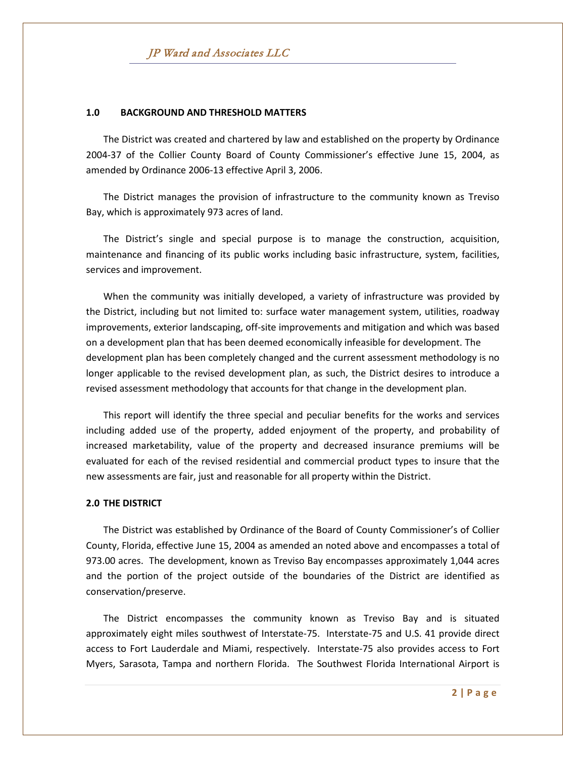## 1.0 BACKGROUND AND THRESHOLD MATTERS

The District was created and chartered by law and established on the property by Ordinance 2004-37 of the Collier County Board of County Commissioner's effective June 15, 2004, as amended by Ordinance 2006-13 effective April 3, 2006.

The District manages the provision of infrastructure to the community known as Treviso Bay, which is approximately 973 acres of land.

The District's single and special purpose is to manage the construction, acquisition, maintenance and financing of its public works including basic infrastructure, system, facilities, services and improvement.

When the community was initially developed, a variety of infrastructure was provided by the District, including but not limited to: surface water management system, utilities, roadway improvements, exterior landscaping, off-site improvements and mitigation and which was based on a development plan that has been deemed economically infeasible for development. The development plan has been completely changed and the current assessment methodology is no longer applicable to the revised development plan, as such, the District desires to introduce a revised assessment methodology that accounts for that change in the development plan.

This report will identify the three special and peculiar benefits for the works and services including added use of the property, added enjoyment of the property, and probability of increased marketability, value of the property and decreased insurance premiums will be evaluated for each of the revised residential and commercial product types to insure that the new assessments are fair, just and reasonable for all property within the District.

## 2.0 THE DISTRICT

The District was established by Ordinance of the Board of County Commissioner's of Collier County, Florida, effective June 15, 2004 as amended an noted above and encompasses a total of 973.00 acres. The development, known as Treviso Bay encompasses approximately 1,044 acres and the portion of the project outside of the boundaries of the District are identified as conservation/preserve.

The District encompasses the community known as Treviso Bay and is situated approximately eight miles southwest of Interstate-75. Interstate-75 and U.S. 41 provide direct access to Fort Lauderdale and Miami, respectively. Interstate-75 also provides access to Fort Myers, Sarasota, Tampa and northern Florida. The Southwest Florida International Airport is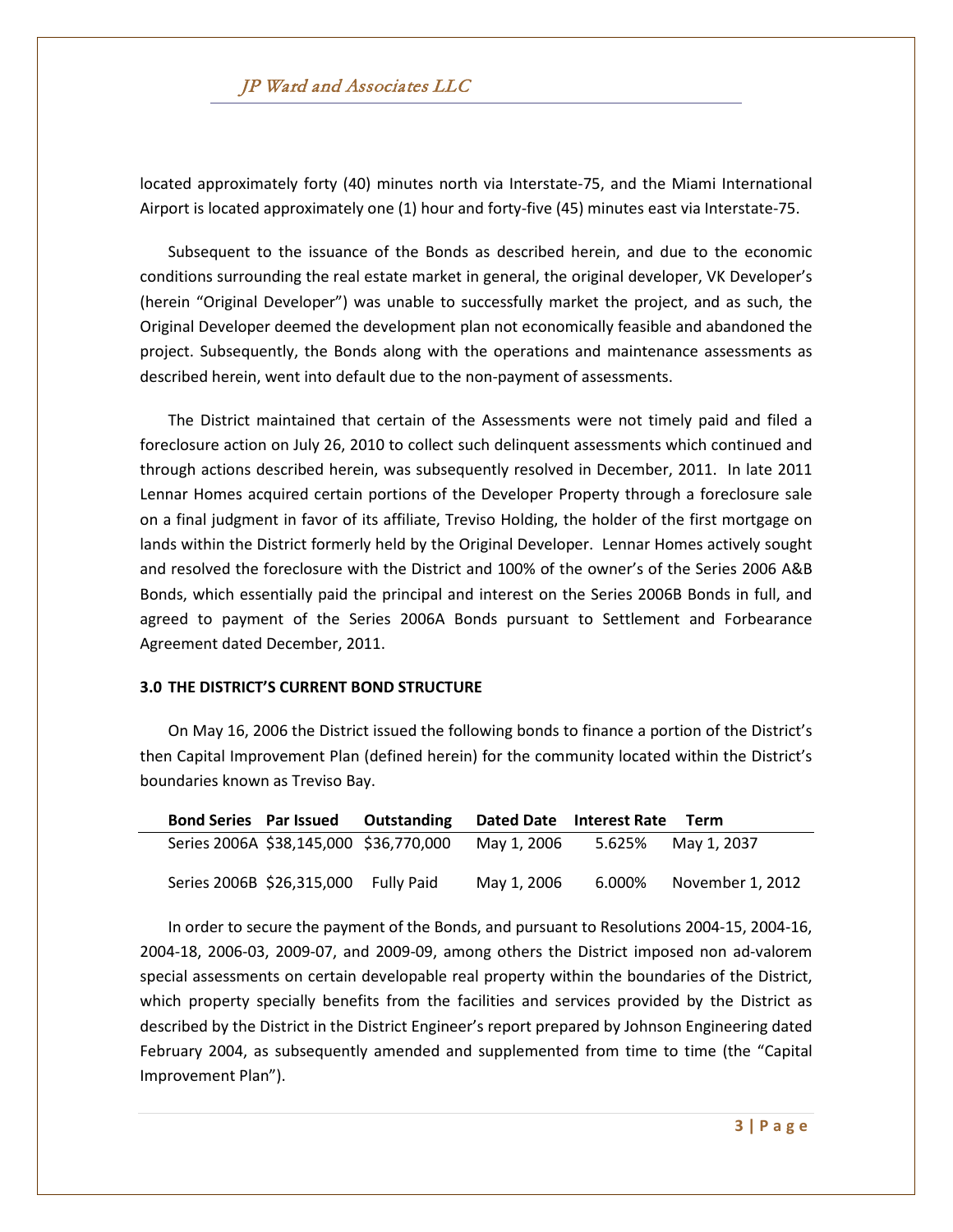located approximately forty (40) minutes north via Interstate-75, and the Miami International Airport is located approximately one (1) hour and forty-five (45) minutes east via Interstate-75.

Subsequent to the issuance of the Bonds as described herein, and due to the economic conditions surrounding the real estate market in general, the original developer, VK Developer's (herein "Original Developer") was unable to successfully market the project, and as such, the Original Developer deemed the development plan not economically feasible and abandoned the project. Subsequently, the Bonds along with the operations and maintenance assessments as described herein, went into default due to the non-payment of assessments.

The District maintained that certain of the Assessments were not timely paid and filed a foreclosure action on July 26, 2010 to collect such delinquent assessments which continued and through actions described herein, was subsequently resolved in December, 2011. In late 2011 Lennar Homes acquired certain portions of the Developer Property through a foreclosure sale on a final judgment in favor of its affiliate, Treviso Holding, the holder of the first mortgage on lands within the District formerly held by the Original Developer. Lennar Homes actively sought and resolved the foreclosure with the District and 100% of the owner's of the Series 2006 A&B Bonds, which essentially paid the principal and interest on the Series 2006B Bonds in full, and agreed to payment of the Series 2006A Bonds pursuant to Settlement and Forbearance Agreement dated December, 2011.

## 3.0 THE DISTRICT'S CURRENT BOND STRUCTURE

On May 16, 2006 the District issued the following bonds to finance a portion of the District's then Capital Improvement Plan (defined herein) for the community located within the District's boundaries known as Treviso Bay.

| Bond Series | Par Issued | Outstanding | Dated Date | Interest Rate | Term |
|---|---|---|---|---|---|
| Series 2006A | $38,145,000 | $36,770,000 | May 1, 2006 | 5.625% | May 1, 2037 |
| Series 2006B | $26,315,000 | Fully Paid | May 1, 2006 | 6.000% | November 1, 2012 |

In order to secure the payment of the Bonds, and pursuant to Resolutions 2004-15, 2004-16, 2004-18, 2006-03, 2009-07, and 2009-09, among others the District imposed non ad-valorem special assessments on certain developable real property within the boundaries of the District, which property specially benefits from the facilities and services provided by the District as described by the District in the District Engineer's report prepared by Johnson Engineering dated February 2004, as subsequently amended and supplemented from time to time (the "Capital Improvement Plan").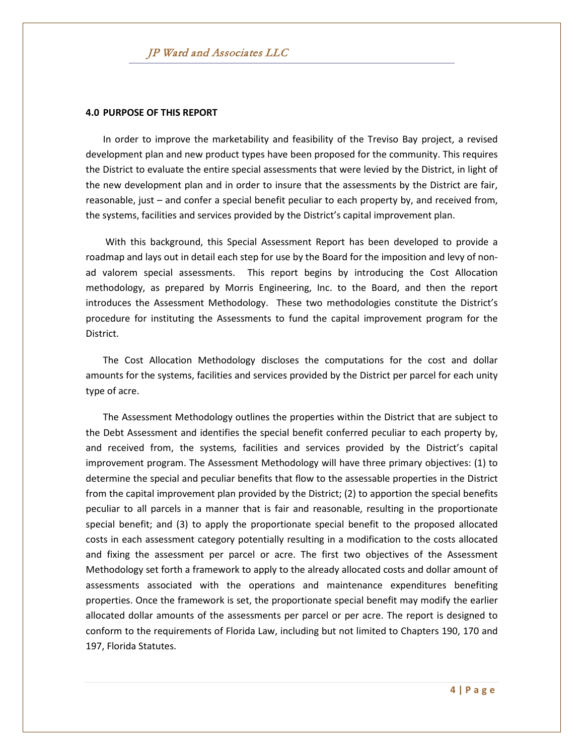## 4.0 PURPOSE OF THIS REPORT

In order to improve the marketability and feasibility of the Treviso Bay project, a revised development plan and new product types have been proposed for the community. This requires the District to evaluate the entire special assessments that were levied by the District, in light of the new development plan and in order to insure that the assessments by the District are fair, reasonable, just – and confer a special benefit peculiar to each property by, and received from, the systems, facilities and services provided by the District's capital improvement plan.

With this background, this Special Assessment Report has been developed to provide a roadmap and lays out in detail each step for use by the Board for the imposition and levy of non-ad valorem special assessments. This report begins by introducing the Cost Allocation methodology, as prepared by Morris Engineering, Inc. to the Board, and then the report introduces the Assessment Methodology. These two methodologies constitute the District's procedure for instituting the Assessments to fund the capital improvement program for the District.

The Cost Allocation Methodology discloses the computations for the cost and dollar amounts for the systems, facilities and services provided by the District per parcel for each unity type of acre.

The Assessment Methodology outlines the properties within the District that are subject to the Debt Assessment and identifies the special benefit conferred peculiar to each property by, and received from, the systems, facilities and services provided by the District's capital improvement program. The Assessment Methodology will have three primary objectives: (1) to determine the special and peculiar benefits that flow to the assessable properties in the District from the capital improvement plan provided by the District; (2) to apportion the special benefits peculiar to all parcels in a manner that is fair and reasonable, resulting in the proportionate special benefit; and (3) to apply the proportionate special benefit to the proposed allocated costs in each assessment category potentially resulting in a modification to the costs allocated and fixing the assessment per parcel or acre. The first two objectives of the Assessment Methodology set forth a framework to apply to the already allocated costs and dollar amount of assessments associated with the operations and maintenance expenditures benefiting properties. Once the framework is set, the proportionate special benefit may modify the earlier allocated dollar amounts of the assessments per parcel or per acre. The report is designed to conform to the requirements of Florida Law, including but not limited to Chapters 190, 170 and 197, Florida Statutes.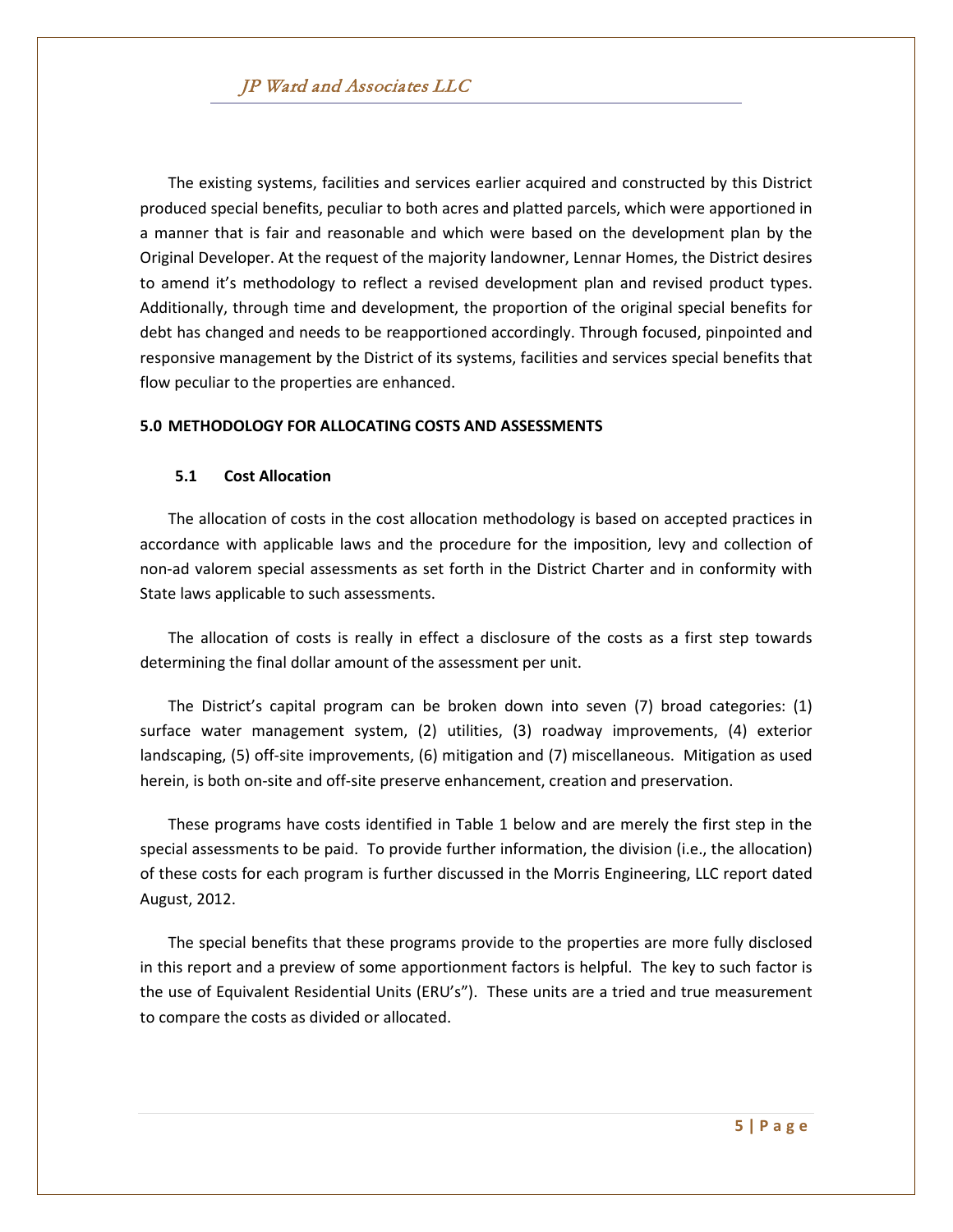The existing systems, facilities and services earlier acquired and constructed by this District produced special benefits, peculiar to both acres and platted parcels, which were apportioned in a manner that is fair and reasonable and which were based on the development plan by the Original Developer. At the request of the majority landowner, Lennar Homes, the District desires to amend it's methodology to reflect a revised development plan and revised product types. Additionally, through time and development, the proportion of the original special benefits for debt has changed and needs to be reapportioned accordingly. Through focused, pinpointed and responsive management by the District of its systems, facilities and services special benefits that flow peculiar to the properties are enhanced.

## 5.0 METHODOLOGY FOR ALLOCATING COSTS AND ASSESSMENTS

### 5.1 Cost Allocation

The allocation of costs in the cost allocation methodology is based on accepted practices in accordance with applicable laws and the procedure for the imposition, levy and collection of non-ad valorem special assessments as set forth in the District Charter and in conformity with State laws applicable to such assessments.

The allocation of costs is really in effect a disclosure of the costs as a first step towards determining the final dollar amount of the assessment per unit.

The District's capital program can be broken down into seven (7) broad categories: (1) surface water management system, (2) utilities, (3) roadway improvements, (4) exterior landscaping, (5) off-site improvements, (6) mitigation and (7) miscellaneous. Mitigation as used herein, is both on-site and off-site preserve enhancement, creation and preservation.

These programs have costs identified in Table 1 below and are merely the first step in the special assessments to be paid. To provide further information, the division (i.e., the allocation) of these costs for each program is further discussed in the Morris Engineering, LLC report dated August, 2012.

The special benefits that these programs provide to the properties are more fully disclosed in this report and a preview of some apportionment factors is helpful. The key to such factor is the use of Equivalent Residential Units (ERU's"). These units are a tried and true measurement to compare the costs as divided or allocated.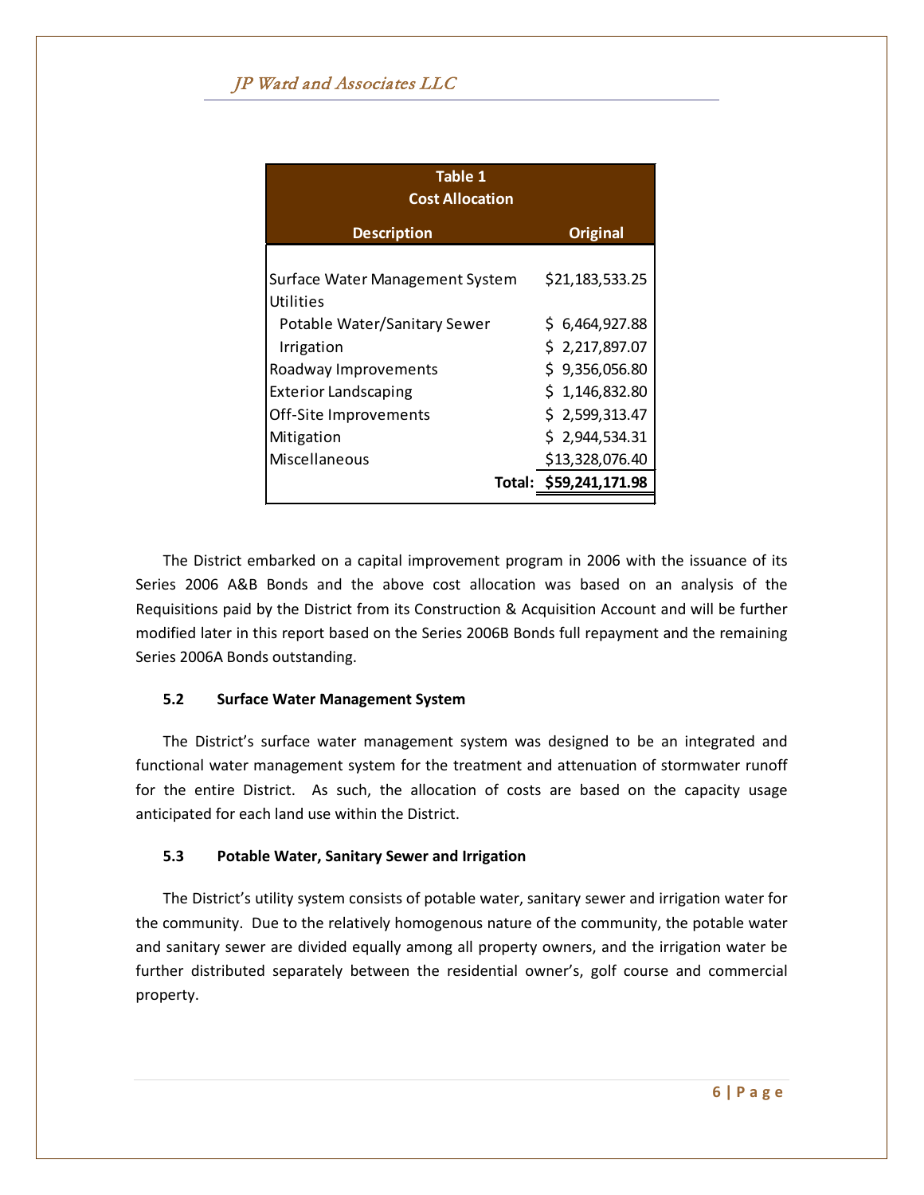| Table 1 Cost Allocation | |
| --- | --- |
| **Description** | **Original** |
| Surface Water Management System | $21,183,533.25 |
| Utilities | |
| Potable Water/Sanitary Sewer | $ 6,464,927.88 |
| Irrigation | $ 2,217,897.07 |
| Roadway Improvements | $ 9,356,056.80 |
| Exterior Landscaping | $ 1,146,832.80 |
| Off-Site Improvements | $ 2,599,313.47 |
| Mitigation | $ 2,944,534.31 |
| Miscellaneous | $13,328,076.40 |
| **Total:** | **$59,241,171.98** |

The District embarked on a capital improvement program in 2006 with the issuance of its Series 2006 A&B Bonds and the above cost allocation was based on an analysis of the Requisitions paid by the District from its Construction & Acquisition Account and will be further modified later in this report based on the Series 2006B Bonds full repayment and the remaining Series 2006A Bonds outstanding.

### 5.2 Surface Water Management System

The District's surface water management system was designed to be an integrated and functional water management system for the treatment and attenuation of stormwater runoff for the entire District. As such, the allocation of costs are based on the capacity usage anticipated for each land use within the District.

### 5.3 Potable Water, Sanitary Sewer and Irrigation

The District's utility system consists of potable water, sanitary sewer and irrigation water for the community. Due to the relatively homogenous nature of the community, the potable water and sanitary sewer are divided equally among all property owners, and the irrigation water be further distributed separately between the residential owner's, golf course and commercial property.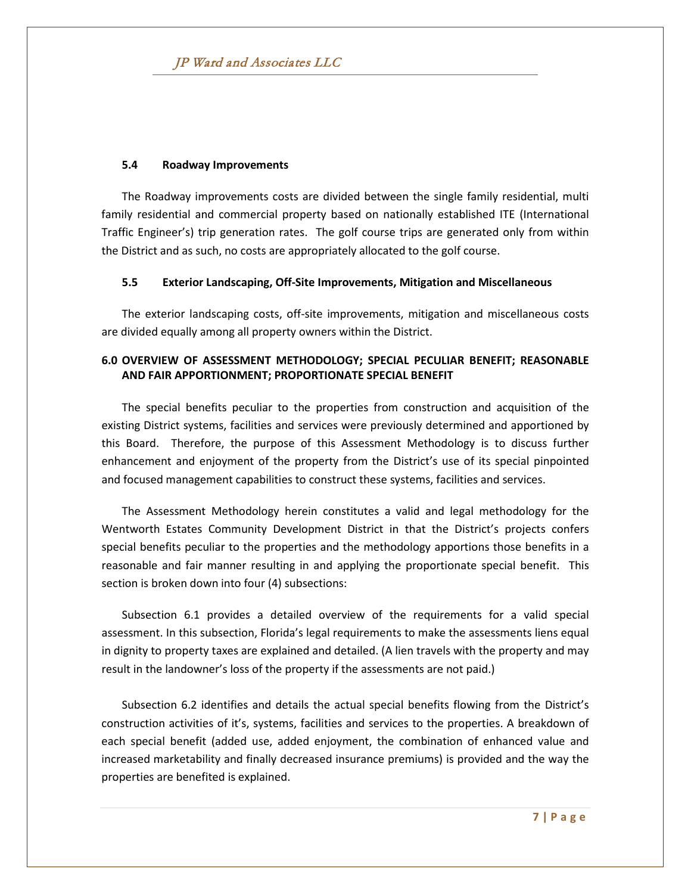### 5.4 Roadway Improvements

The Roadway improvements costs are divided between the single family residential, multi family residential and commercial property based on nationally established ITE (International Traffic Engineer's) trip generation rates. The golf course trips are generated only from within the District and as such, no costs are appropriately allocated to the golf course.

### 5.5 Exterior Landscaping, Off-Site Improvements, Mitigation and Miscellaneous

The exterior landscaping costs, off-site improvements, mitigation and miscellaneous costs are divided equally among all property owners within the District.

## 6.0 OVERVIEW OF ASSESSMENT METHODOLOGY; SPECIAL PECULIAR BENEFIT; REASONABLE AND FAIR APPORTIONMENT; PROPORTIONATE SPECIAL BENEFIT

The special benefits peculiar to the properties from construction and acquisition of the existing District systems, facilities and services were previously determined and apportioned by this Board. Therefore, the purpose of this Assessment Methodology is to discuss further enhancement and enjoyment of the property from the District's use of its special pinpointed and focused management capabilities to construct these systems, facilities and services.

The Assessment Methodology herein constitutes a valid and legal methodology for the Wentworth Estates Community Development District in that the District's projects confers special benefits peculiar to the properties and the methodology apportions those benefits in a reasonable and fair manner resulting in and applying the proportionate special benefit. This section is broken down into four (4) subsections:

Subsection 6.1 provides a detailed overview of the requirements for a valid special assessment. In this subsection, Florida's legal requirements to make the assessments liens equal in dignity to property taxes are explained and detailed. (A lien travels with the property and may result in the landowner's loss of the property if the assessments are not paid.)

Subsection 6.2 identifies and details the actual special benefits flowing from the District's construction activities of it's, systems, facilities and services to the properties. A breakdown of each special benefit (added use, added enjoyment, the combination of enhanced value and increased marketability and finally decreased insurance premiums) is provided and the way the properties are benefited is explained.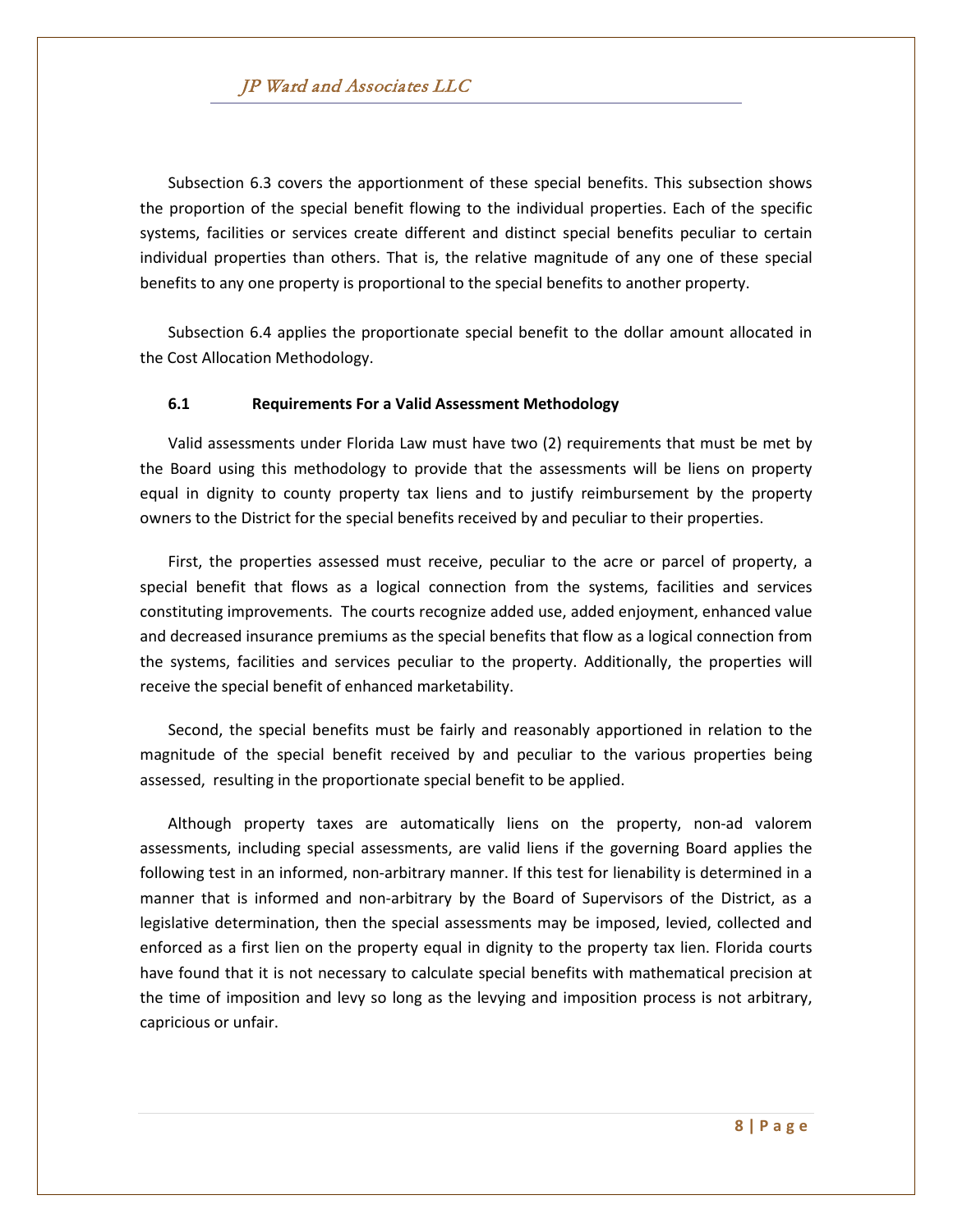Subsection 6.3 covers the apportionment of these special benefits. This subsection shows the proportion of the special benefit flowing to the individual properties. Each of the specific systems, facilities or services create different and distinct special benefits peculiar to certain individual properties than others. That is, the relative magnitude of any one of these special benefits to any one property is proportional to the special benefits to another property.

Subsection 6.4 applies the proportionate special benefit to the dollar amount allocated in the Cost Allocation Methodology.

### 6.1 Requirements For a Valid Assessment Methodology

Valid assessments under Florida Law must have two (2) requirements that must be met by the Board using this methodology to provide that the assessments will be liens on property equal in dignity to county property tax liens and to justify reimbursement by the property owners to the District for the special benefits received by and peculiar to their properties.

First, the properties assessed must receive, peculiar to the acre or parcel of property, a special benefit that flows as a logical connection from the systems, facilities and services constituting improvements. The courts recognize added use, added enjoyment, enhanced value and decreased insurance premiums as the special benefits that flow as a logical connection from the systems, facilities and services peculiar to the property. Additionally, the properties will receive the special benefit of enhanced marketability.

Second, the special benefits must be fairly and reasonably apportioned in relation to the magnitude of the special benefit received by and peculiar to the various properties being assessed, resulting in the proportionate special benefit to be applied.

Although property taxes are automatically liens on the property, non-ad valorem assessments, including special assessments, are valid liens if the governing Board applies the following test in an informed, non-arbitrary manner. If this test for lienability is determined in a manner that is informed and non-arbitrary by the Board of Supervisors of the District, as a legislative determination, then the special assessments may be imposed, levied, collected and enforced as a first lien on the property equal in dignity to the property tax lien. Florida courts have found that it is not necessary to calculate special benefits with mathematical precision at the time of imposition and levy so long as the levying and imposition process is not arbitrary, capricious or unfair.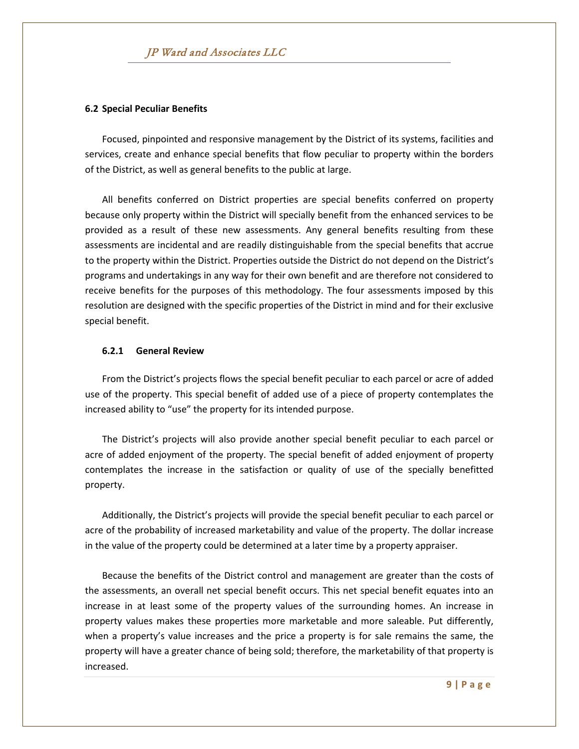### 6.2 Special Peculiar Benefits

Focused, pinpointed and responsive management by the District of its systems, facilities and services, create and enhance special benefits that flow peculiar to property within the borders of the District, as well as general benefits to the public at large.

All benefits conferred on District properties are special benefits conferred on property because only property within the District will specially benefit from the enhanced services to be provided as a result of these new assessments. Any general benefits resulting from these assessments are incidental and are readily distinguishable from the special benefits that accrue to the property within the District. Properties outside the District do not depend on the District's programs and undertakings in any way for their own benefit and are therefore not considered to receive benefits for the purposes of this methodology. The four assessments imposed by this resolution are designed with the specific properties of the District in mind and for their exclusive special benefit.

#### 6.2.1 General Review

From the District's projects flows the special benefit peculiar to each parcel or acre of added use of the property. This special benefit of added use of a piece of property contemplates the increased ability to "use" the property for its intended purpose.

The District's projects will also provide another special benefit peculiar to each parcel or acre of added enjoyment of the property. The special benefit of added enjoyment of property contemplates the increase in the satisfaction or quality of use of the specially benefitted property.

Additionally, the District's projects will provide the special benefit peculiar to each parcel or acre of the probability of increased marketability and value of the property. The dollar increase in the value of the property could be determined at a later time by a property appraiser.

Because the benefits of the District control and management are greater than the costs of the assessments, an overall net special benefit occurs. This net special benefit equates into an increase in at least some of the property values of the surrounding homes. An increase in property values makes these properties more marketable and more saleable. Put differently, when a property's value increases and the price a property is for sale remains the same, the property will have a greater chance of being sold; therefore, the marketability of that property is increased.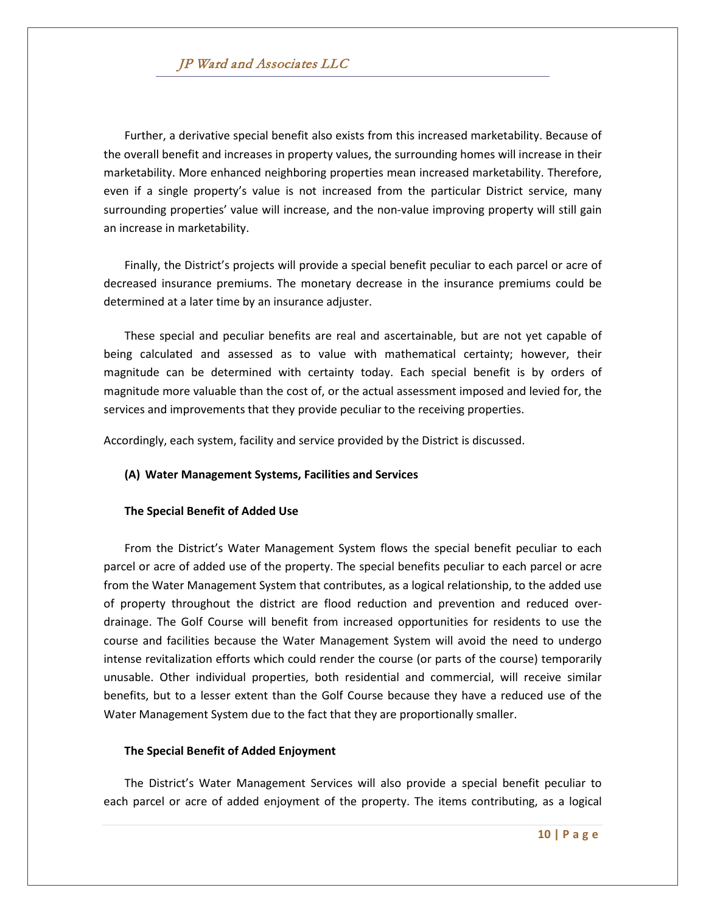Further, a derivative special benefit also exists from this increased marketability. Because of the overall benefit and increases in property values, the surrounding homes will increase in their marketability. More enhanced neighboring properties mean increased marketability. Therefore, even if a single property's value is not increased from the particular District service, many surrounding properties' value will increase, and the non-value improving property will still gain an increase in marketability.

Finally, the District's projects will provide a special benefit peculiar to each parcel or acre of decreased insurance premiums. The monetary decrease in the insurance premiums could be determined at a later time by an insurance adjuster.

These special and peculiar benefits are real and ascertainable, but are not yet capable of being calculated and assessed as to value with mathematical certainty; however, their magnitude can be determined with certainty today. Each special benefit is by orders of magnitude more valuable than the cost of, or the actual assessment imposed and levied for, the services and improvements that they provide peculiar to the receiving properties.

Accordingly, each system, facility and service provided by the District is discussed.

**(A) Water Management Systems, Facilities and Services**

**The Special Benefit of Added Use**

From the District's Water Management System flows the special benefit peculiar to each parcel or acre of added use of the property. The special benefits peculiar to each parcel or acre from the Water Management System that contributes, as a logical relationship, to the added use of property throughout the district are flood reduction and prevention and reduced over-drainage. The Golf Course will benefit from increased opportunities for residents to use the course and facilities because the Water Management System will avoid the need to undergo intense revitalization efforts which could render the course (or parts of the course) temporarily unusable. Other individual properties, both residential and commercial, will receive similar benefits, but to a lesser extent than the Golf Course because they have a reduced use of the Water Management System due to the fact that they are proportionally smaller.

**The Special Benefit of Added Enjoyment**

The District's Water Management Services will also provide a special benefit peculiar to each parcel or acre of added enjoyment of the property. The items contributing, as a logical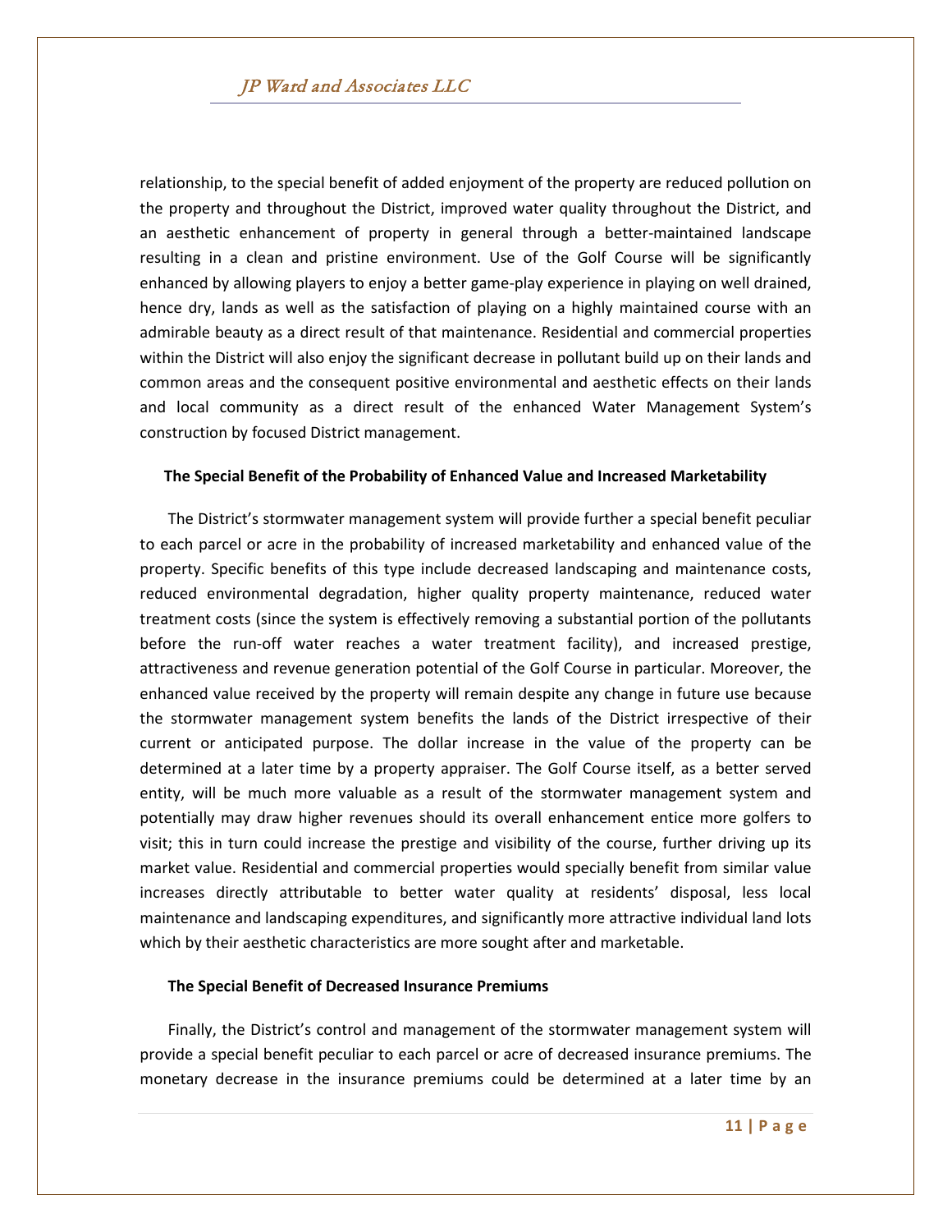relationship, to the special benefit of added enjoyment of the property are reduced pollution on the property and throughout the District, improved water quality throughout the District, and an aesthetic enhancement of property in general through a better-maintained landscape resulting in a clean and pristine environment. Use of the Golf Course will be significantly enhanced by allowing players to enjoy a better game-play experience in playing on well drained, hence dry, lands as well as the satisfaction of playing on a highly maintained course with an admirable beauty as a direct result of that maintenance. Residential and commercial properties within the District will also enjoy the significant decrease in pollutant build up on their lands and common areas and the consequent positive environmental and aesthetic effects on their lands and local community as a direct result of the enhanced Water Management System's construction by focused District management.

**The Special Benefit of the Probability of Enhanced Value and Increased Marketability**

The District's stormwater management system will provide further a special benefit peculiar to each parcel or acre in the probability of increased marketability and enhanced value of the property. Specific benefits of this type include decreased landscaping and maintenance costs, reduced environmental degradation, higher quality property maintenance, reduced water treatment costs (since the system is effectively removing a substantial portion of the pollutants before the run-off water reaches a water treatment facility), and increased prestige, attractiveness and revenue generation potential of the Golf Course in particular. Moreover, the enhanced value received by the property will remain despite any change in future use because the stormwater management system benefits the lands of the District irrespective of their current or anticipated purpose. The dollar increase in the value of the property can be determined at a later time by a property appraiser. The Golf Course itself, as a better served entity, will be much more valuable as a result of the stormwater management system and potentially may draw higher revenues should its overall enhancement entice more golfers to visit; this in turn could increase the prestige and visibility of the course, further driving up its market value. Residential and commercial properties would specially benefit from similar value increases directly attributable to better water quality at residents' disposal, less local maintenance and landscaping expenditures, and significantly more attractive individual land lots which by their aesthetic characteristics are more sought after and marketable.

**The Special Benefit of Decreased Insurance Premiums**

Finally, the District's control and management of the stormwater management system will provide a special benefit peculiar to each parcel or acre of decreased insurance premiums. The monetary decrease in the insurance premiums could be determined at a later time by an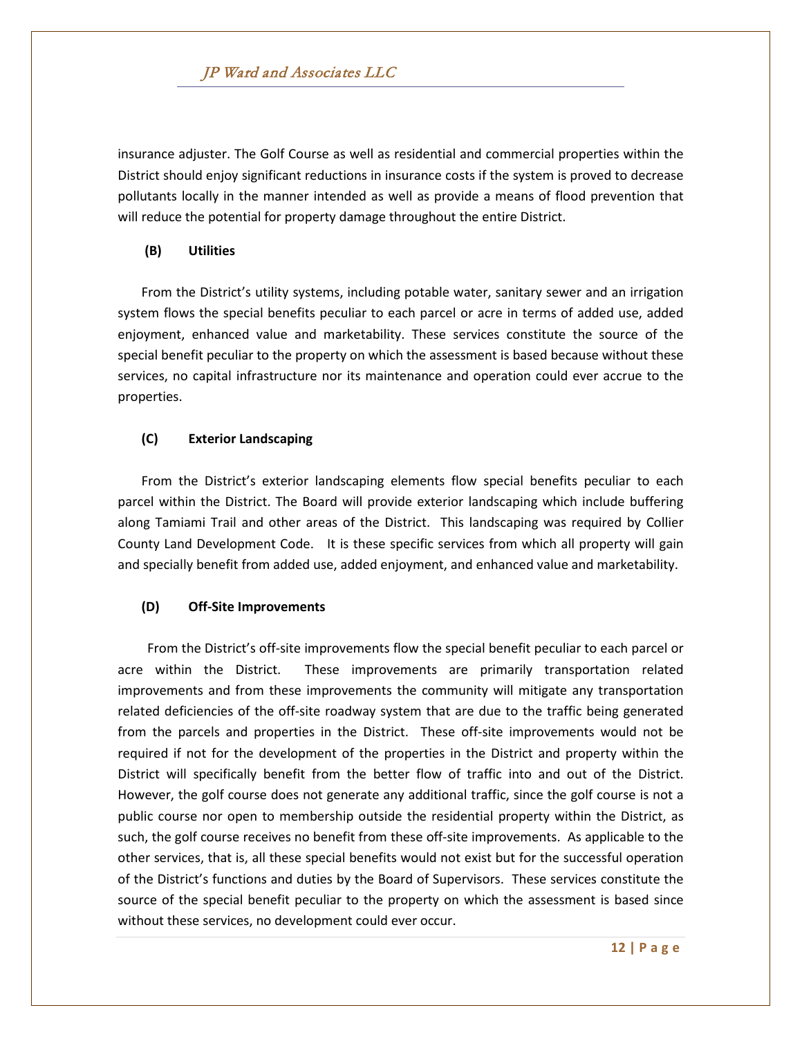insurance adjuster. The Golf Course as well as residential and commercial properties within the District should enjoy significant reductions in insurance costs if the system is proved to decrease pollutants locally in the manner intended as well as provide a means of flood prevention that will reduce the potential for property damage throughout the entire District.

**(B) Utilities**

From the District's utility systems, including potable water, sanitary sewer and an irrigation system flows the special benefits peculiar to each parcel or acre in terms of added use, added enjoyment, enhanced value and marketability. These services constitute the source of the special benefit peculiar to the property on which the assessment is based because without these services, no capital infrastructure nor its maintenance and operation could ever accrue to the properties.

**(C) Exterior Landscaping**

From the District's exterior landscaping elements flow special benefits peculiar to each parcel within the District. The Board will provide exterior landscaping which include buffering along Tamiami Trail and other areas of the District. This landscaping was required by Collier County Land Development Code. It is these specific services from which all property will gain and specially benefit from added use, added enjoyment, and enhanced value and marketability.

**(D) Off-Site Improvements**

From the District's off-site improvements flow the special benefit peculiar to each parcel or acre within the District. These improvements are primarily transportation related improvements and from these improvements the community will mitigate any transportation related deficiencies of the off-site roadway system that are due to the traffic being generated from the parcels and properties in the District. These off-site improvements would not be required if not for the development of the properties in the District and property within the District will specifically benefit from the better flow of traffic into and out of the District. However, the golf course does not generate any additional traffic, since the golf course is not a public course nor open to membership outside the residential property within the District, as such, the golf course receives no benefit from these off-site improvements. As applicable to the other services, that is, all these special benefits would not exist but for the successful operation of the District's functions and duties by the Board of Supervisors. These services constitute the source of the special benefit peculiar to the property on which the assessment is based since without these services, no development could ever occur.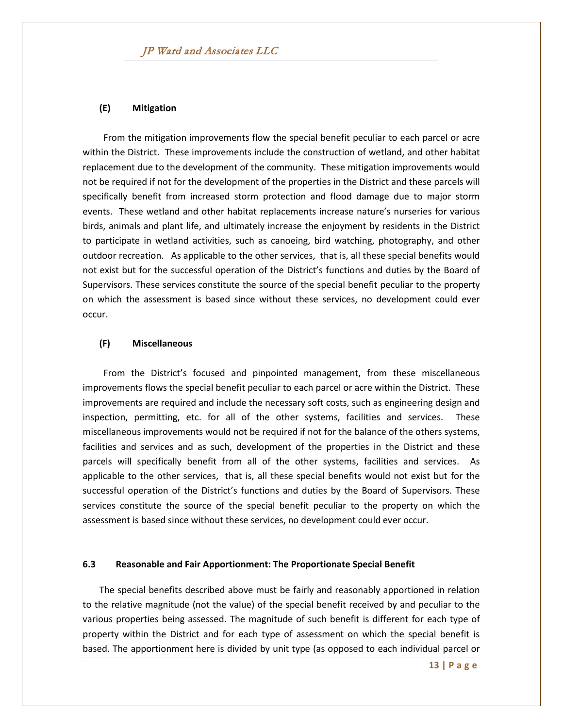**(E) Mitigation**

From the mitigation improvements flow the special benefit peculiar to each parcel or acre within the District. These improvements include the construction of wetland, and other habitat replacement due to the development of the community. These mitigation improvements would not be required if not for the development of the properties in the District and these parcels will specifically benefit from increased storm protection and flood damage due to major storm events. These wetland and other habitat replacements increase nature's nurseries for various birds, animals and plant life, and ultimately increase the enjoyment by residents in the District to participate in wetland activities, such as canoeing, bird watching, photography, and other outdoor recreation. As applicable to the other services, that is, all these special benefits would not exist but for the successful operation of the District's functions and duties by the Board of Supervisors. These services constitute the source of the special benefit peculiar to the property on which the assessment is based since without these services, no development could ever occur.

**(F) Miscellaneous**

From the District's focused and pinpointed management, from these miscellaneous improvements flows the special benefit peculiar to each parcel or acre within the District. These improvements are required and include the necessary soft costs, such as engineering design and inspection, permitting, etc. for all of the other systems, facilities and services. These miscellaneous improvements would not be required if not for the balance of the others systems, facilities and services and as such, development of the properties in the District and these parcels will specifically benefit from all of the other systems, facilities and services. As applicable to the other services, that is, all these special benefits would not exist but for the successful operation of the District's functions and duties by the Board of Supervisors. These services constitute the source of the special benefit peculiar to the property on which the assessment is based since without these services, no development could ever occur.

### 6.3 Reasonable and Fair Apportionment: The Proportionate Special Benefit

The special benefits described above must be fairly and reasonably apportioned in relation to the relative magnitude (not the value) of the special benefit received by and peculiar to the various properties being assessed. The magnitude of such benefit is different for each type of property within the District and for each type of assessment on which the special benefit is based. The apportionment here is divided by unit type (as opposed to each individual parcel or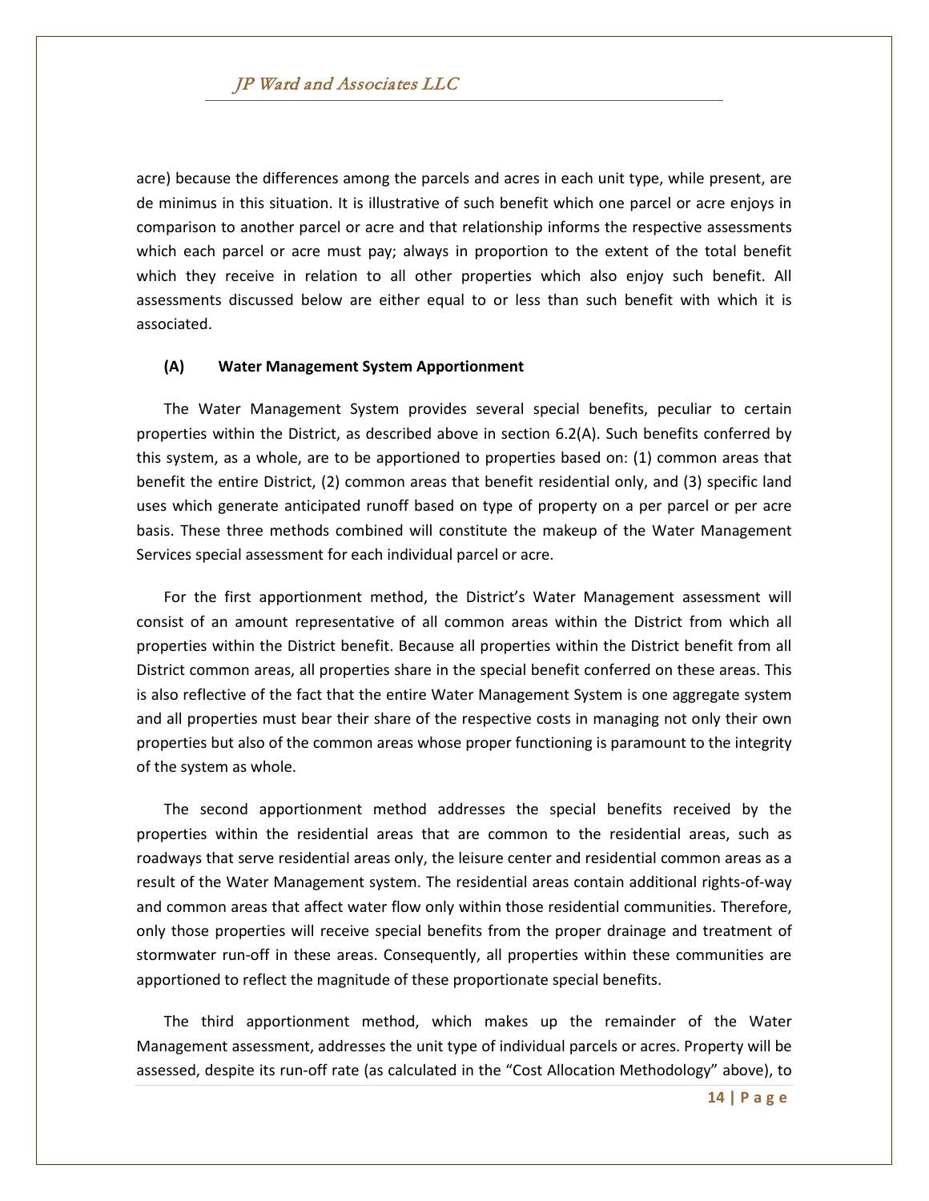acre) because the differences among the parcels and acres in each unit type, while present, are de minimus in this situation. It is illustrative of such benefit which one parcel or acre enjoys in comparison to another parcel or acre and that relationship informs the respective assessments which each parcel or acre must pay; always in proportion to the extent of the total benefit which they receive in relation to all other properties which also enjoy such benefit. All assessments discussed below are either equal to or less than such benefit with which it is associated.

**(A) Water Management System Apportionment**

The Water Management System provides several special benefits, peculiar to certain properties within the District, as described above in section 6.2(A). Such benefits conferred by this system, as a whole, are to be apportioned to properties based on: (1) common areas that benefit the entire District, (2) common areas that benefit residential only, and (3) specific land uses which generate anticipated runoff based on type of property on a per parcel or per acre basis. These three methods combined will constitute the makeup of the Water Management Services special assessment for each individual parcel or acre.

For the first apportionment method, the District's Water Management assessment will consist of an amount representative of all common areas within the District from which all properties within the District benefit. Because all properties within the District benefit from all District common areas, all properties share in the special benefit conferred on these areas. This is also reflective of the fact that the entire Water Management System is one aggregate system and all properties must bear their share of the respective costs in managing not only their own properties but also of the common areas whose proper functioning is paramount to the integrity of the system as whole.

The second apportionment method addresses the special benefits received by the properties within the residential areas that are common to the residential areas, such as roadways that serve residential areas only, the leisure center and residential common areas as a result of the Water Management system. The residential areas contain additional rights-of-way and common areas that affect water flow only within those residential communities. Therefore, only those properties will receive special benefits from the proper drainage and treatment of stormwater run-off in these areas. Consequently, all properties within these communities are apportioned to reflect the magnitude of these proportionate special benefits.

The third apportionment method, which makes up the remainder of the Water Management assessment, addresses the unit type of individual parcels or acres. Property will be assessed, despite its run-off rate (as calculated in the "Cost Allocation Methodology" above), to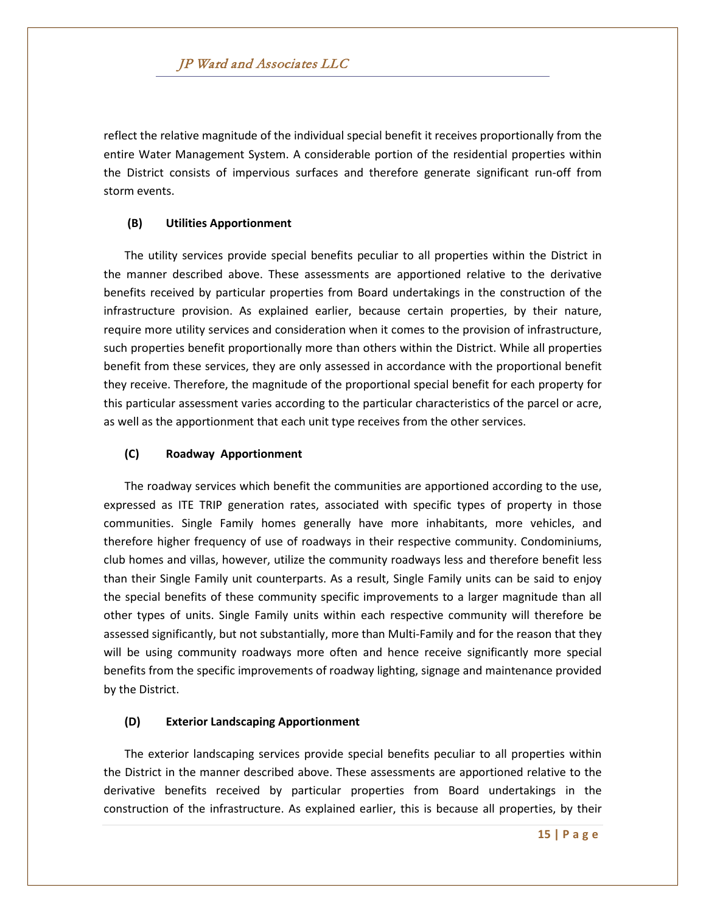reflect the relative magnitude of the individual special benefit it receives proportionally from the entire Water Management System. A considerable portion of the residential properties within the District consists of impervious surfaces and therefore generate significant run-off from storm events.

**(B) Utilities Apportionment**

The utility services provide special benefits peculiar to all properties within the District in the manner described above. These assessments are apportioned relative to the derivative benefits received by particular properties from Board undertakings in the construction of the infrastructure provision. As explained earlier, because certain properties, by their nature, require more utility services and consideration when it comes to the provision of infrastructure, such properties benefit proportionally more than others within the District. While all properties benefit from these services, they are only assessed in accordance with the proportional benefit they receive. Therefore, the magnitude of the proportional special benefit for each property for this particular assessment varies according to the particular characteristics of the parcel or acre, as well as the apportionment that each unit type receives from the other services.

**(C) Roadway Apportionment**

The roadway services which benefit the communities are apportioned according to the use, expressed as ITE TRIP generation rates, associated with specific types of property in those communities. Single Family homes generally have more inhabitants, more vehicles, and therefore higher frequency of use of roadways in their respective community. Condominiums, club homes and villas, however, utilize the community roadways less and therefore benefit less than their Single Family unit counterparts. As a result, Single Family units can be said to enjoy the special benefits of these community specific improvements to a larger magnitude than all other types of units. Single Family units within each respective community will therefore be assessed significantly, but not substantially, more than Multi-Family and for the reason that they will be using community roadways more often and hence receive significantly more special benefits from the specific improvements of roadway lighting, signage and maintenance provided by the District.

**(D) Exterior Landscaping Apportionment**

The exterior landscaping services provide special benefits peculiar to all properties within the District in the manner described above. These assessments are apportioned relative to the derivative benefits received by particular properties from Board undertakings in the construction of the infrastructure. As explained earlier, this is because all properties, by their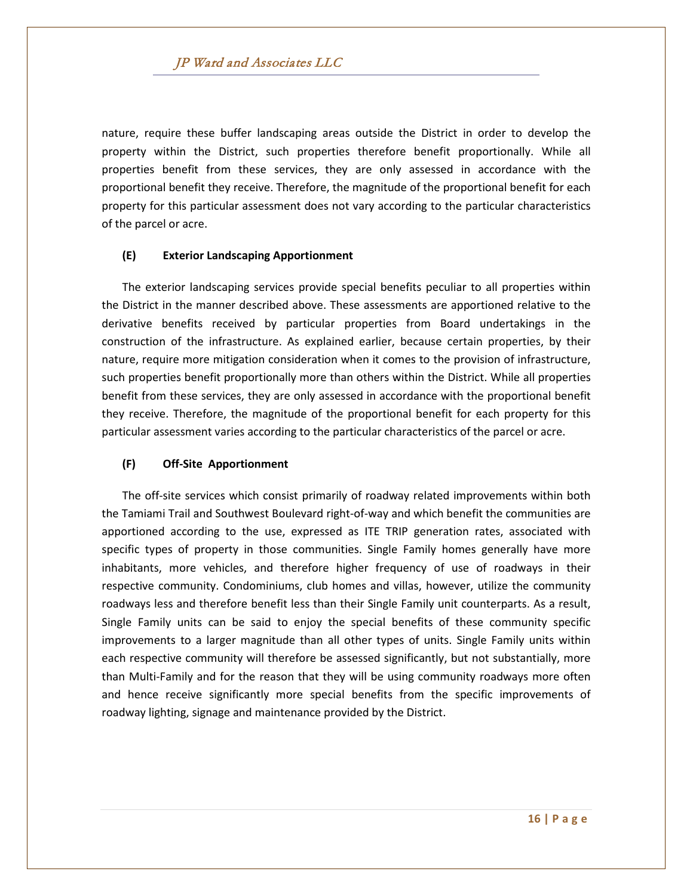nature, require these buffer landscaping areas outside the District in order to develop the property within the District, such properties therefore benefit proportionally. While all properties benefit from these services, they are only assessed in accordance with the proportional benefit they receive. Therefore, the magnitude of the proportional benefit for each property for this particular assessment does not vary according to the particular characteristics of the parcel or acre.

**(E) Exterior Landscaping Apportionment**

The exterior landscaping services provide special benefits peculiar to all properties within the District in the manner described above. These assessments are apportioned relative to the derivative benefits received by particular properties from Board undertakings in the construction of the infrastructure. As explained earlier, because certain properties, by their nature, require more mitigation consideration when it comes to the provision of infrastructure, such properties benefit proportionally more than others within the District. While all properties benefit from these services, they are only assessed in accordance with the proportional benefit they receive. Therefore, the magnitude of the proportional benefit for each property for this particular assessment varies according to the particular characteristics of the parcel or acre.

**(F) Off-Site Apportionment**

The off-site services which consist primarily of roadway related improvements within both the Tamiami Trail and Southwest Boulevard right-of-way and which benefit the communities are apportioned according to the use, expressed as ITE TRIP generation rates, associated with specific types of property in those communities. Single Family homes generally have more inhabitants, more vehicles, and therefore higher frequency of use of roadways in their respective community. Condominiums, club homes and villas, however, utilize the community roadways less and therefore benefit less than their Single Family unit counterparts. As a result, Single Family units can be said to enjoy the special benefits of these community specific improvements to a larger magnitude than all other types of units. Single Family units within each respective community will therefore be assessed significantly, but not substantially, more than Multi-Family and for the reason that they will be using community roadways more often and hence receive significantly more special benefits from the specific improvements of roadway lighting, signage and maintenance provided by the District.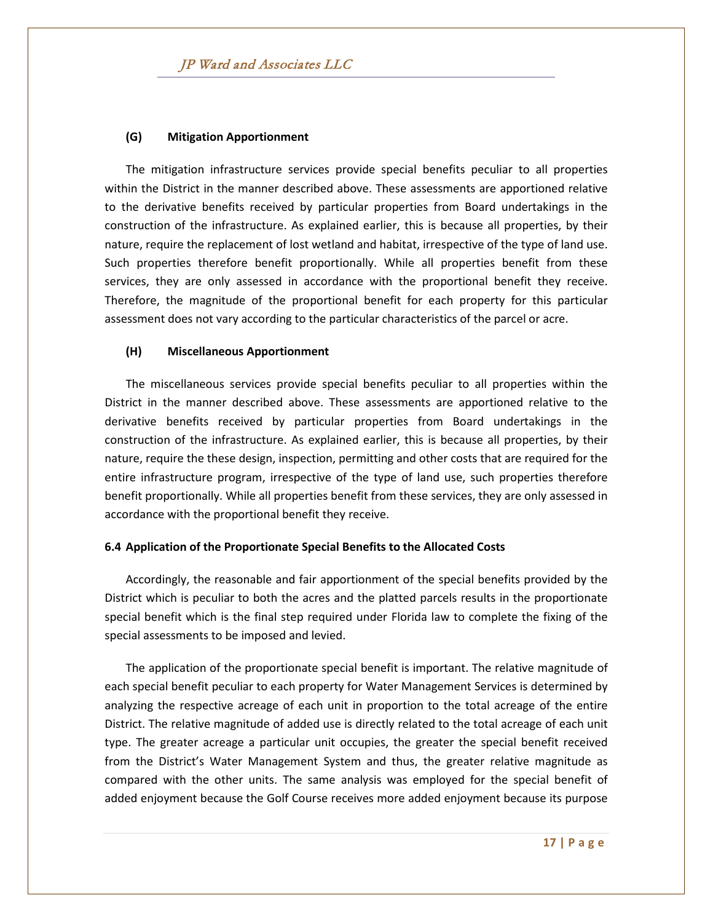**(G) Mitigation Apportionment**

The mitigation infrastructure services provide special benefits peculiar to all properties within the District in the manner described above. These assessments are apportioned relative to the derivative benefits received by particular properties from Board undertakings in the construction of the infrastructure. As explained earlier, this is because all properties, by their nature, require the replacement of lost wetland and habitat, irrespective of the type of land use. Such properties therefore benefit proportionally. While all properties benefit from these services, they are only assessed in accordance with the proportional benefit they receive. Therefore, the magnitude of the proportional benefit for each property for this particular assessment does not vary according to the particular characteristics of the parcel or acre.

**(H) Miscellaneous Apportionment**

The miscellaneous services provide special benefits peculiar to all properties within the District in the manner described above. These assessments are apportioned relative to the derivative benefits received by particular properties from Board undertakings in the construction of the infrastructure. As explained earlier, this is because all properties, by their nature, require the these design, inspection, permitting and other costs that are required for the entire infrastructure program, irrespective of the type of land use, such properties therefore benefit proportionally. While all properties benefit from these services, they are only assessed in accordance with the proportional benefit they receive.

**6.4 Application of the Proportionate Special Benefits to the Allocated Costs**

Accordingly, the reasonable and fair apportionment of the special benefits provided by the District which is peculiar to both the acres and the platted parcels results in the proportionate special benefit which is the final step required under Florida law to complete the fixing of the special assessments to be imposed and levied.

The application of the proportionate special benefit is important. The relative magnitude of each special benefit peculiar to each property for Water Management Services is determined by analyzing the respective acreage of each unit in proportion to the total acreage of the entire District. The relative magnitude of added use is directly related to the total acreage of each unit type. The greater acreage a particular unit occupies, the greater the special benefit received from the District's Water Management System and thus, the greater relative magnitude as compared with the other units. The same analysis was employed for the special benefit of added enjoyment because the Golf Course receives more added enjoyment because its purpose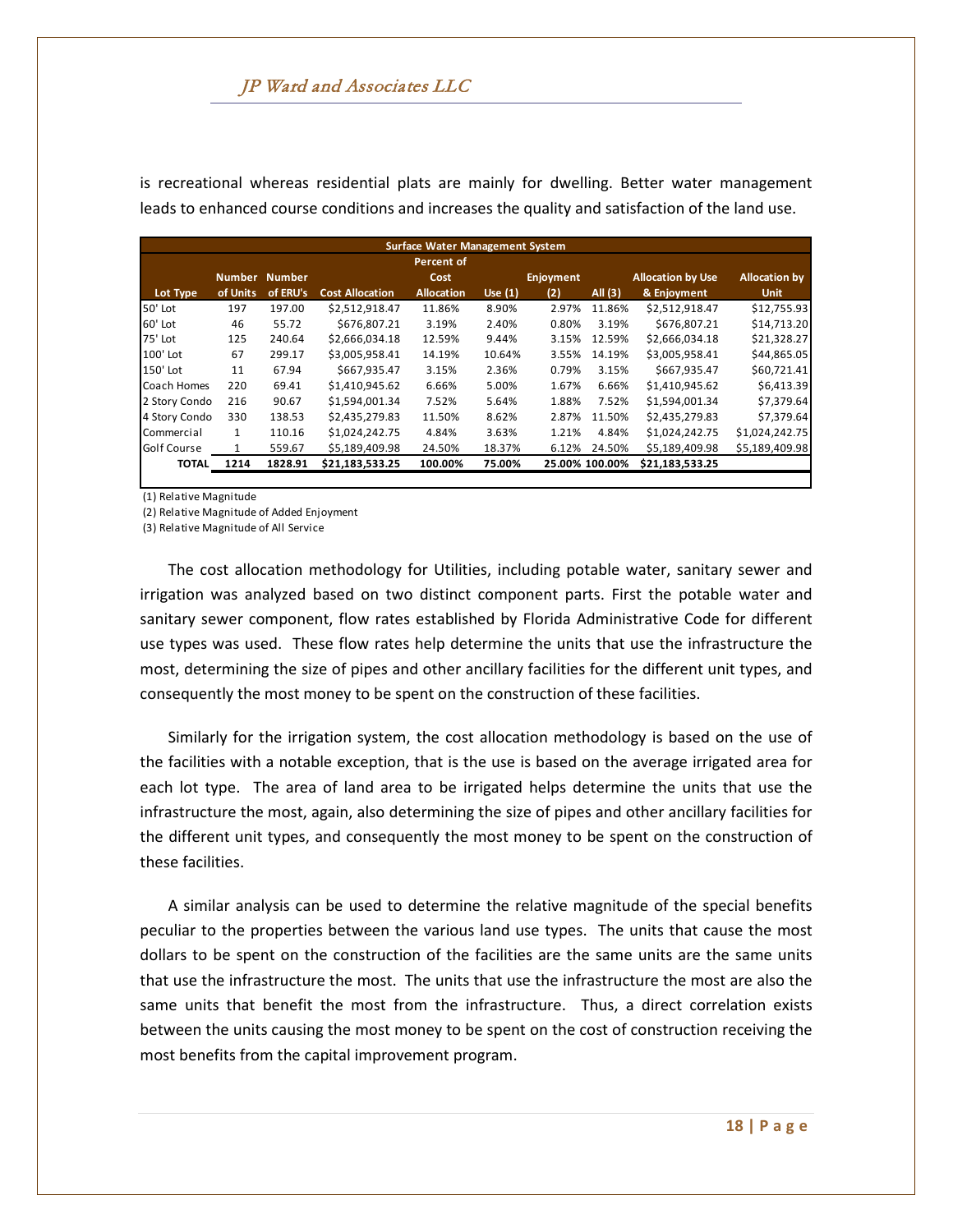is recreational whereas residential plats are mainly for dwelling. Better water management leads to enhanced course conditions and increases the quality and satisfaction of the land use.

| Surface Water Management System | | | | | | | | | |
|---|---|---|---|---|---|---|---|---|---|
| Lot Type | Number of Units | Number of ERU's | Cost Allocation | Percent of Cost Allocation | Use (1) | Enjoyment (2) | All (3) | Allocation by Use & Enjoyment | Allocation by Unit |
| 50' Lot | 197 | 197.00 | $2,512,918.47 | 11.86% | 8.90% | 2.97% | 11.86% | $2,512,918.47 | $12,755.93 |
| 60' Lot | 46 | 55.72 | $676,807.21 | 3.19% | 2.40% | 0.80% | 3.19% | $676,807.21 | $14,713.20 |
| 75' Lot | 125 | 240.64 | $2,666,034.18 | 12.59% | 9.44% | 3.15% | 12.59% | $2,666,034.18 | $21,328.27 |
| 100' Lot | 67 | 299.17 | $3,005,958.41 | 14.19% | 10.64% | 3.55% | 14.19% | $3,005,958.41 | $44,865.05 |
| 150' Lot | 11 | 67.94 | $667,935.47 | 3.15% | 2.36% | 0.79% | 3.15% | $667,935.47 | $60,721.41 |
| Coach Homes | 220 | 69.41 | $1,410,945.62 | 6.66% | 5.00% | 1.67% | 6.66% | $1,410,945.62 | $6,413.39 |
| 2 Story Condo | 216 | 90.67 | $1,594,001.34 | 7.52% | 5.64% | 1.88% | 7.52% | $1,594,001.34 | $7,379.64 |
| 4 Story Condo | 330 | 138.53 | $2,435,279.83 | 11.50% | 8.62% | 2.87% | 11.50% | $2,435,279.83 | $7,379.64 |
| Commercial | 1 | 110.16 | $1,024,242.75 | 4.84% | 3.63% | 1.21% | 4.84% | $1,024,242.75 | $1,024,242.75 |
| Golf Course | 1 | 559.67 | $5,189,409.98 | 24.50% | 18.37% | 6.12% | 24.50% | $5,189,409.98 | $5,189,409.98 |
| **TOTAL** | **1214** | **1828.91** | **$21,183,533.25** | **100.00%** | **75.00%** | **25.00%** | **100.00%** | **$21,183,533.25** | |

(1) Relative Magnitude

(2) Relative Magnitude of Added Enjoyment

(3) Relative Magnitude of All Service

The cost allocation methodology for Utilities, including potable water, sanitary sewer and irrigation was analyzed based on two distinct component parts. First the potable water and sanitary sewer component, flow rates established by Florida Administrative Code for different use types was used. These flow rates help determine the units that use the infrastructure the most, determining the size of pipes and other ancillary facilities for the different unit types, and consequently the most money to be spent on the construction of these facilities.

Similarly for the irrigation system, the cost allocation methodology is based on the use of the facilities with a notable exception, that is the use is based on the average irrigated area for each lot type. The area of land area to be irrigated helps determine the units that use the infrastructure the most, again, also determining the size of pipes and other ancillary facilities for the different unit types, and consequently the most money to be spent on the construction of these facilities.

A similar analysis can be used to determine the relative magnitude of the special benefits peculiar to the properties between the various land use types. The units that cause the most dollars to be spent on the construction of the facilities are the same units are the same units that use the infrastructure the most. The units that use the infrastructure the most are also the same units that benefit the most from the infrastructure. Thus, a direct correlation exists between the units causing the most money to be spent on the cost of construction receiving the most benefits from the capital improvement program.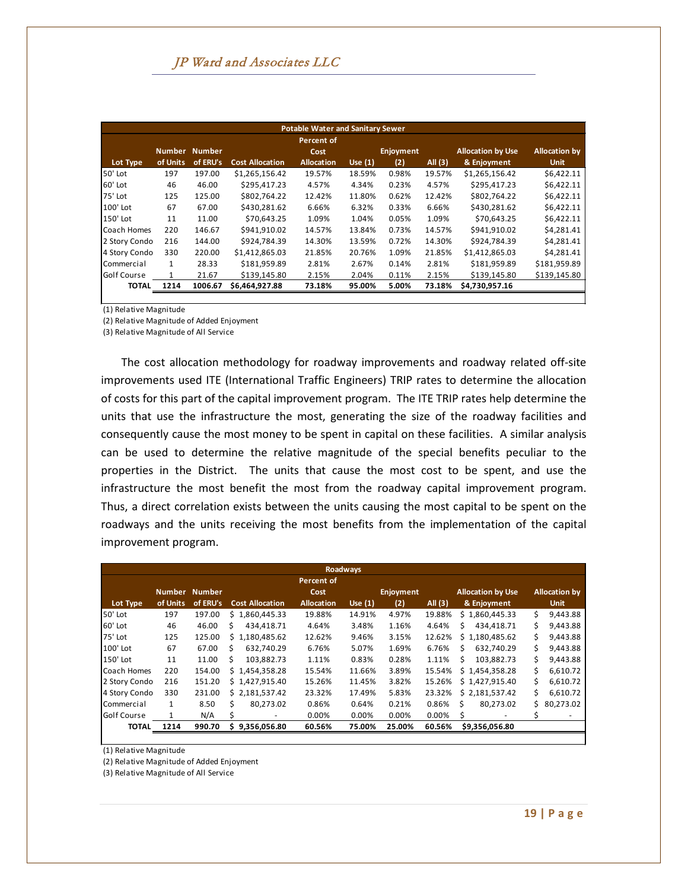| Potable Water and Sanitary Sewer | | | | | | | | | |
|---|---|---|---|---|---|---|---|---|---|
| Lot Type | Number of Units | Number of ERU's | Cost Allocation | Percent of Cost Allocation | Use (1) | Enjoyment (2) | All (3) | Allocation by Use & Enjoyment | Allocation by Unit |
| 50' Lot | 197 | 197.00 | $1,265,156.42 | 19.57% | 18.59% | 0.98% | 19.57% | $1,265,156.42 | $6,422.11 |
| 60' Lot | 46 | 46.00 | $295,417.23 | 4.57% | 4.34% | 0.23% | 4.57% | $295,417.23 | $6,422.11 |
| 75' Lot | 125 | 125.00 | $802,764.22 | 12.42% | 11.80% | 0.62% | 12.42% | $802,764.22 | $6,422.11 |
| 100' Lot | 67 | 67.00 | $430,281.62 | 6.66% | 6.32% | 0.33% | 6.66% | $430,281.62 | $6,422.11 |
| 150' Lot | 11 | 11.00 | $70,643.25 | 1.09% | 1.04% | 0.05% | 1.09% | $70,643.25 | $6,422.11 |
| Coach Homes | 220 | 146.67 | $941,910.02 | 14.57% | 13.84% | 0.73% | 14.57% | $941,910.02 | $4,281.41 |
| 2 Story Condo | 216 | 144.00 | $924,784.39 | 14.30% | 13.59% | 0.72% | 14.30% | $924,784.39 | $4,281.41 |
| 4 Story Condo | 330 | 220.00 | $1,412,865.03 | 21.85% | 20.76% | 1.09% | 21.85% | $1,412,865.03 | $4,281.41 |
| Commercial | 1 | 28.33 | $181,959.89 | 2.81% | 2.67% | 0.14% | 2.81% | $181,959.89 | $181,959.89 |
| Golf Course | 1 | 21.67 | $139,145.80 | 2.15% | 2.04% | 0.11% | 2.15% | $139,145.80 | $139,145.80 |
| **TOTAL** | **1214** | **1006.67** | **$6,464,927.88** | **73.18%** | **95.00%** | **5.00%** | **73.18%** | **$4,730,957.16** | |

(1) Relative Magnitude

(2) Relative Magnitude of Added Enjoyment

(3) Relative Magnitude of All Service

The cost allocation methodology for roadway improvements and roadway related off-site improvements used ITE (International Traffic Engineers) TRIP rates to determine the allocation of costs for this part of the capital improvement program. The ITE TRIP rates help determine the units that use the infrastructure the most, generating the size of the roadway facilities and consequently cause the most money to be spent in capital on these facilities. A similar analysis can be used to determine the relative magnitude of the special benefits peculiar to the properties in the District. The units that cause the most cost to be spent, and use the infrastructure the most benefit the most from the roadway capital improvement program. Thus, a direct correlation exists between the units causing the most capital to be spent on the roadways and the units receiving the most benefits from the implementation of the capital improvement program.

| Roadways | | | | | | | | | |
|---|---|---|---|---|---|---|---|---|---|
| Lot Type | Number of Units | Number of ERU's | Cost Allocation | Percent of Cost Allocation | Use (1) | Enjoyment (2) | All (3) | Allocation by Use & Enjoyment | Allocation by Unit |
| 50' Lot | 197 | 197.00 | $ 1,860,445.33 | 19.88% | 14.91% | 4.97% | 19.88% | $ 1,860,445.33 | $ 9,443.88 |
| 60' Lot | 46 | 46.00 | $ 434,418.71 | 4.64% | 3.48% | 1.16% | 4.64% | $ 434,418.71 | $ 9,443.88 |
| 75' Lot | 125 | 125.00 | $ 1,180,485.62 | 12.62% | 9.46% | 3.15% | 12.62% | $ 1,180,485.62 | $ 9,443.88 |
| 100' Lot | 67 | 67.00 | $ 632,740.29 | 6.76% | 5.07% | 1.69% | 6.76% | $ 632,740.29 | $ 9,443.88 |
| 150' Lot | 11 | 11.00 | $ 103,882.73 | 1.11% | 0.83% | 0.28% | 1.11% | $ 103,882.73 | $ 9,443.88 |
| Coach Homes | 220 | 154.00 | $ 1,454,358.28 | 15.54% | 11.66% | 3.89% | 15.54% | $ 1,454,358.28 | $ 6,610.72 |
| 2 Story Condo | 216 | 151.20 | $ 1,427,915.40 | 15.26% | 11.45% | 3.82% | 15.26% | $ 1,427,915.40 | $ 6,610.72 |
| 4 Story Condo | 330 | 231.00 | $ 2,181,537.42 | 23.32% | 17.49% | 5.83% | 23.32% | $ 2,181,537.42 | $ 6,610.72 |
| Commercial | 1 | 8.50 | $ 80,273.02 | 0.86% | 0.64% | 0.21% | 0.86% | $ 80,273.02 | $ 80,273.02 |
| Golf Course | 1 | N/A | $ - | 0.00% | 0.00% | 0.00% | 0.00% | $ - | $ - |
| **TOTAL** | **1214** | **990.70** | **$ 9,356,056.80** | **60.56%** | **75.00%** | **25.00%** | **60.56%** | **$9,356,056.80** | |

(1) Relative Magnitude

(2) Relative Magnitude of Added Enjoyment

(3) Relative Magnitude of All Service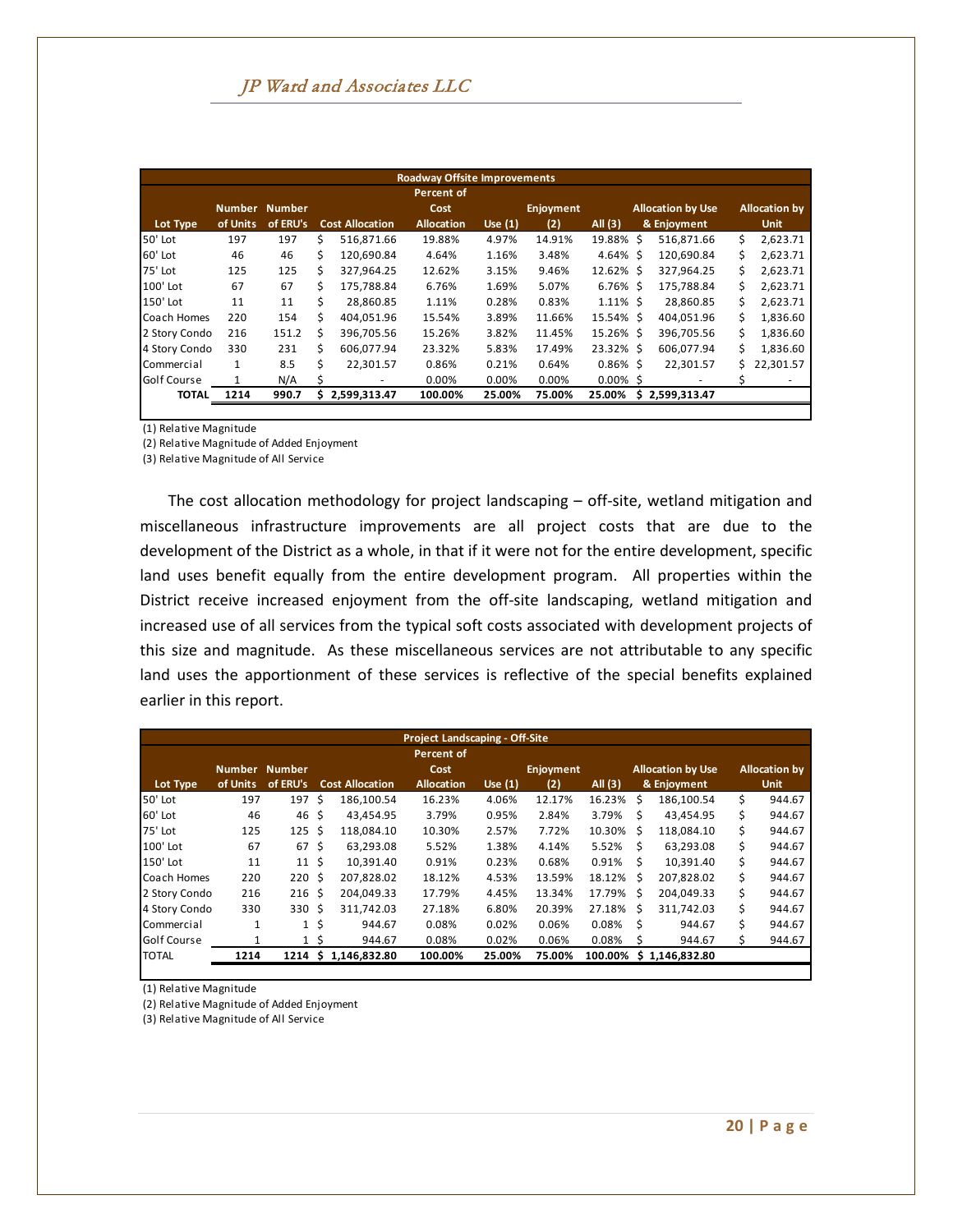| Roadway Offsite Improvements | | | | | | | | | |
|---|---|---|---|---|---|---|---|---|---|
| Lot Type | Number of Units | Number of ERU's | Cost Allocation | Percent of Cost Allocation | Use (1) | Enjoyment (2) | All (3) | Allocation by Use & Enjoyment | Allocation by Unit |
| 50' Lot | 197 | 197 | $ 516,871.66 | 19.88% | 4.97% | 14.91% | 19.88% | $ 516,871.66 | $ 2,623.71 |
| 60' Lot | 46 | 46 | $ 120,690.84 | 4.64% | 1.16% | 3.48% | 4.64% | $ 120,690.84 | $ 2,623.71 |
| 75' Lot | 125 | 125 | $ 327,964.25 | 12.62% | 3.15% | 9.46% | 12.62% | $ 327,964.25 | $ 2,623.71 |
| 100' Lot | 67 | 67 | $ 175,788.84 | 6.76% | 1.69% | 5.07% | 6.76% | $ 175,788.84 | $ 2,623.71 |
| 150' Lot | 11 | 11 | $ 28,860.85 | 1.11% | 0.28% | 0.83% | 1.11% | $ 28,860.85 | $ 2,623.71 |
| Coach Homes | 220 | 154 | $ 404,051.96 | 15.54% | 3.89% | 11.66% | 15.54% | $ 404,051.96 | $ 1,836.60 |
| 2 Story Condo | 216 | 151.2 | $ 396,705.56 | 15.26% | 3.82% | 11.45% | 15.26% | $ 396,705.56 | $ 1,836.60 |
| 4 Story Condo | 330 | 231 | $ 606,077.94 | 23.32% | 5.83% | 17.49% | 23.32% | $ 606,077.94 | $ 1,836.60 |
| Commercial | 1 | 8.5 | $ 22,301.57 | 0.86% | 0.21% | 0.64% | 0.86% | $ 22,301.57 | $ 22,301.57 |
| Golf Course | 1 | N/A | $ - | 0.00% | 0.00% | 0.00% | 0.00% | $ - | $ - |
| **TOTAL** | **1214** | **990.7** | **$ 2,599,313.47** | **100.00%** | **25.00%** | **75.00%** | **25.00%** | **$ 2,599,313.47** | |

(1) Relative Magnitude
(2) Relative Magnitude of Added Enjoyment
(3) Relative Magnitude of All Service

The cost allocation methodology for project landscaping – off-site, wetland mitigation and miscellaneous infrastructure improvements are all project costs that are due to the development of the District as a whole, in that if it were not for the entire development, specific land uses benefit equally from the entire development program. All properties within the District receive increased enjoyment from the off-site landscaping, wetland mitigation and increased use of all services from the typical soft costs associated with development projects of this size and magnitude. As these miscellaneous services are not attributable to any specific land uses the apportionment of these services is reflective of the special benefits explained earlier in this report.

| Project Landscaping - Off-Site | | | | | | | | | |
|---|---|---|---|---|---|---|---|---|---|
| Lot Type | Number of Units | Number of ERU's | Cost Allocation | Percent of Cost Allocation | Use (1) | Enjoyment (2) | All (3) | Allocation by Use & Enjoyment | Allocation by Unit |
| 50' Lot | 197 | 197 | $ 186,100.54 | 16.23% | 4.06% | 12.17% | 16.23% | $ 186,100.54 | $ 944.67 |
| 60' Lot | 46 | 46 | $ 43,454.95 | 3.79% | 0.95% | 2.84% | 3.79% | $ 43,454.95 | $ 944.67 |
| 75' Lot | 125 | 125 | $ 118,084.10 | 10.30% | 2.57% | 7.72% | 10.30% | $ 118,084.10 | $ 944.67 |
| 100' Lot | 67 | 67 | $ 63,293.08 | 5.52% | 1.38% | 4.14% | 5.52% | $ 63,293.08 | $ 944.67 |
| 150' Lot | 11 | 11 | $ 10,391.40 | 0.91% | 0.23% | 0.68% | 0.91% | $ 10,391.40 | $ 944.67 |
| Coach Homes | 220 | 220 | $ 207,828.02 | 18.12% | 4.53% | 13.59% | 18.12% | $ 207,828.02 | $ 944.67 |
| 2 Story Condo | 216 | 216 | $ 204,049.33 | 17.79% | 4.45% | 13.34% | 17.79% | $ 204,049.33 | $ 944.67 |
| 4 Story Condo | 330 | 330 | $ 311,742.03 | 27.18% | 6.80% | 20.39% | 27.18% | $ 311,742.03 | $ 944.67 |
| Commercial | 1 | 1 | $ 944.67 | 0.08% | 0.02% | 0.06% | 0.08% | $ 944.67 | $ 944.67 |
| Golf Course | 1 | 1 | $ 944.67 | 0.08% | 0.02% | 0.06% | 0.08% | $ 944.67 | $ 944.67 |
| TOTAL | **1214** | **1214** | **$ 1,146,832.80** | **100.00%** | **25.00%** | **75.00%** | **100.00%** | **$ 1,146,832.80** | |

(1) Relative Magnitude
(2) Relative Magnitude of Added Enjoyment
(3) Relative Magnitude of All Service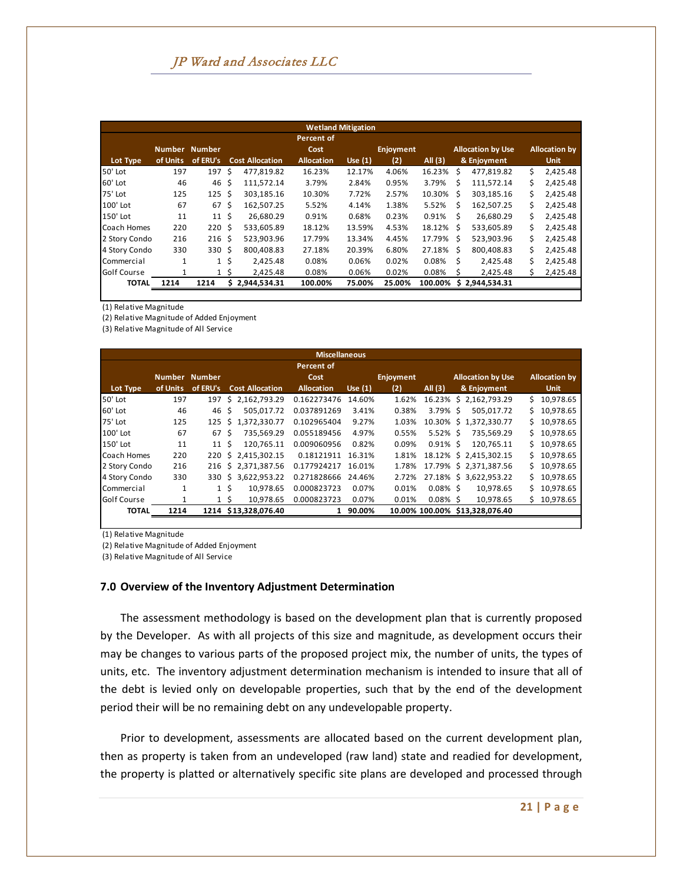| Wetland Mitigation | | | | | | | | | |
|---|---|---|---|---|---|---|---|---|---|
| Lot Type | Number of Units | Number of ERU's | Cost Allocation | Percent of Cost Allocation | Use (1) | Enjoyment (2) | All (3) | Allocation by Use & Enjoyment | Allocation by Unit |
| 50' Lot | 197 | 197 | $ 477,819.82 | 16.23% | 12.17% | 4.06% | 16.23% | $ 477,819.82 | $ 2,425.48 |
| 60' Lot | 46 | 46 | $ 111,572.14 | 3.79% | 2.84% | 0.95% | 3.79% | $ 111,572.14 | $ 2,425.48 |
| 75' Lot | 125 | 125 | $ 303,185.16 | 10.30% | 7.72% | 2.57% | 10.30% | $ 303,185.16 | $ 2,425.48 |
| 100' Lot | 67 | 67 | $ 162,507.25 | 5.52% | 4.14% | 1.38% | 5.52% | $ 162,507.25 | $ 2,425.48 |
| 150' Lot | 11 | 11 | $ 26,680.29 | 0.91% | 0.68% | 0.23% | 0.91% | $ 26,680.29 | $ 2,425.48 |
| Coach Homes | 220 | 220 | $ 533,605.89 | 18.12% | 13.59% | 4.53% | 18.12% | $ 533,605.89 | $ 2,425.48 |
| 2 Story Condo | 216 | 216 | $ 523,903.96 | 17.79% | 13.34% | 4.45% | 17.79% | $ 523,903.96 | $ 2,425.48 |
| 4 Story Condo | 330 | 330 | $ 800,408.83 | 27.18% | 20.39% | 6.80% | 27.18% | $ 800,408.83 | $ 2,425.48 |
| Commercial | 1 | 1 | $ 2,425.48 | 0.08% | 0.06% | 0.02% | 0.08% | $ 2,425.48 | $ 2,425.48 |
| Golf Course | 1 | 1 | $ 2,425.48 | 0.08% | 0.06% | 0.02% | 0.08% | $ 2,425.48 | $ 2,425.48 |
| **TOTAL** | **1214** | **1214** | **$ 2,944,534.31** | **100.00%** | **75.00%** | **25.00%** | **100.00%** | **$ 2,944,534.31** | |

(1) Relative Magnitude

(2) Relative Magnitude of Added Enjoyment

(3) Relative Magnitude of All Service

| Miscellaneous | | | | | | | | | |
|---|---|---|---|---|---|---|---|---|---|
| Lot Type | Number of Units | Number of ERU's | Cost Allocation | Percent of Cost Allocation | Use (1) | Enjoyment (2) | All (3) | Allocation by Use & Enjoyment | Allocation by Unit |
| 50' Lot | 197 | 197 | $ 2,162,793.29 | 0.162273476 | 14.60% | 1.62% | 16.23% | $ 2,162,793.29 | $ 10,978.65 |
| 60' Lot | 46 | 46 | $ 505,017.72 | 0.037891269 | 3.41% | 0.38% | 3.79% | $ 505,017.72 | $ 10,978.65 |
| 75' Lot | 125 | 125 | $ 1,372,330.77 | 0.102965404 | 9.27% | 1.03% | 10.30% | $ 1,372,330.77 | $ 10,978.65 |
| 100' Lot | 67 | 67 | $ 735,569.29 | 0.055189456 | 4.97% | 0.55% | 5.52% | $ 735,569.29 | $ 10,978.65 |
| 150' Lot | 11 | 11 | $ 120,765.11 | 0.009060956 | 0.82% | 0.09% | 0.91% | $ 120,765.11 | $ 10,978.65 |
| Coach Homes | 220 | 220 | $ 2,415,302.15 | 0.18121911 | 16.31% | 1.81% | 18.12% | $ 2,415,302.15 | $ 10,978.65 |
| 2 Story Condo | 216 | 216 | $ 2,371,387.56 | 0.177924217 | 16.01% | 1.78% | 17.79% | $ 2,371,387.56 | $ 10,978.65 |
| 4 Story Condo | 330 | 330 | $ 3,622,953.22 | 0.271828666 | 24.46% | 2.72% | 27.18% | $ 3,622,953.22 | $ 10,978.65 |
| Commercial | 1 | 1 | $ 10,978.65 | 0.000823723 | 0.07% | 0.01% | 0.08% | $ 10,978.65 | $ 10,978.65 |
| Golf Course | 1 | 1 | $ 10,978.65 | 0.000823723 | 0.07% | 0.01% | 0.08% | $ 10,978.65 | $ 10,978.65 |
| **TOTAL** | **1214** | **1214** | **$13,328,076.40** | **1** | **90.00%** | **10.00%** | **100.00%** | **$13,328,076.40** | |

(1) Relative Magnitude

(2) Relative Magnitude of Added Enjoyment

(3) Relative Magnitude of All Service

### 7.0 Overview of the Inventory Adjustment Determination

The assessment methodology is based on the development plan that is currently proposed by the Developer. As with all projects of this size and magnitude, as development occurs their may be changes to various parts of the proposed project mix, the number of units, the types of units, etc. The inventory adjustment determination mechanism is intended to insure that all of the debt is levied only on developable properties, such that by the end of the development period their will be no remaining debt on any undevelopable property.

Prior to development, assessments are allocated based on the current development plan, then as property is taken from an undeveloped (raw land) state and readied for development, the property is platted or alternatively specific site plans are developed and processed through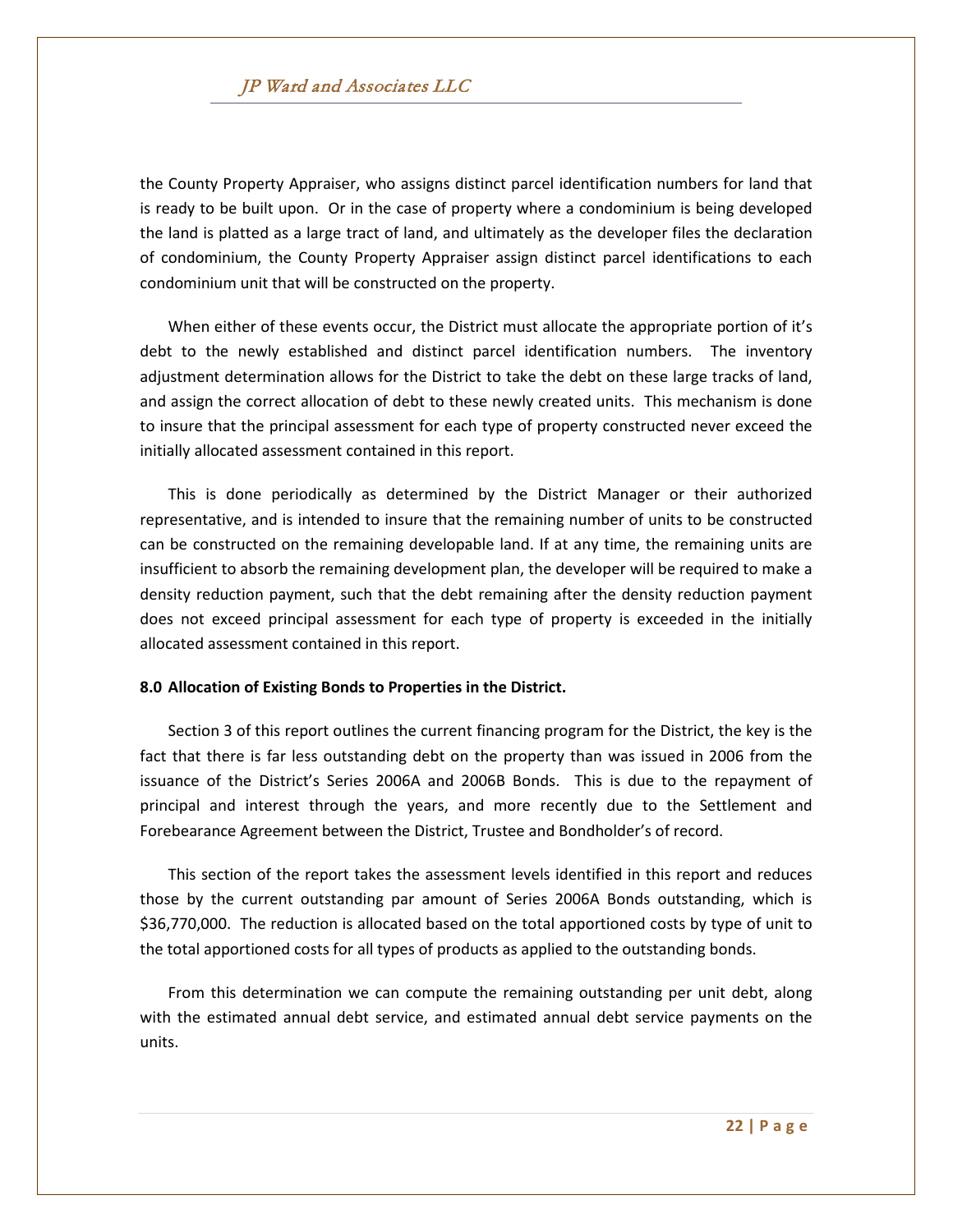the County Property Appraiser, who assigns distinct parcel identification numbers for land that is ready to be built upon. Or in the case of property where a condominium is being developed the land is platted as a large tract of land, and ultimately as the developer files the declaration of condominium, the County Property Appraiser assign distinct parcel identifications to each condominium unit that will be constructed on the property.

When either of these events occur, the District must allocate the appropriate portion of it's debt to the newly established and distinct parcel identification numbers. The inventory adjustment determination allows for the District to take the debt on these large tracks of land, and assign the correct allocation of debt to these newly created units. This mechanism is done to insure that the principal assessment for each type of property constructed never exceed the initially allocated assessment contained in this report.

This is done periodically as determined by the District Manager or their authorized representative, and is intended to insure that the remaining number of units to be constructed can be constructed on the remaining developable land. If at any time, the remaining units are insufficient to absorb the remaining development plan, the developer will be required to make a density reduction payment, such that the debt remaining after the density reduction payment does not exceed principal assessment for each type of property is exceeded in the initially allocated assessment contained in this report.

**8.0 Allocation of Existing Bonds to Properties in the District.**

Section 3 of this report outlines the current financing program for the District, the key is the fact that there is far less outstanding debt on the property than was issued in 2006 from the issuance of the District's Series 2006A and 2006B Bonds. This is due to the repayment of principal and interest through the years, and more recently due to the Settlement and Forebearance Agreement between the District, Trustee and Bondholder's of record.

This section of the report takes the assessment levels identified in this report and reduces those by the current outstanding par amount of Series 2006A Bonds outstanding, which is $36,770,000. The reduction is allocated based on the total apportioned costs by type of unit to the total apportioned costs for all types of products as applied to the outstanding bonds.

From this determination we can compute the remaining outstanding per unit debt, along with the estimated annual debt service, and estimated annual debt service payments on the units.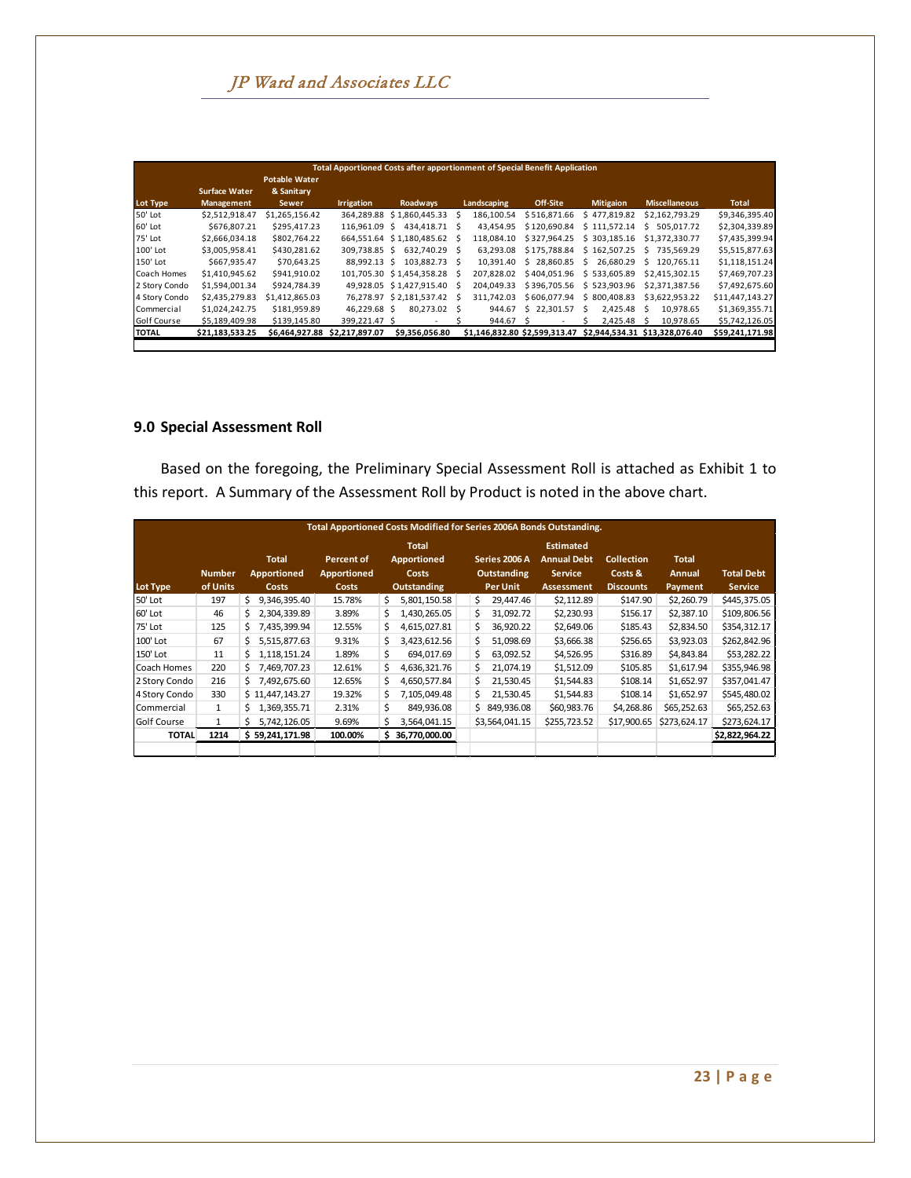| Total Apportioned Costs after apportionment of Special Benefit Application | | | | | | | | | |
|---|---|---|---|---|---|---|---|---|---|
| Lot Type | Surface Water Management | Potable Water & Sanitary Sewer | Irrigation | Roadways | Landscaping | Off-Site | Mitigaion | Miscellaneous | Total |
| 50' Lot | $2,512,918.47 | $1,265,156.42 | 364,289.88 | $ 1,860,445.33 | $ 186,100.54 | $516,871.66 | $ 477,819.82 | $2,162,793.29 | $9,346,395.40 |
| 60' Lot | $676,807.21 | $295,417.23 | 116,961.09 | $ 434,418.71 | $ 43,454.95 | $120,690.84 | $ 111,572.14 | $ 505,017.72 | $2,304,339.89 |
| 75' Lot | $2,666,034.18 | $802,764.22 | 664,551.64 | $ 1,180,485.62 | $ 118,084.10 | $327,964.25 | $ 303,185.16 | $1,372,330.77 | $7,435,399.94 |
| 100' Lot | $3,005,958.41 | $430,281.62 | 309,738.85 | $ 632,740.29 | $ 63,293.08 | $175,788.84 | $ 162,507.25 | $ 735,569.29 | $5,515,877.63 |
| 150' Lot | $667,935.47 | $70,643.25 | 88,992.13 | $ 103,882.73 | $ 10,391.40 | $ 28,860.85 | $ 26,680.29 | $ 120,765.11 | $1,118,151.24 |
| Coach Homes | $1,410,945.62 | $941,910.02 | 101,705.30 | $ 1,454,358.28 | $ 207,828.02 | $404,051.96 | $ 533,605.89 | $2,415,302.15 | $7,469,707.23 |
| 2 Story Condo | $1,594,001.34 | $924,784.39 | 49,928.05 | $ 1,427,915.40 | $ 204,049.33 | $396,705.56 | $ 523,903.96 | $2,371,387.56 | $7,492,675.60 |
| 4 Story Condo | $2,435,279.83 | $1,412,865.03 | 76,278.97 | $ 2,181,537.42 | $ 311,742.03 | $606,077.94 | $ 800,408.83 | $3,622,953.22 | $11,447,143.27 |
| Commercial | $1,024,242.75 | $181,959.89 | 46,229.68 | $ 80,273.02 | $ 944.67 | $ 22,301.57 | $ 2,425.48 | $ 10,978.65 | $1,369,355.71 |
| Golf Course | $5,189,409.98 | $139,145.80 | 399,221.47 | $ - | $ 944.67 | $ - | $ 2,425.48 | $ 10,978.65 | $5,742,126.05 |
| TOTAL | $21,183,533.25 | $6,464,927.88 | $2,217,897.07 | $9,356,056.80 | $1,146,832.80 | $2,599,313.47 | $2,944,534.31 | $13,328,076.40 | $59,241,171.98 |

## 9.0 Special Assessment Roll

Based on the foregoing, the Preliminary Special Assessment Roll is attached as Exhibit 1 to this report. A Summary of the Assessment Roll by Product is noted in the above chart.

| Total Apportioned Costs Modified for Series 2006A Bonds Outstanding. | | | | | | | | | |
|---|---|---|---|---|---|---|---|---|---|
| Lot Type | Number of Units | Total Apportioned Costs | Percent of Apportioned Costs | Total Apportioned Costs Outstanding | Series 2006 A Outstanding Per Unit | Estimated Annual Debt Service Assessment | Collection Costs & Discounts | Total Annual Payment | Total Debt Service |
| 50' Lot | 197 | $ 9,346,395.40 | 15.78% | $ 5,801,150.58 | $ 29,447.46 | $2,112.89 | $147.90 | $2,260.79 | $445,375.05 |
| 60' Lot | 46 | $ 2,304,339.89 | 3.89% | $ 1,430,265.05 | $ 31,092.72 | $2,230.93 | $156.17 | $2,387.10 | $109,806.56 |
| 75' Lot | 125 | $ 7,435,399.94 | 12.55% | $ 4,615,027.81 | $ 36,920.22 | $2,649.06 | $185.43 | $2,834.50 | $354,312.17 |
| 100' Lot | 67 | $ 5,515,877.63 | 9.31% | $ 3,423,612.56 | $ 51,098.69 | $3,666.38 | $256.65 | $3,923.03 | $262,842.96 |
| 150' Lot | 11 | $ 1,118,151.24 | 1.89% | $ 694,017.69 | $ 63,092.52 | $4,526.95 | $316.89 | $4,843.84 | $53,282.22 |
| Coach Homes | 220 | $ 7,469,707.23 | 12.61% | $ 4,636,321.76 | $ 21,074.19 | $1,512.09 | $105.85 | $1,617.94 | $355,946.98 |
| 2 Story Condo | 216 | $ 7,492,675.60 | 12.65% | $ 4,650,577.84 | $ 21,530.45 | $1,544.83 | $108.14 | $1,652.97 | $357,041.47 |
| 4 Story Condo | 330 | $ 11,447,143.27 | 19.32% | $ 7,105,049.48 | $ 21,530.45 | $1,544.83 | $108.14 | $1,652.97 | $545,480.02 |
| Commercial | 1 | $ 1,369,355.71 | 2.31% | $ 849,936.08 | $ 849,936.08 | $60,983.76 | $4,268.86 | $65,252.63 | $65,252.63 |
| Golf Course | 1 | $ 5,742,126.05 | 9.69% | $ 3,564,041.15 | $3,564,041.15 | $255,723.52 | $17,900.65 | $273,624.17 | $273,624.17 |
| TOTAL | 1214 | $ 59,241,171.98 | 100.00% | $ 36,770,000.00 | | | | | $2,822,964.22 |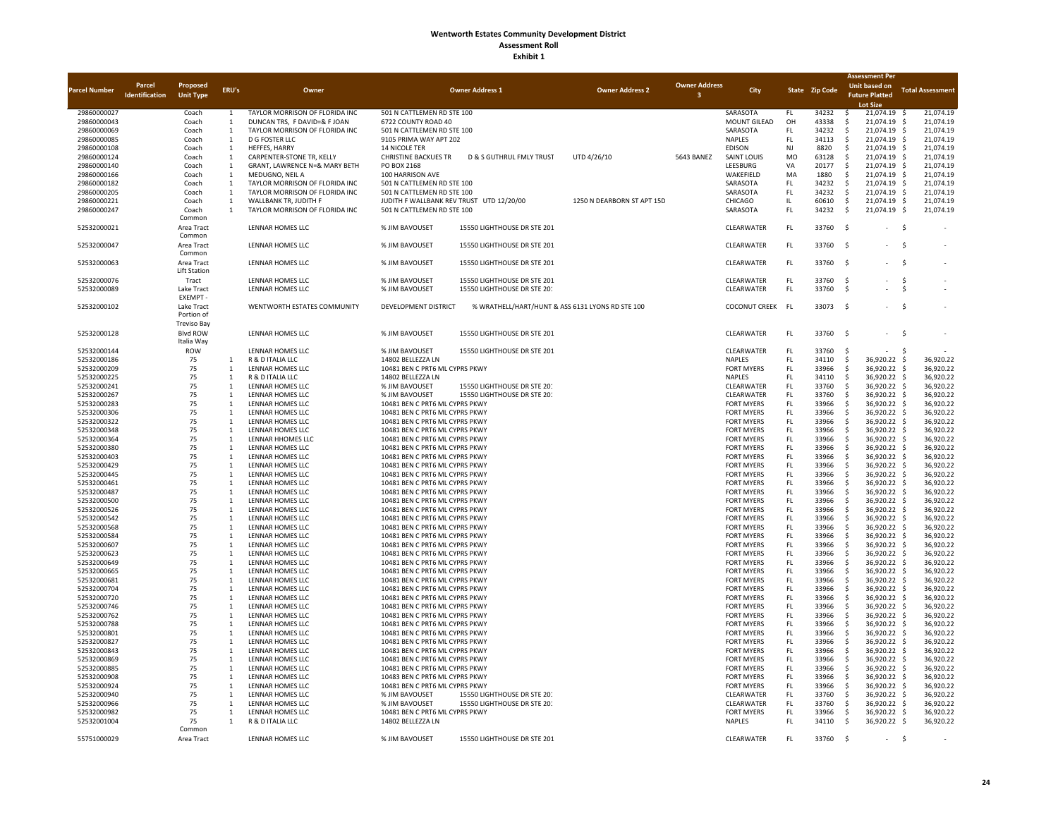# Wentworth Estates Community Development District

## Assessment Roll

### Exhibit 1

| Parcel Number | Parcel Identification | Proposed Unit Type | ERU's | Owner | Owner Address 1 | | Owner Address 2 | Owner Address 3 | City | State | Zip Code | Assessment Per Unit based on Future Platted Lot Size | Total Assessment |
|---|---|---|---|---|---|---|---|---|---|---|---|---|---|
| 29860000027 | | Coach | 1 | TAYLOR MORRISON OF FLORIDA INC | 501 N CATTLEMEN RD STE 100 | | | | SARASOTA | FL | 34232 | $ 21,074.19 | $ 21,074.19 |
| 29860000043 | | Coach | 1 | DUNCAN TRS, F DAVID=& F JOAN | 6722 COUNTY ROAD 40 | | | | MOUNT GILEAD | OH | 43338 | $ 21,074.19 | $ 21,074.19 |
| 29860000069 | | Coach | 1 | TAYLOR MORRISON OF FLORIDA INC | 501 N CATTLEMEN RD STE 100 | | | | SARASOTA | FL | 34232 | $ 21,074.19 | $ 21,074.19 |
| 29860000085 | | Coach | 1 | D G FOSTER LLC | 9105 PRIMA WAY APT 202 | | | | NAPLES | FL | 34113 | $ 21,074.19 | $ 21,074.19 |
| 29860000108 | | Coach | 1 | HEFFES, HARRY | 14 NICOLE TER | | | | EDISON | NJ | 8820 | $ 21,074.19 | $ 21,074.19 |
| 29860000124 | | Coach | 1 | CARPENTER-STONE TR, KELLY | CHRISTINE BACKUES TR | D & S GUTHRUL FMLY TRUST | UTD 4/26/10 | 5643 BANEZ | SAINT LOUIS | MO | 63128 | $ 21,074.19 | $ 21,074.19 |
| 29860000140 | | Coach | 1 | GRANT, LAWRENCE N=& MARY BETH | PO BOX 2168 | | | | LEESBURG | VA | 20177 | $ 21,074.19 | $ 21,074.19 |
| 29860000166 | | Coach | 1 | MEDUGNO, NEIL A | 100 HARRISON AVE | | | | WAKEFIELD | MA | 1880 | $ 21,074.19 | $ 21,074.19 |
| 29860000182 | | Coach | 1 | TAYLOR MORRISON OF FLORIDA INC | 501 N CATTLEMEN RD STE 100 | | | | SARASOTA | FL | 34232 | $ 21,074.19 | $ 21,074.19 |
| 29860000205 | | Coach | 1 | TAYLOR MORRISON OF FLORIDA INC | 501 N CATTLEMEN RD STE 100 | | | | SARASOTA | FL | 34232 | $ 21,074.19 | $ 21,074.19 |
| 29860000221 | | Coach | 1 | WALLBANK TR, JUDITH F | JUDITH F WALLBANK REV TRUST UTD 12/20/00 | | 1250 N DEARBORN ST APT 15D | | CHICAGO | IL | 60610 | $ 21,074.19 | $ 21,074.19 |
| 29860000247 | | Coach | 1 | TAYLOR MORRISON OF FLORIDA INC | 501 N CATTLEMEN RD STE 100 | | | | SARASOTA | FL | 34232 | $ 21,074.19 | $ 21,074.19 |
| 52532000021 | | Common Area Tract | | LENNAR HOMES LLC | % JIM BAVOUSET | 15550 LIGHTHOUSE DR STE 201 | | | CLEARWATER | FL | 33760 | $ - | $ - |
| 52532000047 | | Common Area Tract | | LENNAR HOMES LLC | % JIM BAVOUSET | 15550 LIGHTHOUSE DR STE 201 | | | CLEARWATER | FL | 33760 | $ - | $ - |
| 52532000063 | | Common Area Tract | | LENNAR HOMES LLC | % JIM BAVOUSET | 15550 LIGHTHOUSE DR STE 201 | | | CLEARWATER | FL | 33760 | $ - | $ - |
| 52532000076 | | Lift Station Tract | | LENNAR HOMES LLC | % JIM BAVOUSET | 15550 LIGHTHOUSE DR STE 201 | | | CLEARWATER | FL | 33760 | $ - | $ - |
| 52532000089 | | Lake Tract | | LENNAR HOMES LLC | % JIM BAVOUSET | 15550 LIGHTHOUSE DR STE 201 | | | CLEARWATER | FL | 33760 | $ - | $ - |
| 52532000102 | | EXEMPT - Lake Tract | | WENTWORTH ESTATES COMMUNITY | DEVELOPMENT DISTRICT | % WRATHELL/HART/HUNT & ASS 6131 LYONS RD STE 100 | | | COCONUT CREEK | FL | 33073 | $ - | $ - |
| 52532000128 | | Portion of Treviso Bay Blvd ROW | | LENNAR HOMES LLC | % JIM BAVOUSET | 15550 LIGHTHOUSE DR STE 201 | | | CLEARWATER | FL | 33760 | $ - | $ - |
| 52532000144 | | Italia Way ROW | | LENNAR HOMES LLC | % JIM BAVOUSET | 15550 LIGHTHOUSE DR STE 201 | | | CLEARWATER | FL | 33760 | $ - | $ - |
| 52532000186 | | 75 | 1 | R & D ITALIA LLC | 14802 BELLEZZA LN | | | | NAPLES | FL | 34110 | $ 36,920.22 | $ 36,920.22 |
| 52532000209 | | 75 | 1 | LENNAR HOMES LLC | 10481 BEN C PRT6 ML CYPRS PKWY | | | | FORT MYERS | FL | 33966 | $ 36,920.22 | $ 36,920.22 |
| 52532000225 | | 75 | 1 | R & D ITALIA LLC | 14802 BELLEZZA LN | | | | NAPLES | FL | 34110 | $ 36,920.22 | $ 36,920.22 |
| 52532000241 | | 75 | 1 | LENNAR HOMES LLC | % JIM BAVOUSET | 15550 LIGHTHOUSE DR STE 201 | | | CLEARWATER | FL | 33760 | $ 36,920.22 | $ 36,920.22 |
| 52532000267 | | 75 | 1 | LENNAR HOMES LLC | % JIM BAVOUSET | 15550 LIGHTHOUSE DR STE 201 | | | CLEARWATER | FL | 33760 | $ 36,920.22 | $ 36,920.22 |
| 52532000283 | | 75 | 1 | LENNAR HOMES LLC | 10481 BEN C PRT6 ML CYPRS PKWY | | | | FORT MYERS | FL | 33966 | $ 36,920.22 | $ 36,920.22 |
| 52532000306 | | 75 | 1 | LENNAR HOMES LLC | 10481 BEN C PRT6 ML CYPRS PKWY | | | | FORT MYERS | FL | 33966 | $ 36,920.22 | $ 36,920.22 |
| 52532000322 | | 75 | 1 | LENNAR HOMES LLC | 10481 BEN C PRT6 ML CYPRS PKWY | | | | FORT MYERS | FL | 33966 | $ 36,920.22 | $ 36,920.22 |
| 52532000348 | | 75 | 1 | LENNAR HOMES LLC | 10481 BEN C PRT6 ML CYPRS PKWY | | | | FORT MYERS | FL | 33966 | $ 36,920.22 | $ 36,920.22 |
| 52532000364 | | 75 | 1 | LENNAR HHOMES LLC | 10481 BEN C PRT6 ML CYPRS PKWY | | | | FORT MYERS | FL | 33966 | $ 36,920.22 | $ 36,920.22 |
| 52532000380 | | 75 | 1 | LENNAR HOMES LLC | 10481 BEN C PRT6 ML CYPRS PKWY | | | | FORT MYERS | FL | 33966 | $ 36,920.22 | $ 36,920.22 |
| 52532000403 | | 75 | 1 | LENNAR HOMES LLC | 10481 BEN C PRT6 ML CYPRS PKWY | | | | FORT MYERS | FL | 33966 | $ 36,920.22 | $ 36,920.22 |
| 52532000429 | | 75 | 1 | LENNAR HOMES LLC | 10481 BEN C PRT6 ML CYPRS PKWY | | | | FORT MYERS | FL | 33966 | $ 36,920.22 | $ 36,920.22 |
| 52532000445 | | 75 | 1 | LENNAR HOMES LLC | 10481 BEN C PRT6 ML CYPRS PKWY | | | | FORT MYERS | FL | 33966 | $ 36,920.22 | $ 36,920.22 |
| 52532000461 | | 75 | 1 | LENNAR HOMES LLC | 10481 BEN C PRT6 ML CYPRS PKWY | | | | FORT MYERS | FL | 33966 | $ 36,920.22 | $ 36,920.22 |
| 52532000487 | | 75 | 1 | LENNAR HOMES LLC | 10481 BEN C PRT6 ML CYPRS PKWY | | | | FORT MYERS | FL | 33966 | $ 36,920.22 | $ 36,920.22 |
| 52532000500 | | 75 | 1 | LENNAR HOMES LLC | 10481 BEN C PRT6 ML CYPRS PKWY | | | | FORT MYERS | FL | 33966 | $ 36,920.22 | $ 36,920.22 |
| 52532000526 | | 75 | 1 | LENNAR HOMES LLC | 10481 BEN C PRT6 ML CYPRS PKWY | | | | FORT MYERS | FL | 33966 | $ 36,920.22 | $ 36,920.22 |
| 52532000542 | | 75 | 1 | LENNAR HOMES LLC | 10481 BEN C PRT6 ML CYPRS PKWY | | | | FORT MYERS | FL | 33966 | $ 36,920.22 | $ 36,920.22 |
| 52532000568 | | 75 | 1 | LENNAR HOMES LLC | 10481 BEN C PRT6 ML CYPRS PKWY | | | | FORT MYERS | FL | 33966 | $ 36,920.22 | $ 36,920.22 |
| 52532000584 | | 75 | 1 | LENNAR HOMES LLC | 10481 BEN C PRT6 ML CYPRS PKWY | | | | FORT MYERS | FL | 33966 | $ 36,920.22 | $ 36,920.22 |
| 52532000607 | | 75 | 1 | LENNAR HOMES LLC | 10481 BEN C PRT6 ML CYPRS PKWY | | | | FORT MYERS | FL | 33966 | $ 36,920.22 | $ 36,920.22 |
| 52532000623 | | 75 | 1 | LENNAR HOMES LLC | 10481 BEN C PRT6 ML CYPRS PKWY | | | | FORT MYERS | FL | 33966 | $ 36,920.22 | $ 36,920.22 |
| 52532000649 | | 75 | 1 | LENNAR HOMES LLC | 10481 BEN C PRT6 ML CYPRS PKWY | | | | FORT MYERS | FL | 33966 | $ 36,920.22 | $ 36,920.22 |
| 52532000665 | | 75 | 1 | LENNAR HOMES LLC | 10481 BEN C PRT6 ML CYPRS PKWY | | | | FORT MYERS | FL | 33966 | $ 36,920.22 | $ 36,920.22 |
| 52532000681 | | 75 | 1 | LENNAR HOMES LLC | 10481 BEN C PRT6 ML CYPRS PKWY | | | | FORT MYERS | FL | 33966 | $ 36,920.22 | $ 36,920.22 |
| 52532000704 | | 75 | 1 | LENNAR HOMES LLC | 10481 BEN C PRT6 ML CYPRS PKWY | | | | FORT MYERS | FL | 33966 | $ 36,920.22 | $ 36,920.22 |
| 52532000720 | | 75 | 1 | LENNAR HOMES LLC | 10481 BEN C PRT6 ML CYPRS PKWY | | | | FORT MYERS | FL | 33966 | $ 36,920.22 | $ 36,920.22 |
| 52532000746 | | 75 | 1 | LENNAR HOMES LLC | 10481 BEN C PRT6 ML CYPRS PKWY | | | | FORT MYERS | FL | 33966 | $ 36,920.22 | $ 36,920.22 |
| 52532000762 | | 75 | 1 | LENNAR HOMES LLC | 10481 BEN C PRT6 ML CYPRS PKWY | | | | FORT MYERS | FL | 33966 | $ 36,920.22 | $ 36,920.22 |
| 52532000788 | | 75 | 1 | LENNAR HOMES LLC | 10481 BEN C PRT6 ML CYPRS PKWY | | | | FORT MYERS | FL | 33966 | $ 36,920.22 | $ 36,920.22 |
| 52532000801 | | 75 | 1 | LENNAR HOMES LLC | 10481 BEN C PRT6 ML CYPRS PKWY | | | | FORT MYERS | FL | 33966 | $ 36,920.22 | $ 36,920.22 |
| 52532000827 | | 75 | 1 | LENNAR HOMES LLC | 10481 BEN C PRT6 ML CYPRS PKWY | | | | FORT MYERS | FL | 33966 | $ 36,920.22 | $ 36,920.22 |
| 52532000843 | | 75 | 1 | LENNAR HOMES LLC | 10481 BEN C PRT6 ML CYPRS PKWY | | | | FORT MYERS | FL | 33966 | $ 36,920.22 | $ 36,920.22 |
| 52532000869 | | 75 | 1 | LENNAR HOMES LLC | 10481 BEN C PRT6 ML CYPRS PKWY | | | | FORT MYERS | FL | 33966 | $ 36,920.22 | $ 36,920.22 |
| 52532000885 | | 75 | 1 | LENNAR HOMES LLC | 10481 BEN C PRT6 ML CYPRS PKWY | | | | FORT MYERS | FL | 33966 | $ 36,920.22 | $ 36,920.22 |
| 52532000908 | | 75 | 1 | LENNAR HOMES LLC | 10483 BEN C PRT6 ML CYPRS PKWY | | | | FORT MYERS | FL | 33966 | $ 36,920.22 | $ 36,920.22 |
| 52532000924 | | 75 | 1 | LENNAR HOMES LLC | 10481 BEN C PRT6 ML CYPRS PKWY | | | | FORT MYERS | FL | 33966 | $ 36,920.22 | $ 36,920.22 |
| 52532000940 | | 75 | 1 | LENNAR HOMES LLC | % JIM BAVOUSET | 15550 LIGHTHOUSE DR STE 201 | | | CLEARWATER | FL | 33760 | $ 36,920.22 | $ 36,920.22 |
| 52532000966 | | 75 | 1 | LENNAR HOMES LLC | % JIM BAVOUSET | 15550 LIGHTHOUSE DR STE 201 | | | CLEARWATER | FL | 33760 | $ 36,920.22 | $ 36,920.22 |
| 52532000982 | | 75 | 1 | LENNAR HOMES LLC | 10481 BEN C PRT6 ML CYPRS PKWY | | | | FORT MYERS | FL | 33966 | $ 36,920.22 | $ 36,920.22 |
| 52532001004 | | 75 | 1 | R & D ITALIA LLC | 14802 BELLEZZA LN | | | | NAPLES | FL | 34110 | $ 36,920.22 | $ 36,920.22 |
| 55751000029 | | Common Area Tract | | LENNAR HOMES LLC | % JIM BAVOUSET | 15550 LIGHTHOUSE DR STE 201 | | | CLEARWATER | FL | 33760 | $ - | $ - |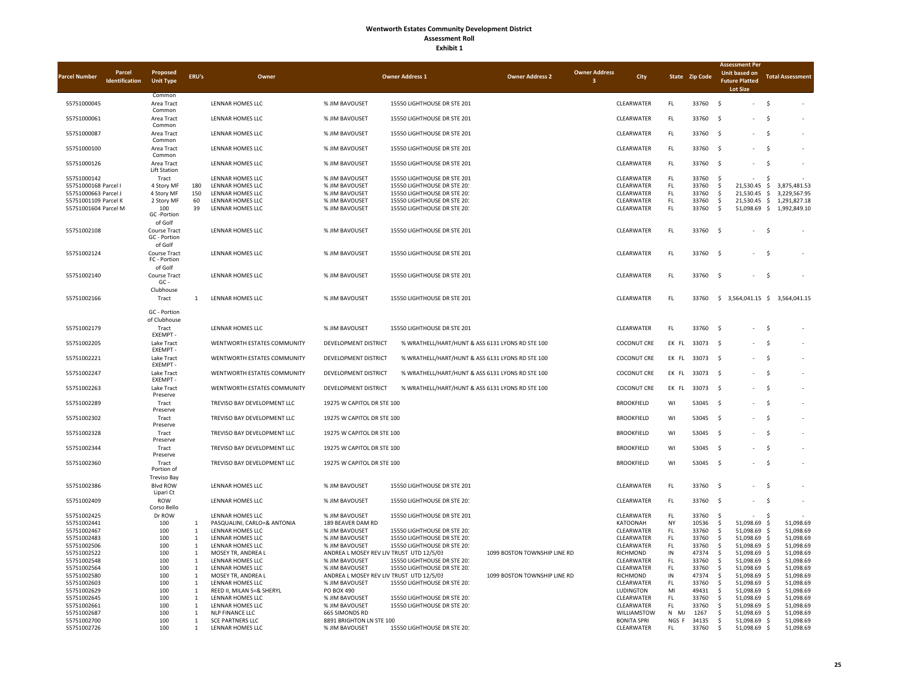# Wentworth Estates Community Development District

## Assessment Roll

### Exhibit 1

| Parcel Number | Parcel Identification | Proposed Unit Type | ERU's | Owner | Owner Address 1 | | Owner Address 2 | Owner Address 3 | City | State | Zip Code | Assessment Per Unit based on Future Platted Lot Size | Total Assessment |
|---|---|---|---|---|---|---|---|---|---|---|---|---|---|
| 55751000045 | | Common Area Tract | | LENNAR HOMES LLC | % JIM BAVOUSET | 15550 LIGHTHOUSE DR STE 201 | | | CLEARWATER | FL | 33760 | $ - | $ - |
| 55751000061 | | Common Area Tract | | LENNAR HOMES LLC | % JIM BAVOUSET | 15550 LIGHTHOUSE DR STE 201 | | | CLEARWATER | FL | 33760 | $ - | $ - |
| 55751000087 | | Common Area Tract | | LENNAR HOMES LLC | % JIM BAVOUSET | 15550 LIGHTHOUSE DR STE 201 | | | CLEARWATER | FL | 33760 | $ - | $ - |
| 55751000100 | | Common Area Tract | | LENNAR HOMES LLC | % JIM BAVOUSET | 15550 LIGHTHOUSE DR STE 201 | | | CLEARWATER | FL | 33760 | $ - | $ - |
| 55751000126 | | Common Area Tract | | LENNAR HOMES LLC | % JIM BAVOUSET | 15550 LIGHTHOUSE DR STE 201 | | | CLEARWATER | FL | 33760 | $ - | $ - |
| 55751000142 | | Lift Station Tract | | LENNAR HOMES LLC | % JIM BAVOUSET | 15550 LIGHTHOUSE DR STE 201 | | | CLEARWATER | FL | 33760 | $ - | $ - |
| 55751000168 | Parcel I | 4 Story MF | 180 | LENNAR HOMES LLC | % JIM BAVOUSET | 15550 LIGHTHOUSE DR STE 201 | | | CLEARWATER | FL | 33760 | $ 21,530.45 | $ 3,875,481.53 |
| 55751000663 | Parcel J | 4 Story MF | 150 | LENNAR HOMES LLC | % JIM BAVOUSET | 15550 LIGHTHOUSE DR STE 201 | | | CLEARWATER | FL | 33760 | $ 21,530.45 | $ 3,229,567.95 |
| 55751001109 | Parcel K | 2 Story MF | 60 | LENNAR HOMES LLC | % JIM BAVOUSET | 15550 LIGHTHOUSE DR STE 201 | | | CLEARWATER | FL | 33760 | $ 21,530.45 | $ 1,291,827.18 |
| 55751001604 | Parcel M | 100 | 39 | LENNAR HOMES LLC | % JIM BAVOUSET | 15550 LIGHTHOUSE DR STE 201 | | | CLEARWATER | FL | 33760 | $ 51,098.69 | $ 1,992,849.10 |
| 55751002108 | | GC -Portion of Golf Course Tract | | LENNAR HOMES LLC | % JIM BAVOUSET | 15550 LIGHTHOUSE DR STE 201 | | | CLEARWATER | FL | 33760 | $ - | $ - |
| 55751002124 | | GC - Portion of Golf Course Tract | | LENNAR HOMES LLC | % JIM BAVOUSET | 15550 LIGHTHOUSE DR STE 201 | | | CLEARWATER | FL | 33760 | $ - | $ - |
| 55751002140 | | FC - Portion of Golf Course Tract | | LENNAR HOMES LLC | % JIM BAVOUSET | 15550 LIGHTHOUSE DR STE 201 | | | CLEARWATER | FL | 33760 | $ - | $ - |
| 55751002166 | | GC - Clubhouse Tract | 1 | LENNAR HOMES LLC | % JIM BAVOUSET | 15550 LIGHTHOUSE DR STE 201 | | | CLEARWATER | FL | 33760 | $ 3,564,041.15 | $ 3,564,041.15 |
| 55751002179 | | GC - Portion of Clubhouse Tract | | LENNAR HOMES LLC | % JIM BAVOUSET | 15550 LIGHTHOUSE DR STE 201 | | | CLEARWATER | FL | 33760 | $ - | $ - |
| 55751002205 | | EXEMPT - Lake Tract | | WENTWORTH ESTATES COMMUNITY | DEVELOPMENT DISTRICT | % WRATHELL/HART/HUNT & ASS | 6131 LYONS RD STE 100 | | COCONUT CREEK | FL | 33073 | $ - | $ - |
| 55751002221 | | EXEMPT - Lake Tract | | WENTWORTH ESTATES COMMUNITY | DEVELOPMENT DISTRICT | % WRATHELL/HART/HUNT & ASS | 6131 LYONS RD STE 100 | | COCONUT CREEK | FL | 33073 | $ - | $ - |
| 55751002247 | | EXEMPT - Lake Tract | | WENTWORTH ESTATES COMMUNITY | DEVELOPMENT DISTRICT | % WRATHELL/HART/HUNT & ASS | 6131 LYONS RD STE 100 | | COCONUT CREEK | FL | 33073 | $ - | $ - |
| 55751002263 | | EXEMPT - Lake Tract | | WENTWORTH ESTATES COMMUNITY | DEVELOPMENT DISTRICT | % WRATHELL/HART/HUNT & ASS | 6131 LYONS RD STE 100 | | COCONUT CREEK | FL | 33073 | $ - | $ - |
| 55751002289 | | Preserve Tract | | TREVISO BAY DEVELOPMENT LLC | 19275 W CAPITOL DR STE 100 | | | | BROOKFIELD | WI | 53045 | $ - | $ - |
| 55751002302 | | Preserve Tract | | TREVISO BAY DEVELOPMENT LLC | 19275 W CAPITOL DR STE 100 | | | | BROOKFIELD | WI | 53045 | $ - | $ - |
| 55751002328 | | Preserve Tract | | TREVISO BAY DEVELOPMENT LLC | 19275 W CAPITOL DR STE 100 | | | | BROOKFIELD | WI | 53045 | $ - | $ - |
| 55751002344 | | Preserve Tract | | TREVISO BAY DEVELOPMENT LLC | 19275 W CAPITOL DR STE 100 | | | | BROOKFIELD | WI | 53045 | $ - | $ - |
| 55751002360 | | Preserve Tract | | TREVISO BAY DEVELOPMENT LLC | 19275 W CAPITOL DR STE 100 | | | | BROOKFIELD | WI | 53045 | $ - | $ - |
| 55751002386 | | Portion of Treviso Bay Blvd ROW | | LENNAR HOMES LLC | % JIM BAVOUSET | 15550 LIGHTHOUSE DR STE 201 | | | CLEARWATER | FL | 33760 | $ - | $ - |
| 55751002409 | | Lipari Ct ROW | | LENNAR HOMES LLC | % JIM BAVOUSET | 15550 LIGHTHOUSE DR STE 201 | | | CLEARWATER | FL | 33760 | $ - | $ - |
| 55751002425 | | Corso Bello Dr ROW | | LENNAR HOMES LLC | % JIM BAVOUSET | 15550 LIGHTHOUSE DR STE 201 | | | CLEARWATER | FL | 33760 | $ - | $ - |
| 55751002441 | | 100 | 1 | PASQUALINI, CARLO=& ANTONIA | 189 BEAVER DAM RD | | | | KATOONAH | NY | 10536 | $ 51,098.69 | $ 51,098.69 |
| 55751002467 | | 100 | 1 | LENNAR HOMES LLC | % JIM BAVOUSET | 15550 LIGHTHOUSE DR STE 201 | | | CLEARWATER | FL | 33760 | $ 51,098.69 | $ 51,098.69 |
| 55751002483 | | 100 | 1 | LENNAR HOMES LLC | % JIM BAVOUSET | 15550 LIGHTHOUSE DR STE 201 | | | CLEARWATER | FL | 33760 | $ 51,098.69 | $ 51,098.69 |
| 55751002506 | | 100 | 1 | LENNAR HOMES LLC | % JIM BAVOUSET | 15550 LIGHTHOUSE DR STE 201 | | | CLEARWATER | FL | 33760 | $ 51,098.69 | $ 51,098.69 |
| 55751002522 | | 100 | 1 | MOSEY TR, ANDREA L | ANDREA L MOSEY REV LIV TRUST | UTD 12/5/03 | 1099 BOSTON TOWNSHIP LINE RD | | RICHMOND | IN | 47374 | $ 51,098.69 | $ 51,098.69 |
| 55751002548 | | 100 | 1 | LENNAR HOMES LLC | % JIM BAVOUSET | 15550 LIGHTHOUSE DR STE 201 | | | CLEARWATER | FL | 33760 | $ 51,098.69 | $ 51,098.69 |
| 55751002564 | | 100 | 1 | LENNAR HOMES LLC | % JIM BAVOUSET | 15550 LIGHTHOUSE DR STE 201 | | | CLEARWATER | FL | 33760 | $ 51,098.69 | $ 51,098.69 |
| 55751002580 | | 100 | 1 | MOSEY TR, ANDREA L | ANDREA L MOSEY REV LIV TRUST | UTD 12/5/03 | 1099 BOSTON TOWNSHIP LINE RD | | RICHMOND | IN | 47374 | $ 51,098.69 | $ 51,098.69 |
| 55751002603 | | 100 | 1 | LENNAR HOMES LLC | % JIM BAVOUSET | 15550 LIGHTHOUSE DR STE 201 | | | CLEARWATER | FL | 33760 | $ 51,098.69 | $ 51,098.69 |
| 55751002629 | | 100 | 1 | REED II, MILAN S=& SHERYL | PO BOX 490 | | | | LUDINGTON | MI | 49431 | $ 51,098.69 | $ 51,098.69 |
| 55751002645 | | 100 | 1 | LENNAR HOMES LLC | % JIM BAVOUSET | 15550 LIGHTHOUSE DR STE 201 | | | CLEARWATER | FL | 33760 | $ 51,098.69 | $ 51,098.69 |
| 55751002661 | | 100 | 1 | LENNAR HOMES LLC | % JIM BAVOUSET | 15550 LIGHTHOUSE DR STE 201 | | | CLEARWATER | FL | 33760 | $ 51,098.69 | $ 51,098.69 |
| 55751002687 | | 100 | 1 | NLP FINANCE LLC | 665 SIMONDS RD | | | | WILLIAMSTOWN | MA | 1267 | $ 51,098.69 | $ 51,098.69 |
| 55751002700 | | 100 | 1 | SCE PARTNERS LLC | 8891 BRIGHTON LN STE 100 | | | | BONITA SPRINGS | FL | 34135 | $ 51,098.69 | $ 51,098.69 |
| 55751002726 | | 100 | 1 | LENNAR HOMES LLC | % JIM BAVOUSET | 15550 LIGHTHOUSE DR STE 201 | | | CLEARWATER | FL | 33760 | $ 51,098.69 | $ 51,098.69 |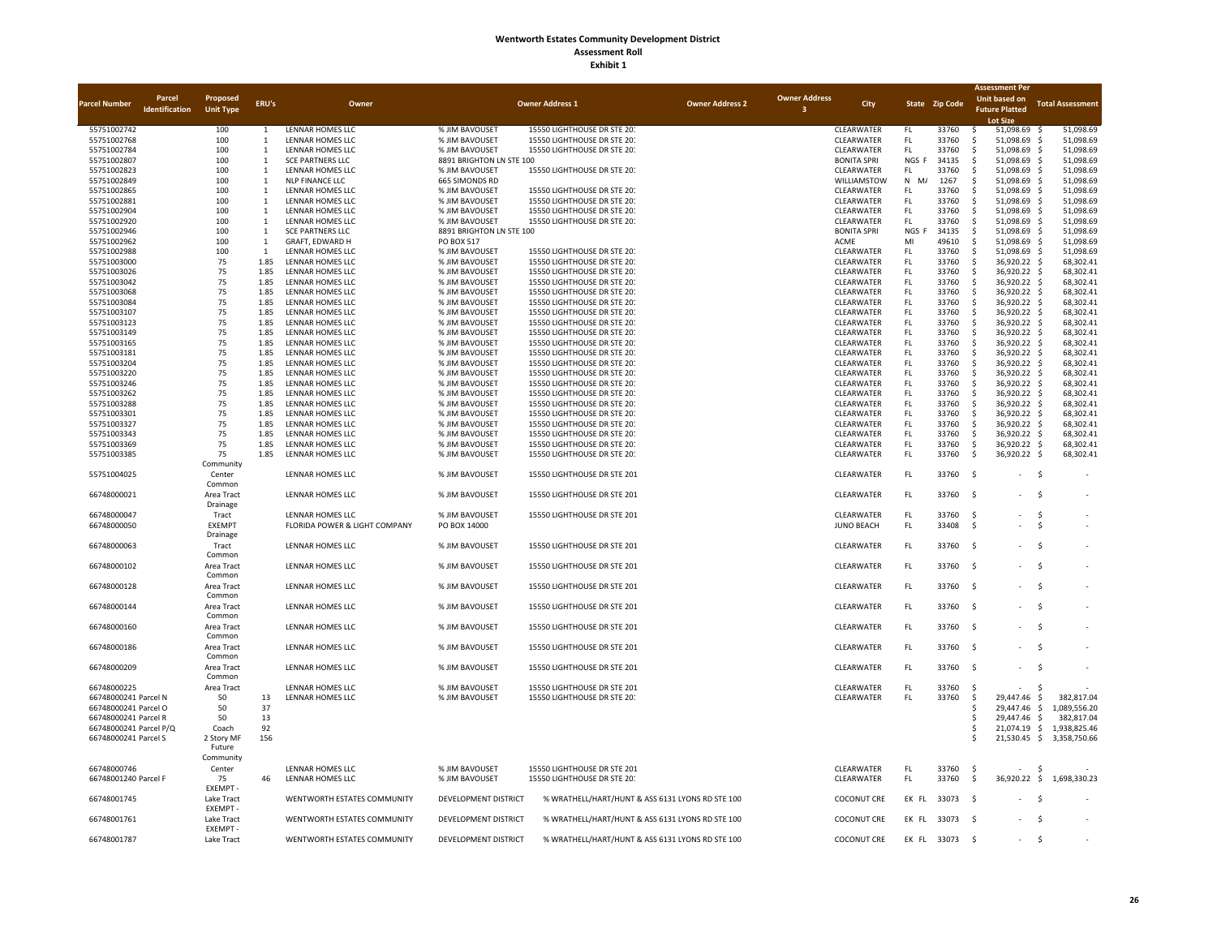# Wentworth Estates Community Development District

## Assessment Roll

### Exhibit 1

| Parcel Number | Parcel Identification | Proposed Unit Type | ERU's | Owner | Owner Address 1 | Owner Address 2 | Owner Address 3 | City | State | Zip Code | Assessment Per Unit based on Future Platted Lot Size | Total Assessment |
|---|---|---|---|---|---|---|---|---|---|---|---|---|
| 55751002742 | | 100 | 1 | LENNAR HOMES LLC | % JIM BAVOUSET | 15550 LIGHTHOUSE DR STE 201 | | CLEARWATER | FL | 33760 | $ 51,098.69 | $ 51,098.69 |
| 55751002768 | | 100 | 1 | LENNAR HOMES LLC | % JIM BAVOUSET | 15550 LIGHTHOUSE DR STE 201 | | CLEARWATER | FL | 33760 | $ 51,098.69 | $ 51,098.69 |
| 55751002784 | | 100 | 1 | LENNAR HOMES LLC | % JIM BAVOUSET | 15550 LIGHTHOUSE DR STE 201 | | CLEARWATER | FL | 33760 | $ 51,098.69 | $ 51,098.69 |
| 55751002807 | | 100 | 1 | SCE PARTNERS LLC | 8891 BRIGHTON LN STE 100 | | | BONITA SPRI | NGS F | 34135 | $ 51,098.69 | $ 51,098.69 |
| 55751002823 | | 100 | 1 | LENNAR HOMES LLC | % JIM BAVOUSET | 15550 LIGHTHOUSE DR STE 201 | | CLEARWATER | FL | 33760 | $ 51,098.69 | $ 51,098.69 |
| 55751002849 | | 100 | 1 | NLP FINANCE LLC | 665 SIMONDS RD | | | WILLIAMSTOW | N MA | 1267 | $ 51,098.69 | $ 51,098.69 |
| 55751002865 | | 100 | 1 | LENNAR HOMES LLC | % JIM BAVOUSET | 15550 LIGHTHOUSE DR STE 201 | | CLEARWATER | FL | 33760 | $ 51,098.69 | $ 51,098.69 |
| 55751002881 | | 100 | 1 | LENNAR HOMES LLC | % JIM BAVOUSET | 15550 LIGHTHOUSE DR STE 201 | | CLEARWATER | FL | 33760 | $ 51,098.69 | $ 51,098.69 |
| 55751002904 | | 100 | 1 | LENNAR HOMES LLC | % JIM BAVOUSET | 15550 LIGHTHOUSE DR STE 201 | | CLEARWATER | FL | 33760 | $ 51,098.69 | $ 51,098.69 |
| 55751002920 | | 100 | 1 | LENNAR HOMES LLC | % JIM BAVOUSET | 15550 LIGHTHOUSE DR STE 201 | | CLEARWATER | FL | 33760 | $ 51,098.69 | $ 51,098.69 |
| 55751002946 | | 100 | 1 | SCE PARTNERS LLC | 8891 BRIGHTON LN STE 100 | | | BONITA SPRI | NGS F | 34135 | $ 51,098.69 | $ 51,098.69 |
| 55751002962 | | 100 | 1 | GRAFT, EDWARD H | PO BOX 517 | | | ACME | MI | 49610 | $ 51,098.69 | $ 51,098.69 |
| 55751002988 | | 100 | 1 | LENNAR HOMES LLC | % JIM BAVOUSET | 15550 LIGHTHOUSE DR STE 201 | | CLEARWATER | FL | 33760 | $ 51,098.69 | $ 51,098.69 |
| 55751003000 | | 75 | 1.85 | LENNAR HOMES LLC | % JIM BAVOUSET | 15550 LIGHTHOUSE DR STE 201 | | CLEARWATER | FL | 33760 | $ 36,920.22 | $ 68,302.41 |
| 55751003026 | | 75 | 1.85 | LENNAR HOMES LLC | % JIM BAVOUSET | 15550 LIGHTHOUSE DR STE 201 | | CLEARWATER | FL | 33760 | $ 36,920.22 | $ 68,302.41 |
| 55751003042 | | 75 | 1.85 | LENNAR HOMES LLC | % JIM BAVOUSET | 15550 LIGHTHOUSE DR STE 201 | | CLEARWATER | FL | 33760 | $ 36,920.22 | $ 68,302.41 |
| 55751003068 | | 75 | 1.85 | LENNAR HOMES LLC | % JIM BAVOUSET | 15550 LIGHTHOUSE DR STE 201 | | CLEARWATER | FL | 33760 | $ 36,920.22 | $ 68,302.41 |
| 55751003084 | | 75 | 1.85 | LENNAR HOMES LLC | % JIM BAVOUSET | 15550 LIGHTHOUSE DR STE 201 | | CLEARWATER | FL | 33760 | $ 36,920.22 | $ 68,302.41 |
| 55751003107 | | 75 | 1.85 | LENNAR HOMES LLC | % JIM BAVOUSET | 15550 LIGHTHOUSE DR STE 201 | | CLEARWATER | FL | 33760 | $ 36,920.22 | $ 68,302.41 |
| 55751003123 | | 75 | 1.85 | LENNAR HOMES LLC | % JIM BAVOUSET | 15550 LIGHTHOUSE DR STE 201 | | CLEARWATER | FL | 33760 | $ 36,920.22 | $ 68,302.41 |
| 55751003149 | | 75 | 1.85 | LENNAR HOMES LLC | % JIM BAVOUSET | 15550 LIGHTHOUSE DR STE 201 | | CLEARWATER | FL | 33760 | $ 36,920.22 | $ 68,302.41 |
| 55751003165 | | 75 | 1.85 | LENNAR HOMES LLC | % JIM BAVOUSET | 15550 LIGHTHOUSE DR STE 201 | | CLEARWATER | FL | 33760 | $ 36,920.22 | $ 68,302.41 |
| 55751003181 | | 75 | 1.85 | LENNAR HOMES LLC | % JIM BAVOUSET | 15550 LIGHTHOUSE DR STE 201 | | CLEARWATER | FL | 33760 | $ 36,920.22 | $ 68,302.41 |
| 55751003204 | | 75 | 1.85 | LENNAR HOMES LLC | % JIM BAVOUSET | 15550 LIGHTHOUSE DR STE 201 | | CLEARWATER | FL | 33760 | $ 36,920.22 | $ 68,302.41 |
| 55751003220 | | 75 | 1.85 | LENNAR HOMES LLC | % JIM BAVOUSET | 15550 LIGHTHOUSE DR STE 201 | | CLEARWATER | FL | 33760 | $ 36,920.22 | $ 68,302.41 |
| 55751003246 | | 75 | 1.85 | LENNAR HOMES LLC | % JIM BAVOUSET | 15550 LIGHTHOUSE DR STE 201 | | CLEARWATER | FL | 33760 | $ 36,920.22 | $ 68,302.41 |
| 55751003262 | | 75 | 1.85 | LENNAR HOMES LLC | % JIM BAVOUSET | 15550 LIGHTHOUSE DR STE 201 | | CLEARWATER | FL | 33760 | $ 36,920.22 | $ 68,302.41 |
| 55751003288 | | 75 | 1.85 | LENNAR HOMES LLC | % JIM BAVOUSET | 15550 LIGHTHOUSE DR STE 201 | | CLEARWATER | FL | 33760 | $ 36,920.22 | $ 68,302.41 |
| 55751003301 | | 75 | 1.85 | LENNAR HOMES LLC | % JIM BAVOUSET | 15550 LIGHTHOUSE DR STE 201 | | CLEARWATER | FL | 33760 | $ 36,920.22 | $ 68,302.41 |
| 55751003327 | | 75 | 1.85 | LENNAR HOMES LLC | % JIM BAVOUSET | 15550 LIGHTHOUSE DR STE 201 | | CLEARWATER | FL | 33760 | $ 36,920.22 | $ 68,302.41 |
| 55751003343 | | 75 | 1.85 | LENNAR HOMES LLC | % JIM BAVOUSET | 15550 LIGHTHOUSE DR STE 201 | | CLEARWATER | FL | 33760 | $ 36,920.22 | $ 68,302.41 |
| 55751003369 | | 75 | 1.85 | LENNAR HOMES LLC | % JIM BAVOUSET | 15550 LIGHTHOUSE DR STE 201 | | CLEARWATER | FL | 33760 | $ 36,920.22 | $ 68,302.41 |
| 55751003385 | | 75 | 1.85 | LENNAR HOMES LLC | % JIM BAVOUSET | 15550 LIGHTHOUSE DR STE 201 | | CLEARWATER | FL | 33760 | $ 36,920.22 | $ 68,302.41 |
| 55751004025 | | Community Center | | LENNAR HOMES LLC | % JIM BAVOUSET | 15550 LIGHTHOUSE DR STE 201 | | CLEARWATER | FL | 33760 | $ - | $ - |
| 66748000021 | | Common Area Tract | | LENNAR HOMES LLC | % JIM BAVOUSET | 15550 LIGHTHOUSE DR STE 201 | | CLEARWATER | FL | 33760 | $ - | $ - |
| 66748000047 | | Drainage Tract | | LENNAR HOMES LLC | % JIM BAVOUSET | 15550 LIGHTHOUSE DR STE 201 | | CLEARWATER | FL | 33760 | $ - | $ - |
| 66748000050 | | EXEMPT | | FLORIDA POWER & LIGHT COMPANY | PO BOX 14000 | | | JUNO BEACH | FL | 33408 | $ - | $ - |
| 66748000063 | | Drainage Tract | | LENNAR HOMES LLC | % JIM BAVOUSET | 15550 LIGHTHOUSE DR STE 201 | | CLEARWATER | FL | 33760 | $ - | $ - |
| 66748000102 | | Common Area Tract | | LENNAR HOMES LLC | % JIM BAVOUSET | 15550 LIGHTHOUSE DR STE 201 | | CLEARWATER | FL | 33760 | $ - | $ - |
| 66748000128 | | Common Area Tract | | LENNAR HOMES LLC | % JIM BAVOUSET | 15550 LIGHTHOUSE DR STE 201 | | CLEARWATER | FL | 33760 | $ - | $ - |
| 66748000144 | | Common Area Tract | | LENNAR HOMES LLC | % JIM BAVOUSET | 15550 LIGHTHOUSE DR STE 201 | | CLEARWATER | FL | 33760 | $ - | $ - |
| 66748000160 | | Common Area Tract | | LENNAR HOMES LLC | % JIM BAVOUSET | 15550 LIGHTHOUSE DR STE 201 | | CLEARWATER | FL | 33760 | $ - | $ - |
| 66748000186 | | Common Area Tract | | LENNAR HOMES LLC | % JIM BAVOUSET | 15550 LIGHTHOUSE DR STE 201 | | CLEARWATER | FL | 33760 | $ - | $ - |
| 66748000209 | | Common Area Tract | | LENNAR HOMES LLC | % JIM BAVOUSET | 15550 LIGHTHOUSE DR STE 201 | | CLEARWATER | FL | 33760 | $ - | $ - |
| 66748000225 | | Common Area Tract | | LENNAR HOMES LLC | % JIM BAVOUSET | 15550 LIGHTHOUSE DR STE 201 | | CLEARWATER | FL | 33760 | $ - | $ - |
| 66748000241 | Parcel N | 50 | 13 | LENNAR HOMES LLC | % JIM BAVOUSET | 15550 LIGHTHOUSE DR STE 201 | | CLEARWATER | FL | 33760 | $ 29,447.46 | $ 382,817.04 |
| 66748000241 | Parcel O | 50 | 37 | | | | | | | | $ 29,447.46 | $ 1,089,556.20 |
| 66748000241 | Parcel R | 50 | 13 | | | | | | | | $ 29,447.46 | $ 382,817.04 |
| 66748000241 | Parcel P/Q | Coach | 92 | | | | | | | | $ 21,074.19 | $ 1,938,825.46 |
| 66748000241 | Parcel S | 2 Story MF | 156 | | | | | | | | $ 21,530.45 | $ 3,358,750.66 |
| 66748000746 | | Future Community Center | | LENNAR HOMES LLC | % JIM BAVOUSET | 15550 LIGHTHOUSE DR STE 201 | | CLEARWATER | FL | 33760 | $ - | $ - |
| 66748001240 | Parcel F | 75 | 46 | LENNAR HOMES LLC | % JIM BAVOUSET | 15550 LIGHTHOUSE DR STE 201 | | CLEARWATER | FL | 33760 | $ 36,920.22 | $ 1,698,330.23 |
| 66748001745 | | EXEMPT - Lake Tract | | WENTWORTH ESTATES COMMUNITY | DEVELOPMENT DISTRICT | % WRATHELL/HART/HUNT & ASS 6131 LYONS RD STE 100 | | COCONUT CRE | EK FL | 33073 | $ - | $ - |
| 66748001761 | | EXEMPT - Lake Tract | | WENTWORTH ESTATES COMMUNITY | DEVELOPMENT DISTRICT | % WRATHELL/HART/HUNT & ASS 6131 LYONS RD STE 100 | | COCONUT CRE | EK FL | 33073 | $ - | $ - |
| 66748001787 | | EXEMPT - Lake Tract | | WENTWORTH ESTATES COMMUNITY | DEVELOPMENT DISTRICT | % WRATHELL/HART/HUNT & ASS 6131 LYONS RD STE 100 | | COCONUT CRE | EK FL | 33073 | $ - | $ - |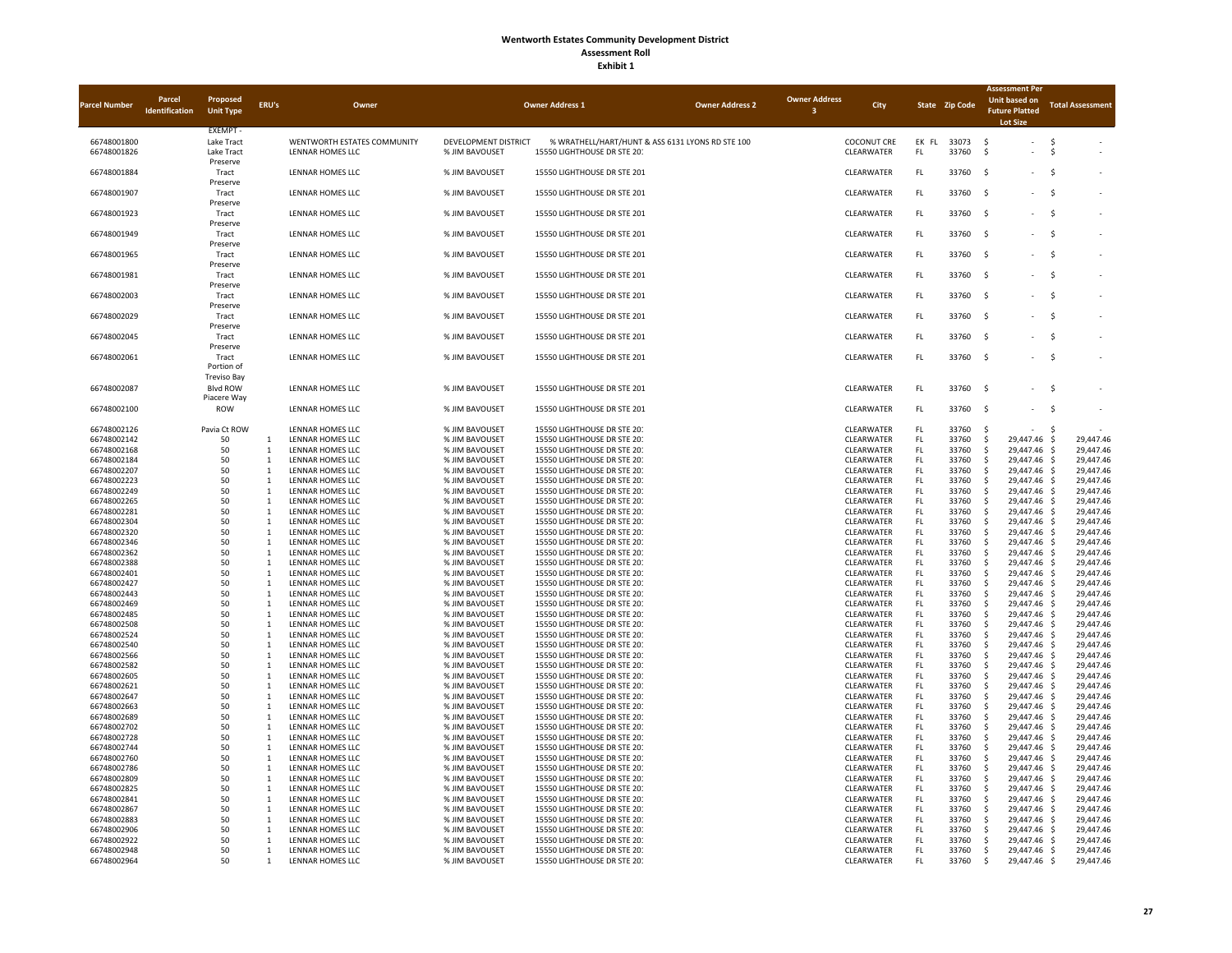**Wentworth Estates Community Development District**
**Assessment Roll**
**Exhibit 1**

| Parcel Number | Parcel Identification | Proposed Unit Type | ERU's | Owner | | Owner Address 1 | Owner Address 2 | Owner Address 3 | City | State | Zip Code | Assessment Per Unit based on Future Platted Lot Size | Total Assessment |
|---|---|---|---|---|---|---|---|---|---|---|---|---|---|
| 66748001800 | | EXEMPT - Lake Tract | | WENTWORTH ESTATES COMMUNITY | DEVELOPMENT DISTRICT | % WRATHELL/HART/HUNT & ASS 6131 LYONS RD STE 100 | | | COCONUT CRE | EK FL | 33073 | $ - | $ - |
| 66748001826 | | Lake Tract | | LENNAR HOMES LLC | % JIM BAVOUSET | 15550 LIGHTHOUSE DR STE 20: | | | CLEARWATER | FL | 33760 | $ - | $ - |
| 66748001884 | | Preserve Tract | | LENNAR HOMES LLC | % JIM BAVOUSET | 15550 LIGHTHOUSE DR STE 201 | | | CLEARWATER | FL | 33760 | $ - | $ - |
| 66748001907 | | Preserve Tract | | LENNAR HOMES LLC | % JIM BAVOUSET | 15550 LIGHTHOUSE DR STE 201 | | | CLEARWATER | FL | 33760 | $ - | $ - |
| 66748001923 | | Preserve Tract | | LENNAR HOMES LLC | % JIM BAVOUSET | 15550 LIGHTHOUSE DR STE 201 | | | CLEARWATER | FL | 33760 | $ - | $ - |
| 66748001949 | | Preserve Tract | | LENNAR HOMES LLC | % JIM BAVOUSET | 15550 LIGHTHOUSE DR STE 201 | | | CLEARWATER | FL | 33760 | $ - | $ - |
| 66748001965 | | Preserve Tract | | LENNAR HOMES LLC | % JIM BAVOUSET | 15550 LIGHTHOUSE DR STE 201 | | | CLEARWATER | FL | 33760 | $ - | $ - |
| 66748001981 | | Preserve Tract | | LENNAR HOMES LLC | % JIM BAVOUSET | 15550 LIGHTHOUSE DR STE 201 | | | CLEARWATER | FL | 33760 | $ - | $ - |
| 66748002003 | | Preserve Tract | | LENNAR HOMES LLC | % JIM BAVOUSET | 15550 LIGHTHOUSE DR STE 201 | | | CLEARWATER | FL | 33760 | $ - | $ - |
| 66748002029 | | Preserve Tract | | LENNAR HOMES LLC | % JIM BAVOUSET | 15550 LIGHTHOUSE DR STE 201 | | | CLEARWATER | FL | 33760 | $ - | $ - |
| 66748002045 | | Preserve Tract | | LENNAR HOMES LLC | % JIM BAVOUSET | 15550 LIGHTHOUSE DR STE 201 | | | CLEARWATER | FL | 33760 | $ - | $ - |
| 66748002061 | | Preserve Tract | | LENNAR HOMES LLC | % JIM BAVOUSET | 15550 LIGHTHOUSE DR STE 201 | | | CLEARWATER | FL | 33760 | $ - | $ - |
| 66748002087 | | Portion of Treviso Bay Blvd ROW | | LENNAR HOMES LLC | % JIM BAVOUSET | 15550 LIGHTHOUSE DR STE 201 | | | CLEARWATER | FL | 33760 | $ - | $ - |
| 66748002100 | | Piacere Way ROW | | LENNAR HOMES LLC | % JIM BAVOUSET | 15550 LIGHTHOUSE DR STE 201 | | | CLEARWATER | FL | 33760 | $ - | $ - |
| 66748002126 | | Pavia Ct ROW | | LENNAR HOMES LLC | % JIM BAVOUSET | 15550 LIGHTHOUSE DR STE 20: | | | CLEARWATER | FL | 33760 | $ - | $ - |
| 66748002142 | | 50 | 1 | LENNAR HOMES LLC | % JIM BAVOUSET | 15550 LIGHTHOUSE DR STE 20: | | | CLEARWATER | FL | 33760 | $ 29,447.46 | $ 29,447.46 |
| 66748002168 | | 50 | 1 | LENNAR HOMES LLC | % JIM BAVOUSET | 15550 LIGHTHOUSE DR STE 20: | | | CLEARWATER | FL | 33760 | $ 29,447.46 | $ 29,447.46 |
| 66748002184 | | 50 | 1 | LENNAR HOMES LLC | % JIM BAVOUSET | 15550 LIGHTHOUSE DR STE 20: | | | CLEARWATER | FL | 33760 | $ 29,447.46 | $ 29,447.46 |
| 66748002207 | | 50 | 1 | LENNAR HOMES LLC | % JIM BAVOUSET | 15550 LIGHTHOUSE DR STE 20: | | | CLEARWATER | FL | 33760 | $ 29,447.46 | $ 29,447.46 |
| 66748002223 | | 50 | 1 | LENNAR HOMES LLC | % JIM BAVOUSET | 15550 LIGHTHOUSE DR STE 20: | | | CLEARWATER | FL | 33760 | $ 29,447.46 | $ 29,447.46 |
| 66748002249 | | 50 | 1 | LENNAR HOMES LLC | % JIM BAVOUSET | 15550 LIGHTHOUSE DR STE 20: | | | CLEARWATER | FL | 33760 | $ 29,447.46 | $ 29,447.46 |
| 66748002265 | | 50 | 1 | LENNAR HOMES LLC | % JIM BAVOUSET | 15550 LIGHTHOUSE DR STE 20: | | | CLEARWATER | FL | 33760 | $ 29,447.46 | $ 29,447.46 |
| 66748002281 | | 50 | 1 | LENNAR HOMES LLC | % JIM BAVOUSET | 15550 LIGHTHOUSE DR STE 20: | | | CLEARWATER | FL | 33760 | $ 29,447.46 | $ 29,447.46 |
| 66748002304 | | 50 | 1 | LENNAR HOMES LLC | % JIM BAVOUSET | 15550 LIGHTHOUSE DR STE 20: | | | CLEARWATER | FL | 33760 | $ 29,447.46 | $ 29,447.46 |
| 66748002320 | | 50 | 1 | LENNAR HOMES LLC | % JIM BAVOUSET | 15550 LIGHTHOUSE DR STE 20: | | | CLEARWATER | FL | 33760 | $ 29,447.46 | $ 29,447.46 |
| 66748002346 | | 50 | 1 | LENNAR HOMES LLC | % JIM BAVOUSET | 15550 LIGHTHOUSE DR STE 20: | | | CLEARWATER | FL | 33760 | $ 29,447.46 | $ 29,447.46 |
| 66748002362 | | 50 | 1 | LENNAR HOMES LLC | % JIM BAVOUSET | 15550 LIGHTHOUSE DR STE 20: | | | CLEARWATER | FL | 33760 | $ 29,447.46 | $ 29,447.46 |
| 66748002388 | | 50 | 1 | LENNAR HOMES LLC | % JIM BAVOUSET | 15550 LIGHTHOUSE DR STE 20: | | | CLEARWATER | FL | 33760 | $ 29,447.46 | $ 29,447.46 |
| 66748002401 | | 50 | 1 | LENNAR HOMES LLC | % JIM BAVOUSET | 15550 LIGHTHOUSE DR STE 20: | | | CLEARWATER | FL | 33760 | $ 29,447.46 | $ 29,447.46 |
| 66748002427 | | 50 | 1 | LENNAR HOMES LLC | % JIM BAVOUSET | 15550 LIGHTHOUSE DR STE 20: | | | CLEARWATER | FL | 33760 | $ 29,447.46 | $ 29,447.46 |
| 66748002443 | | 50 | 1 | LENNAR HOMES LLC | % JIM BAVOUSET | 15550 LIGHTHOUSE DR STE 20: | | | CLEARWATER | FL | 33760 | $ 29,447.46 | $ 29,447.46 |
| 66748002469 | | 50 | 1 | LENNAR HOMES LLC | % JIM BAVOUSET | 15550 LIGHTHOUSE DR STE 20: | | | CLEARWATER | FL | 33760 | $ 29,447.46 | $ 29,447.46 |
| 66748002485 | | 50 | 1 | LENNAR HOMES LLC | % JIM BAVOUSET | 15550 LIGHTHOUSE DR STE 20: | | | CLEARWATER | FL | 33760 | $ 29,447.46 | $ 29,447.46 |
| 66748002508 | | 50 | 1 | LENNAR HOMES LLC | % JIM BAVOUSET | 15550 LIGHTHOUSE DR STE 20: | | | CLEARWATER | FL | 33760 | $ 29,447.46 | $ 29,447.46 |
| 66748002524 | | 50 | 1 | LENNAR HOMES LLC | % JIM BAVOUSET | 15550 LIGHTHOUSE DR STE 20: | | | CLEARWATER | FL | 33760 | $ 29,447.46 | $ 29,447.46 |
| 66748002540 | | 50 | 1 | LENNAR HOMES LLC | % JIM BAVOUSET | 15550 LIGHTHOUSE DR STE 20: | | | CLEARWATER | FL | 33760 | $ 29,447.46 | $ 29,447.46 |
| 66748002566 | | 50 | 1 | LENNAR HOMES LLC | % JIM BAVOUSET | 15550 LIGHTHOUSE DR STE 20: | | | CLEARWATER | FL | 33760 | $ 29,447.46 | $ 29,447.46 |
| 66748002582 | | 50 | 1 | LENNAR HOMES LLC | % JIM BAVOUSET | 15550 LIGHTHOUSE DR STE 20: | | | CLEARWATER | FL | 33760 | $ 29,447.46 | $ 29,447.46 |
| 66748002605 | | 50 | 1 | LENNAR HOMES LLC | % JIM BAVOUSET | 15550 LIGHTHOUSE DR STE 20: | | | CLEARWATER | FL | 33760 | $ 29,447.46 | $ 29,447.46 |
| 66748002621 | | 50 | 1 | LENNAR HOMES LLC | % JIM BAVOUSET | 15550 LIGHTHOUSE DR STE 20: | | | CLEARWATER | FL | 33760 | $ 29,447.46 | $ 29,447.46 |
| 66748002647 | | 50 | 1 | LENNAR HOMES LLC | % JIM BAVOUSET | 15550 LIGHTHOUSE DR STE 20: | | | CLEARWATER | FL | 33760 | $ 29,447.46 | $ 29,447.46 |
| 66748002663 | | 50 | 1 | LENNAR HOMES LLC | % JIM BAVOUSET | 15550 LIGHTHOUSE DR STE 20: | | | CLEARWATER | FL | 33760 | $ 29,447.46 | $ 29,447.46 |
| 66748002689 | | 50 | 1 | LENNAR HOMES LLC | % JIM BAVOUSET | 15550 LIGHTHOUSE DR STE 20: | | | CLEARWATER | FL | 33760 | $ 29,447.46 | $ 29,447.46 |
| 66748002702 | | 50 | 1 | LENNAR HOMES LLC | % JIM BAVOUSET | 15550 LIGHTHOUSE DR STE 20: | | | CLEARWATER | FL | 33760 | $ 29,447.46 | $ 29,447.46 |
| 66748002728 | | 50 | 1 | LENNAR HOMES LLC | % JIM BAVOUSET | 15550 LIGHTHOUSE DR STE 20: | | | CLEARWATER | FL | 33760 | $ 29,447.46 | $ 29,447.46 |
| 66748002744 | | 50 | 1 | LENNAR HOMES LLC | % JIM BAVOUSET | 15550 LIGHTHOUSE DR STE 20: | | | CLEARWATER | FL | 33760 | $ 29,447.46 | $ 29,447.46 |
| 66748002760 | | 50 | 1 | LENNAR HOMES LLC | % JIM BAVOUSET | 15550 LIGHTHOUSE DR STE 20: | | | CLEARWATER | FL | 33760 | $ 29,447.46 | $ 29,447.46 |
| 66748002786 | | 50 | 1 | LENNAR HOMES LLC | % JIM BAVOUSET | 15550 LIGHTHOUSE DR STE 20: | | | CLEARWATER | FL | 33760 | $ 29,447.46 | $ 29,447.46 |
| 66748002809 | | 50 | 1 | LENNAR HOMES LLC | % JIM BAVOUSET | 15550 LIGHTHOUSE DR STE 20: | | | CLEARWATER | FL | 33760 | $ 29,447.46 | $ 29,447.46 |
| 66748002825 | | 50 | 1 | LENNAR HOMES LLC | % JIM BAVOUSET | 15550 LIGHTHOUSE DR STE 20: | | | CLEARWATER | FL | 33760 | $ 29,447.46 | $ 29,447.46 |
| 66748002841 | | 50 | 1 | LENNAR HOMES LLC | % JIM BAVOUSET | 15550 LIGHTHOUSE DR STE 20: | | | CLEARWATER | FL | 33760 | $ 29,447.46 | $ 29,447.46 |
| 66748002867 | | 50 | 1 | LENNAR HOMES LLC | % JIM BAVOUSET | 15550 LIGHTHOUSE DR STE 20: | | | CLEARWATER | FL | 33760 | $ 29,447.46 | $ 29,447.46 |
| 66748002883 | | 50 | 1 | LENNAR HOMES LLC | % JIM BAVOUSET | 15550 LIGHTHOUSE DR STE 20: | | | CLEARWATER | FL | 33760 | $ 29,447.46 | $ 29,447.46 |
| 66748002906 | | 50 | 1 | LENNAR HOMES LLC | % JIM BAVOUSET | 15550 LIGHTHOUSE DR STE 20: | | | CLEARWATER | FL | 33760 | $ 29,447.46 | $ 29,447.46 |
| 66748002922 | | 50 | 1 | LENNAR HOMES LLC | % JIM BAVOUSET | 15550 LIGHTHOUSE DR STE 20: | | | CLEARWATER | FL | 33760 | $ 29,447.46 | $ 29,447.46 |
| 66748002948 | | 50 | 1 | LENNAR HOMES LLC | % JIM BAVOUSET | 15550 LIGHTHOUSE DR STE 20: | | | CLEARWATER | FL | 33760 | $ 29,447.46 | $ 29,447.46 |
| 66748002964 | | 50 | 1 | LENNAR HOMES LLC | % JIM BAVOUSET | 15550 LIGHTHOUSE DR STE 20: | | | CLEARWATER | FL | 33760 | $ 29,447.46 | $ 29,447.46 |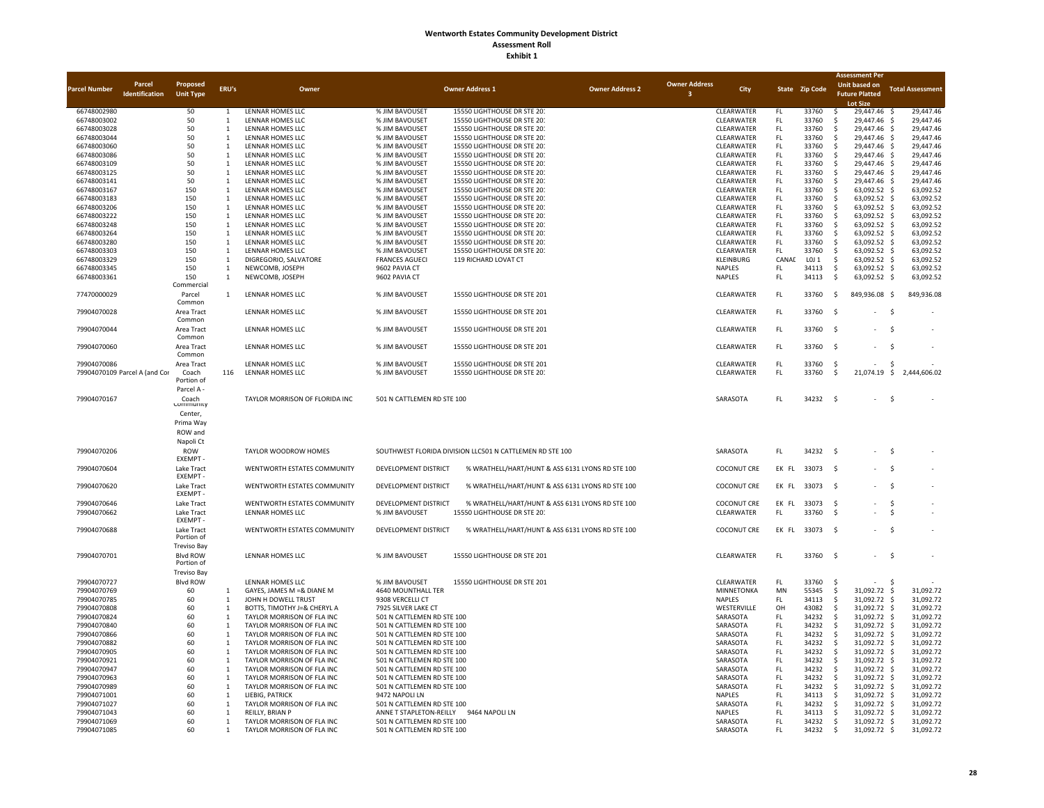**Wentworth Estates Community Development District**
**Assessment Roll**
**Exhibit 1**

| Parcel Number | Parcel Identification | Proposed Unit Type | ERU's | Owner | Owner Address 1 | Owner Address 2 | Owner Address 3 | City | State | Zip Code | Assessment Per Unit based on Future Platted Lot Size | Total Assessment |
|---|---|---|---|---|---|---|---|---|---|---|---|---|
| 66748002980 | | 50 | 1 | LENNAR HOMES LLC | % JIM BAVOUSET | 15550 LIGHTHOUSE DR STE 20: | | CLEARWATER | FL | 33760 | $ 29,447.46 | $ 29,447.46 |
| 66748003002 | | 50 | 1 | LENNAR HOMES LLC | % JIM BAVOUSET | 15550 LIGHTHOUSE DR STE 20: | | CLEARWATER | FL | 33760 | $ 29,447.46 | $ 29,447.46 |
| 66748003028 | | 50 | 1 | LENNAR HOMES LLC | % JIM BAVOUSET | 15550 LIGHTHOUSE DR STE 20: | | CLEARWATER | FL | 33760 | $ 29,447.46 | $ 29,447.46 |
| 66748003044 | | 50 | 1 | LENNAR HOMES LLC | % JIM BAVOUSET | 15550 LIGHTHOUSE DR STE 20: | | CLEARWATER | FL | 33760 | $ 29,447.46 | $ 29,447.46 |
| 66748003060 | | 50 | 1 | LENNAR HOMES LLC | % JIM BAVOUSET | 15550 LIGHTHOUSE DR STE 20: | | CLEARWATER | FL | 33760 | $ 29,447.46 | $ 29,447.46 |
| 66748003086 | | 50 | 1 | LENNAR HOMES LLC | % JIM BAVOUSET | 15550 LIGHTHOUSE DR STE 20: | | CLEARWATER | FL | 33760 | $ 29,447.46 | $ 29,447.46 |
| 66748003109 | | 50 | 1 | LENNAR HOMES LLC | % JIM BAVOUSET | 15550 LIGHTHOUSE DR STE 20: | | CLEARWATER | FL | 33760 | $ 29,447.46 | $ 29,447.46 |
| 66748003125 | | 50 | 1 | LENNAR HOMES LLC | % JIM BAVOUSET | 15550 LIGHTHOUSE DR STE 20: | | CLEARWATER | FL | 33760 | $ 29,447.46 | $ 29,447.46 |
| 66748003141 | | 50 | 1 | LENNAR HOMES LLC | % JIM BAVOUSET | 15550 LIGHTHOUSE DR STE 20: | | CLEARWATER | FL | 33760 | $ 29,447.46 | $ 29,447.46 |
| 66748003167 | | 150 | 1 | LENNAR HOMES LLC | % JIM BAVOUSET | 15550 LIGHTHOUSE DR STE 20: | | CLEARWATER | FL | 33760 | $ 63,092.52 | $ 63,092.52 |
| 66748003183 | | 150 | 1 | LENNAR HOMES LLC | % JIM BAVOUSET | 15550 LIGHTHOUSE DR STE 20: | | CLEARWATER | FL | 33760 | $ 63,092.52 | $ 63,092.52 |
| 66748003206 | | 150 | 1 | LENNAR HOMES LLC | % JIM BAVOUSET | 15550 LIGHTHOUSE DR STE 20: | | CLEARWATER | FL | 33760 | $ 63,092.52 | $ 63,092.52 |
| 66748003222 | | 150 | 1 | LENNAR HOMES LLC | % JIM BAVOUSET | 15550 LIGHTHOUSE DR STE 20: | | CLEARWATER | FL | 33760 | $ 63,092.52 | $ 63,092.52 |
| 66748003248 | | 150 | 1 | LENNAR HOMES LLC | % JIM BAVOUSET | 15550 LIGHTHOUSE DR STE 20: | | CLEARWATER | FL | 33760 | $ 63,092.52 | $ 63,092.52 |
| 66748003264 | | 150 | 1 | LENNAR HOMES LLC | % JIM BAVOUSET | 15550 LIGHTHOUSE DR STE 20: | | CLEARWATER | FL | 33760 | $ 63,092.52 | $ 63,092.52 |
| 66748003280 | | 150 | 1 | LENNAR HOMES LLC | % JIM BAVOUSET | 15550 LIGHTHOUSE DR STE 20: | | CLEARWATER | FL | 33760 | $ 63,092.52 | $ 63,092.52 |
| 66748003303 | | 150 | 1 | LENNAR HOMES LLC | % JIM BAVOUSET | 15550 LIGHTHOUSE DR STE 20: | | CLEARWATER | FL | 33760 | $ 63,092.52 | $ 63,092.52 |
| 66748003329 | | 150 | 1 | DIGREGORIO, SALVATORE | FRANCES AGUECI | 119 RICHARD LOVAT CT | | KLEINBURG | CANAD | L0J 1 | $ 63,092.52 | $ 63,092.52 |
| 66748003345 | | 150 | 1 | NEWCOMB, JOSEPH | 9602 PAVIA CT | | | NAPLES | FL | 34113 | $ 63,092.52 | $ 63,092.52 |
| 66748003361 | | 150 | 1 | NEWCOMB, JOSEPH | 9602 PAVIA CT | | | NAPLES | FL | 34113 | $ 63,092.52 | $ 63,092.52 |
| 77470000029 | | Commercial Parcel | 1 | LENNAR HOMES LLC | % JIM BAVOUSET | 15550 LIGHTHOUSE DR STE 201 | | CLEARWATER | FL | 33760 | $ 849,936.08 | $ 849,936.08 |
| 79904070028 | | Common Area Tract | | LENNAR HOMES LLC | % JIM BAVOUSET | 15550 LIGHTHOUSE DR STE 201 | | CLEARWATER | FL | 33760 | $ - | $ - |
| 79904070044 | | Common Area Tract | | LENNAR HOMES LLC | % JIM BAVOUSET | 15550 LIGHTHOUSE DR STE 201 | | CLEARWATER | FL | 33760 | $ - | $ - |
| 79904070060 | | Common Area Tract | | LENNAR HOMES LLC | % JIM BAVOUSET | 15550 LIGHTHOUSE DR STE 201 | | CLEARWATER | FL | 33760 | $ - | $ - |
| 79904070086 | | Common Area Tract | | LENNAR HOMES LLC | % JIM BAVOUSET | 15550 LIGHTHOUSE DR STE 201 | | CLEARWATER | FL | 33760 | $ - | $ - |
| 79904070109 | Parcel A (and Cor | Coach | 116 | LENNAR HOMES LLC | % JIM BAVOUSET | 15550 LIGHTHOUSE DR STE 20: | | CLEARWATER | FL | 33760 | $ 21,074.19 | $ 2,444,606.02 |
| 79904070167 | | Portion of Parcel A - Coach | | TAYLOR MORRISON OF FLORIDA INC | 501 N CATTLEMEN RD STE 100 | | | SARASOTA | FL | 34232 | $ - | $ - |
| 79904070206 | | Community Center, Prima Way ROW and Napoli Ct ROW | | TAYLOR WOODROW HOMES | SOUTHWEST FLORIDA DIVISION LLC501 N CATTLEMEN RD STE 100 | | | SARASOTA | FL | 34232 | $ - | $ - |
| 79904070604 | | EXEMPT - Lake Tract | | WENTWORTH ESTATES COMMUNITY | DEVELOPMENT DISTRICT | % WRATHELL/HART/HUNT & ASS 6131 LYONS RD STE 100 | | COCONUT CRE | EK FL | 33073 | $ - | $ - |
| 79904070620 | | EXEMPT - Lake Tract | | WENTWORTH ESTATES COMMUNITY | DEVELOPMENT DISTRICT | % WRATHELL/HART/HUNT & ASS 6131 LYONS RD STE 100 | | COCONUT CRE | EK FL | 33073 | $ - | $ - |
| 79904070646 | | EXEMPT - Lake Tract | | WENTWORTH ESTATES COMMUNITY | DEVELOPMENT DISTRICT | % WRATHELL/HART/HUNT & ASS 6131 LYONS RD STE 100 | | COCONUT CRE | EK FL | 33073 | $ - | $ - |
| 79904070662 | | Lake Tract | | LENNAR HOMES LLC | % JIM BAVOUSET | 15550 LIGHTHOUSE DR STE 20: | | CLEARWATER | FL | 33760 | $ - | $ - |
| 79904070688 | | EXEMPT - Lake Tract | | WENTWORTH ESTATES COMMUNITY | DEVELOPMENT DISTRICT | % WRATHELL/HART/HUNT & ASS 6131 LYONS RD STE 100 | | COCONUT CRE | EK FL | 33073 | $ - | $ - |
| 79904070701 | | Portion of Treviso Bay Blvd ROW | | LENNAR HOMES LLC | % JIM BAVOUSET | 15550 LIGHTHOUSE DR STE 201 | | CLEARWATER | FL | 33760 | $ - | $ - |
| 79904070727 | | Portion of Treviso Bay Blvd ROW | | LENNAR HOMES LLC | % JIM BAVOUSET | 15550 LIGHTHOUSE DR STE 201 | | CLEARWATER | FL | 33760 | $ - | $ - |
| 79904070769 | | 60 | 1 | GAYES, JAMES M =& DIANE M | 4640 MOUNTHALL TER | | | MINNETONKA | MN | 55345 | $ 31,092.72 | $ 31,092.72 |
| 79904070785 | | 60 | 1 | JOHN H DOWELL TRUST | 9308 VERCELLI CT | | | NAPLES | FL | 34113 | $ 31,092.72 | $ 31,092.72 |
| 79904070808 | | 60 | 1 | BOTTS, TIMOTHY J=& CHERYL A | 7925 SILVER LAKE CT | | | WESTERVILLE | OH | 43082 | $ 31,092.72 | $ 31,092.72 |
| 79904070824 | | 60 | 1 | TAYLOR MORRISON OF FLA INC | 501 N CATTLEMEN RD STE 100 | | | SARASOTA | FL | 34232 | $ 31,092.72 | $ 31,092.72 |
| 79904070840 | | 60 | 1 | TAYLOR MORRISON OF FLA INC | 501 N CATTLEMEN RD STE 100 | | | SARASOTA | FL | 34232 | $ 31,092.72 | $ 31,092.72 |
| 79904070866 | | 60 | 1 | TAYLOR MORRISON OF FLA INC | 501 N CATTLEMEN RD STE 100 | | | SARASOTA | FL | 34232 | $ 31,092.72 | $ 31,092.72 |
| 79904070882 | | 60 | 1 | TAYLOR MORRISON OF FLA INC | 501 N CATTLEMEN RD STE 100 | | | SARASOTA | FL | 34232 | $ 31,092.72 | $ 31,092.72 |
| 79904070905 | | 60 | 1 | TAYLOR MORRISON OF FLA INC | 501 N CATTLEMEN RD STE 100 | | | SARASOTA | FL | 34232 | $ 31,092.72 | $ 31,092.72 |
| 79904070921 | | 60 | 1 | TAYLOR MORRISON OF FLA INC | 501 N CATTLEMEN RD STE 100 | | | SARASOTA | FL | 34232 | $ 31,092.72 | $ 31,092.72 |
| 79904070947 | | 60 | 1 | TAYLOR MORRISON OF FLA INC | 501 N CATTLEMEN RD STE 100 | | | SARASOTA | FL | 34232 | $ 31,092.72 | $ 31,092.72 |
| 79904070963 | | 60 | 1 | TAYLOR MORRISON OF FLA INC | 501 N CATTLEMEN RD STE 100 | | | SARASOTA | FL | 34232 | $ 31,092.72 | $ 31,092.72 |
| 79904070989 | | 60 | 1 | TAYLOR MORRISON OF FLA INC | 501 N CATTLEMEN RD STE 100 | | | SARASOTA | FL | 34232 | $ 31,092.72 | $ 31,092.72 |
| 79904071001 | | 60 | 1 | LIEBIG, PATRICK | 9472 NAPOLI LN | | | NAPLES | FL | 34113 | $ 31,092.72 | $ 31,092.72 |
| 79904071027 | | 60 | 1 | TAYLOR MORRISON OF FLA INC | 501 N CATTLEMEN RD STE 100 | | | SARASOTA | FL | 34232 | $ 31,092.72 | $ 31,092.72 |
| 79904071043 | | 60 | 1 | REILLY, BRIAN P | ANNE T STAPLETON-REILLY | 9464 NAPOLI LN | | NAPLES | FL | 34113 | $ 31,092.72 | $ 31,092.72 |
| 79904071069 | | 60 | 1 | TAYLOR MORRISON OF FLA INC | 501 N CATTLEMEN RD STE 100 | | | SARASOTA | FL | 34232 | $ 31,092.72 | $ 31,092.72 |
| 79904071085 | | 60 | 1 | TAYLOR MORRISON OF FLA INC | 501 N CATTLEMEN RD STE 100 | | | SARASOTA | FL | 34232 | $ 31,092.72 | $ 31,092.72 |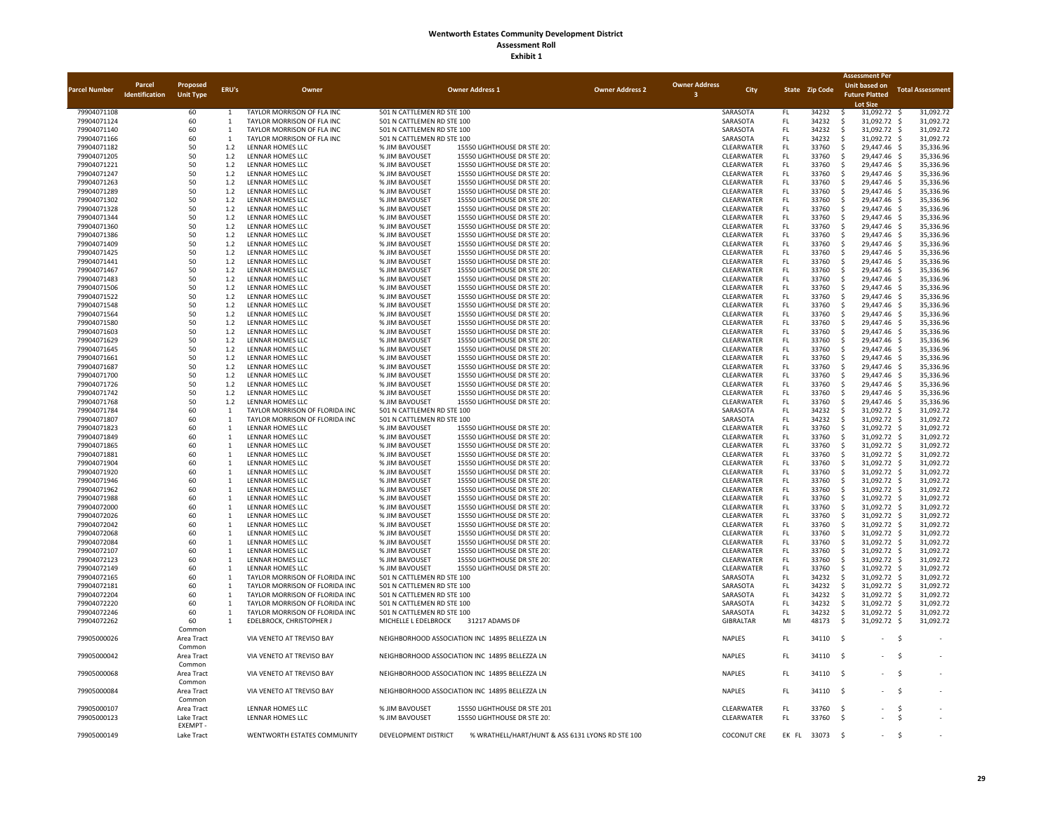**Wentworth Estates Community Development District**
**Assessment Roll**
**Exhibit 1**

| Parcel Number | Parcel Identification | Proposed Unit Type | ERU's | Owner | Owner Address 1 | Owner Address 2 | Owner Address 3 | City | State | Zip Code | Assessment Per Unit based on Future Platted Lot Size | Total Assessment |
|---|---|---|---|---|---|---|---|---|---|---|---|---|
| 79904071108 | | 60 | 1 | TAYLOR MORRISON OF FLA INC | 501 N CATTLEMEN RD STE 100 | | | SARASOTA | FL | 34232 | $ 31,092.72 | $ 31,092.72 |
| 79904071124 | | 60 | 1 | TAYLOR MORRISON OF FLA INC | 501 N CATTLEMEN RD STE 100 | | | SARASOTA | FL | 34232 | $ 31,092.72 | $ 31,092.72 |
| 79904071140 | | 60 | 1 | TAYLOR MORRISON OF FLA INC | 501 N CATTLEMEN RD STE 100 | | | SARASOTA | FL | 34232 | $ 31,092.72 | $ 31,092.72 |
| 79904071166 | | 60 | 1 | TAYLOR MORRISON OF FLA INC | 501 N CATTLEMEN RD STE 100 | | | SARASOTA | FL | 34232 | $ 31,092.72 | $ 31,092.72 |
| 79904071182 | | 50 | 1.2 | LENNAR HOMES LLC | % JIM BAVOUSET | 15550 LIGHTHOUSE DR STE 20: | | CLEARWATER | FL | 33760 | $ 29,447.46 | $ 35,336.96 |
| 79904071205 | | 50 | 1.2 | LENNAR HOMES LLC | % JIM BAVOUSET | 15550 LIGHTHOUSE DR STE 20: | | CLEARWATER | FL | 33760 | $ 29,447.46 | $ 35,336.96 |
| 79904071221 | | 50 | 1.2 | LENNAR HOMES LLC | % JIM BAVOUSET | 15550 LIGHTHOUSE DR STE 20: | | CLEARWATER | FL | 33760 | $ 29,447.46 | $ 35,336.96 |
| 79904071247 | | 50 | 1.2 | LENNAR HOMES LLC | % JIM BAVOUSET | 15550 LIGHTHOUSE DR STE 20: | | CLEARWATER | FL | 33760 | $ 29,447.46 | $ 35,336.96 |
| 79904071263 | | 50 | 1.2 | LENNAR HOMES LLC | % JIM BAVOUSET | 15550 LIGHTHOUSE DR STE 20: | | CLEARWATER | FL | 33760 | $ 29,447.46 | $ 35,336.96 |
| 79904071289 | | 50 | 1.2 | LENNAR HOMES LLC | % JIM BAVOUSET | 15550 LIGHTHOUSE DR STE 20: | | CLEARWATER | FL | 33760 | $ 29,447.46 | $ 35,336.96 |
| 79904071302 | | 50 | 1.2 | LENNAR HOMES LLC | % JIM BAVOUSET | 15550 LIGHTHOUSE DR STE 20: | | CLEARWATER | FL | 33760 | $ 29,447.46 | $ 35,336.96 |
| 79904071328 | | 50 | 1.2 | LENNAR HOMES LLC | % JIM BAVOUSET | 15550 LIGHTHOUSE DR STE 20: | | CLEARWATER | FL | 33760 | $ 29,447.46 | $ 35,336.96 |
| 79904071344 | | 50 | 1.2 | LENNAR HOMES LLC | % JIM BAVOUSET | 15550 LIGHTHOUSE DR STE 20: | | CLEARWATER | FL | 33760 | $ 29,447.46 | $ 35,336.96 |
| 79904071360 | | 50 | 1.2 | LENNAR HOMES LLC | % JIM BAVOUSET | 15550 LIGHTHOUSE DR STE 20: | | CLEARWATER | FL | 33760 | $ 29,447.46 | $ 35,336.96 |
| 79904071386 | | 50 | 1.2 | LENNAR HOMES LLC | % JIM BAVOUSET | 15550 LIGHTHOUSE DR STE 20: | | CLEARWATER | FL | 33760 | $ 29,447.46 | $ 35,336.96 |
| 79904071409 | | 50 | 1.2 | LENNAR HOMES LLC | % JIM BAVOUSET | 15550 LIGHTHOUSE DR STE 20: | | CLEARWATER | FL | 33760 | $ 29,447.46 | $ 35,336.96 |
| 79904071425 | | 50 | 1.2 | LENNAR HOMES LLC | % JIM BAVOUSET | 15550 LIGHTHOUSE DR STE 20: | | CLEARWATER | FL | 33760 | $ 29,447.46 | $ 35,336.96 |
| 79904071441 | | 50 | 1.2 | LENNAR HOMES LLC | % JIM BAVOUSET | 15550 LIGHTHOUSE DR STE 20: | | CLEARWATER | FL | 33760 | $ 29,447.46 | $ 35,336.96 |
| 79904071467 | | 50 | 1.2 | LENNAR HOMES LLC | % JIM BAVOUSET | 15550 LIGHTHOUSE DR STE 20: | | CLEARWATER | FL | 33760 | $ 29,447.46 | $ 35,336.96 |
| 79904071483 | | 50 | 1.2 | LENNAR HOMES LLC | % JIM BAVOUSET | 15550 LIGHTHOUSE DR STE 20: | | CLEARWATER | FL | 33760 | $ 29,447.46 | $ 35,336.96 |
| 79904071506 | | 50 | 1.2 | LENNAR HOMES LLC | % JIM BAVOUSET | 15550 LIGHTHOUSE DR STE 20: | | CLEARWATER | FL | 33760 | $ 29,447.46 | $ 35,336.96 |
| 79904071522 | | 50 | 1.2 | LENNAR HOMES LLC | % JIM BAVOUSET | 15550 LIGHTHOUSE DR STE 20: | | CLEARWATER | FL | 33760 | $ 29,447.46 | $ 35,336.96 |
| 79904071548 | | 50 | 1.2 | LENNAR HOMES LLC | % JIM BAVOUSET | 15550 LIGHTHOUSE DR STE 20: | | CLEARWATER | FL | 33760 | $ 29,447.46 | $ 35,336.96 |
| 79904071564 | | 50 | 1.2 | LENNAR HOMES LLC | % JIM BAVOUSET | 15550 LIGHTHOUSE DR STE 20: | | CLEARWATER | FL | 33760 | $ 29,447.46 | $ 35,336.96 |
| 79904071580 | | 50 | 1.2 | LENNAR HOMES LLC | % JIM BAVOUSET | 15550 LIGHTHOUSE DR STE 20: | | CLEARWATER | FL | 33760 | $ 29,447.46 | $ 35,336.96 |
| 79904071603 | | 50 | 1.2 | LENNAR HOMES LLC | % JIM BAVOUSET | 15550 LIGHTHOUSE DR STE 20: | | CLEARWATER | FL | 33760 | $ 29,447.46 | $ 35,336.96 |
| 79904071629 | | 50 | 1.2 | LENNAR HOMES LLC | % JIM BAVOUSET | 15550 LIGHTHOUSE DR STE 20: | | CLEARWATER | FL | 33760 | $ 29,447.46 | $ 35,336.96 |
| 79904071645 | | 50 | 1.2 | LENNAR HOMES LLC | % JIM BAVOUSET | 15550 LIGHTHOUSE DR STE 20: | | CLEARWATER | FL | 33760 | $ 29,447.46 | $ 35,336.96 |
| 79904071661 | | 50 | 1.2 | LENNAR HOMES LLC | % JIM BAVOUSET | 15550 LIGHTHOUSE DR STE 20: | | CLEARWATER | FL | 33760 | $ 29,447.46 | $ 35,336.96 |
| 79904071687 | | 50 | 1.2 | LENNAR HOMES LLC | % JIM BAVOUSET | 15550 LIGHTHOUSE DR STE 20: | | CLEARWATER | FL | 33760 | $ 29,447.46 | $ 35,336.96 |
| 79904071700 | | 50 | 1.2 | LENNAR HOMES LLC | % JIM BAVOUSET | 15550 LIGHTHOUSE DR STE 20: | | CLEARWATER | FL | 33760 | $ 29,447.46 | $ 35,336.96 |
| 79904071726 | | 50 | 1.2 | LENNAR HOMES LLC | % JIM BAVOUSET | 15550 LIGHTHOUSE DR STE 20: | | CLEARWATER | FL | 33760 | $ 29,447.46 | $ 35,336.96 |
| 79904071742 | | 50 | 1.2 | LENNAR HOMES LLC | % JIM BAVOUSET | 15550 LIGHTHOUSE DR STE 20: | | CLEARWATER | FL | 33760 | $ 29,447.46 | $ 35,336.96 |
| 79904071768 | | 50 | 1.2 | LENNAR HOMES LLC | % JIM BAVOUSET | 15550 LIGHTHOUSE DR STE 20: | | CLEARWATER | FL | 33760 | $ 29,447.46 | $ 35,336.96 |
| 79904071784 | | 60 | 1 | TAYLOR MORRISON OF FLORIDA INC | 501 N CATTLEMEN RD STE 100 | | | SARASOTA | FL | 34232 | $ 31,092.72 | $ 31,092.72 |
| 79904071807 | | 60 | 1 | TAYLOR MORRISON OF FLORIDA INC | 501 N CATTLEMEN RD STE 100 | | | SARASOTA | FL | 34232 | $ 31,092.72 | $ 31,092.72 |
| 79904071823 | | 60 | 1 | LENNAR HOMES LLC | % JIM BAVOUSET | 15550 LIGHTHOUSE DR STE 20: | | CLEARWATER | FL | 33760 | $ 31,092.72 | $ 31,092.72 |
| 79904071849 | | 60 | 1 | LENNAR HOMES LLC | % JIM BAVOUSET | 15550 LIGHTHOUSE DR STE 20: | | CLEARWATER | FL | 33760 | $ 31,092.72 | $ 31,092.72 |
| 79904071865 | | 60 | 1 | LENNAR HOMES LLC | % JIM BAVOUSET | 15550 LIGHTHOUSE DR STE 20: | | CLEARWATER | FL | 33760 | $ 31,092.72 | $ 31,092.72 |
| 79904071881 | | 60 | 1 | LENNAR HOMES LLC | % JIM BAVOUSET | 15550 LIGHTHOUSE DR STE 20: | | CLEARWATER | FL | 33760 | $ 31,092.72 | $ 31,092.72 |
| 79904071904 | | 60 | 1 | LENNAR HOMES LLC | % JIM BAVOUSET | 15550 LIGHTHOUSE DR STE 20: | | CLEARWATER | FL | 33760 | $ 31,092.72 | $ 31,092.72 |
| 79904071920 | | 60 | 1 | LENNAR HOMES LLC | % JIM BAVOUSET | 15550 LIGHTHOUSE DR STE 20: | | CLEARWATER | FL | 33760 | $ 31,092.72 | $ 31,092.72 |
| 79904071946 | | 60 | 1 | LENNAR HOMES LLC | % JIM BAVOUSET | 15550 LIGHTHOUSE DR STE 20: | | CLEARWATER | FL | 33760 | $ 31,092.72 | $ 31,092.72 |
| 79904071962 | | 60 | 1 | LENNAR HOMES LLC | % JIM BAVOUSET | 15550 LIGHTHOUSE DR STE 20: | | CLEARWATER | FL | 33760 | $ 31,092.72 | $ 31,092.72 |
| 79904071988 | | 60 | 1 | LENNAR HOMES LLC | % JIM BAVOUSET | 15550 LIGHTHOUSE DR STE 20: | | CLEARWATER | FL | 33760 | $ 31,092.72 | $ 31,092.72 |
| 79904072000 | | 60 | 1 | LENNAR HOMES LLC | % JIM BAVOUSET | 15550 LIGHTHOUSE DR STE 20: | | CLEARWATER | FL | 33760 | $ 31,092.72 | $ 31,092.72 |
| 79904072026 | | 60 | 1 | LENNAR HOMES LLC | % JIM BAVOUSET | 15550 LIGHTHOUSE DR STE 20: | | CLEARWATER | FL | 33760 | $ 31,092.72 | $ 31,092.72 |
| 79904072042 | | 60 | 1 | LENNAR HOMES LLC | % JIM BAVOUSET | 15550 LIGHTHOUSE DR STE 20: | | CLEARWATER | FL | 33760 | $ 31,092.72 | $ 31,092.72 |
| 79904072068 | | 60 | 1 | LENNAR HOMES LLC | % JIM BAVOUSET | 15550 LIGHTHOUSE DR STE 20: | | CLEARWATER | FL | 33760 | $ 31,092.72 | $ 31,092.72 |
| 79904072084 | | 60 | 1 | LENNAR HOMES LLC | % JIM BAVOUSET | 15550 LIGHTHOUSE DR STE 20: | | CLEARWATER | FL | 33760 | $ 31,092.72 | $ 31,092.72 |
| 79904072107 | | 60 | 1 | LENNAR HOMES LLC | % JIM BAVOUSET | 15550 LIGHTHOUSE DR STE 20: | | CLEARWATER | FL | 33760 | $ 31,092.72 | $ 31,092.72 |
| 79904072123 | | 60 | 1 | LENNAR HOMES LLC | % JIM BAVOUSET | 15550 LIGHTHOUSE DR STE 20: | | CLEARWATER | FL | 33760 | $ 31,092.72 | $ 31,092.72 |
| 79904072149 | | 60 | 1 | LENNAR HOMES LLC | % JIM BAVOUSET | 15550 LIGHTHOUSE DR STE 20: | | CLEARWATER | FL | 33760 | $ 31,092.72 | $ 31,092.72 |
| 79904072165 | | 60 | 1 | TAYLOR MORRISON OF FLORIDA INC | 501 N CATTLEMEN RD STE 100 | | | SARASOTA | FL | 34232 | $ 31,092.72 | $ 31,092.72 |
| 79904072181 | | 60 | 1 | TAYLOR MORRISON OF FLORIDA INC | 501 N CATTLEMEN RD STE 100 | | | SARASOTA | FL | 34232 | $ 31,092.72 | $ 31,092.72 |
| 79904072204 | | 60 | 1 | TAYLOR MORRISON OF FLORIDA INC | 501 N CATTLEMEN RD STE 100 | | | SARASOTA | FL | 34232 | $ 31,092.72 | $ 31,092.72 |
| 79904072220 | | 60 | 1 | TAYLOR MORRISON OF FLORIDA INC | 501 N CATTLEMEN RD STE 100 | | | SARASOTA | FL | 34232 | $ 31,092.72 | $ 31,092.72 |
| 79904072246 | | 60 | 1 | TAYLOR MORRISON OF FLORIDA INC | 501 N CATTLEMEN RD STE 100 | | | SARASOTA | FL | 34232 | $ 31,092.72 | $ 31,092.72 |
| 79904072262 | | 60 | 1 | EDELBROCK, CHRISTOPHER J | MICHELLE L EDELBROCK | 31217 ADAMS DF | | GIBRALTAR | MI | 48173 | $ 31,092.72 | $ 31,092.72 |
| 79905000026 | | Common Area Tract | | VIA VENETO AT TREVISO BAY | NEIGHBORHOOD ASSOCIATION INC 14895 BELLEZZA LN | | | NAPLES | FL | 34110 | $ - | $ - |
| 79905000042 | | Common Area Tract | | VIA VENETO AT TREVISO BAY | NEIGHBORHOOD ASSOCIATION INC 14895 BELLEZZA LN | | | NAPLES | FL | 34110 | $ - | $ - |
| 79905000068 | | Common Area Tract | | VIA VENETO AT TREVISO BAY | NEIGHBORHOOD ASSOCIATION INC 14895 BELLEZZA LN | | | NAPLES | FL | 34110 | $ - | $ - |
| 79905000084 | | Common Area Tract | | VIA VENETO AT TREVISO BAY | NEIGHBORHOOD ASSOCIATION INC 14895 BELLEZZA LN | | | NAPLES | FL | 34110 | $ - | $ - |
| 79905000107 | | Common Area Tract | | LENNAR HOMES LLC | % JIM BAVOUSET | 15550 LIGHTHOUSE DR STE 201 | | CLEARWATER | FL | 33760 | $ - | $ - |
| 79905000123 | | Lake Tract | | LENNAR HOMES LLC | % JIM BAVOUSET | 15550 LIGHTHOUSE DR STE 20: | | CLEARWATER | FL | 33760 | $ - | $ - |
| 79905000149 | | EXEMPT - Lake Tract | | WENTWORTH ESTATES COMMUNITY | DEVELOPMENT DISTRICT | % WRATHELL/HART/HUNT & ASS 6131 LYONS RD STE 100 | | COCONUT CRE | EK FL | 33073 | $ - | $ - |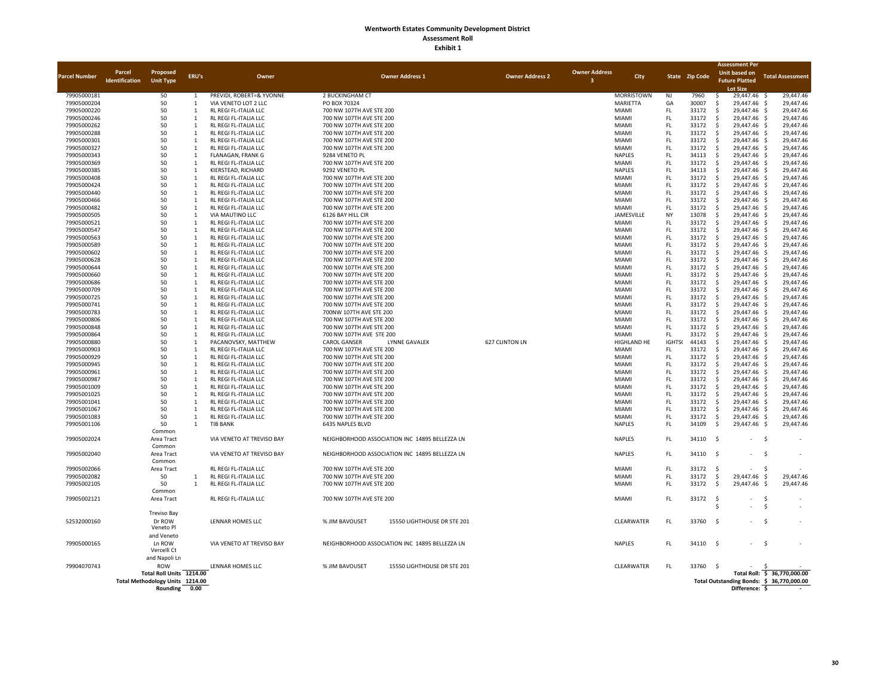# Wentworth Estates Community Development District
## Assessment Roll
### Exhibit 1

| Parcel Number | Parcel Identification | Proposed Unit Type | ERU's | Owner | Owner Address 1 | Owner Address 2 | Owner Address 3 | City | State | Zip Code | Assessment Per Unit based on Future Platted Lot Size | Total Assessment |
|---|---|---|---|---|---|---|---|---|---|---|---|---|
| 79905000181 | | 50 | 1 | PREVIDI, ROBERT=& YVONNE | 2 BUCKINGHAM CT | | | MORRISTOWN | NJ | 7960 | $ 29,447.46 | $ 29,447.46 |
| 79905000204 | | 50 | 1 | VIA VENETO LOT 2 LLC | PO BOX 70324 | | | MARIETTA | GA | 30007 | $ 29,447.46 | $ 29,447.46 |
| 79905000220 | | 50 | 1 | RL REGI FL-ITALIA LLC | 700 NW 107TH AVE STE 200 | | | MIAMI | FL | 33172 | $ 29,447.46 | $ 29,447.46 |
| 79905000246 | | 50 | 1 | RL REGI FL-ITALIA LLC | 700 NW 107TH AVE STE 200 | | | MIAMI | FL | 33172 | $ 29,447.46 | $ 29,447.46 |
| 79905000262 | | 50 | 1 | RL REGI FL-ITALIA LLC | 700 NW 107TH AVE STE 200 | | | MIAMI | FL | 33172 | $ 29,447.46 | $ 29,447.46 |
| 79905000288 | | 50 | 1 | RL REGI FL-ITALIA LLC | 700 NW 107TH AVE STE 200 | | | MIAMI | FL | 33172 | $ 29,447.46 | $ 29,447.46 |
| 79905000301 | | 50 | 1 | RL REGI FL-ITALIA LLC | 700 NW 107TH AVE STE 200 | | | MIAMI | FL | 33172 | $ 29,447.46 | $ 29,447.46 |
| 79905000327 | | 50 | 1 | RL REGI FL-ITALIA LLC | 700 NW 107TH AVE STE 200 | | | MIAMI | FL | 33172 | $ 29,447.46 | $ 29,447.46 |
| 79905000343 | | 50 | 1 | FLANAGAN, FRANK G | 9284 VENETO PL | | | NAPLES | FL | 34113 | $ 29,447.46 | $ 29,447.46 |
| 79905000369 | | 50 | 1 | RL REGI FL-ITALIA LLC | 700 NW 107TH AVE STE 200 | | | MIAMI | FL | 33172 | $ 29,447.46 | $ 29,447.46 |
| 79905000385 | | 50 | 1 | KIERSTEAD, RICHARD | 9292 VENETO PL | | | NAPLES | FL | 34113 | $ 29,447.46 | $ 29,447.46 |
| 79905000408 | | 50 | 1 | RL REGI FL-ITALIA LLC | 700 NW 107TH AVE STE 200 | | | MIAMI | FL | 33172 | $ 29,447.46 | $ 29,447.46 |
| 79905000424 | | 50 | 1 | RL REGI FL-ITALIA LLC | 700 NW 107TH AVE STE 200 | | | MIAMI | FL | 33172 | $ 29,447.46 | $ 29,447.46 |
| 79905000440 | | 50 | 1 | RL REGI FL-ITALIA LLC | 700 NW 107TH AVE STE 200 | | | MIAMI | FL | 33172 | $ 29,447.46 | $ 29,447.46 |
| 79905000466 | | 50 | 1 | RL REGI FL-ITALIA LLC | 700 NW 107TH AVE STE 200 | | | MIAMI | FL | 33172 | $ 29,447.46 | $ 29,447.46 |
| 79905000482 | | 50 | 1 | RL REGI FL-ITALIA LLC | 700 NW 107TH AVE STE 200 | | | MIAMI | FL | 33172 | $ 29,447.46 | $ 29,447.46 |
| 79905000505 | | 50 | 1 | VIA MAUTINO LLC | 6126 BAY HILL CIR | | | JAMESVILLE | NY | 13078 | $ 29,447.46 | $ 29,447.46 |
| 79905000521 | | 50 | 1 | RL REGI FL-ITALIA LLC | 700 NW 107TH AVE STE 200 | | | MIAMI | FL | 33172 | $ 29,447.46 | $ 29,447.46 |
| 79905000547 | | 50 | 1 | RL REGI FL-ITALIA LLC | 700 NW 107TH AVE STE 200 | | | MIAMI | FL | 33172 | $ 29,447.46 | $ 29,447.46 |
| 79905000563 | | 50 | 1 | RL REGI FL-ITALIA LLC | 700 NW 107TH AVE STE 200 | | | MIAMI | FL | 33172 | $ 29,447.46 | $ 29,447.46 |
| 79905000589 | | 50 | 1 | RL REGI FL-ITALIA LLC | 700 NW 107TH AVE STE 200 | | | MIAMI | FL | 33172 | $ 29,447.46 | $ 29,447.46 |
| 79905000602 | | 50 | 1 | RL REGI FL-ITALIA LLC | 700 NW 107TH AVE STE 200 | | | MIAMI | FL | 33172 | $ 29,447.46 | $ 29,447.46 |
| 79905000628 | | 50 | 1 | RL REGI FL-ITALIA LLC | 700 NW 107TH AVE STE 200 | | | MIAMI | FL | 33172 | $ 29,447.46 | $ 29,447.46 |
| 79905000644 | | 50 | 1 | RL REGI FL-ITALIA LLC | 700 NW 107TH AVE STE 200 | | | MIAMI | FL | 33172 | $ 29,447.46 | $ 29,447.46 |
| 79905000660 | | 50 | 1 | RL REGI FL-ITALIA LLC | 700 NW 107TH AVE STE 200 | | | MIAMI | FL | 33172 | $ 29,447.46 | $ 29,447.46 |
| 79905000686 | | 50 | 1 | RL REGI FL-ITALIA LLC | 700 NW 107TH AVE STE 200 | | | MIAMI | FL | 33172 | $ 29,447.46 | $ 29,447.46 |
| 79905000709 | | 50 | 1 | RL REGI FL-ITALIA LLC | 700 NW 107TH AVE STE 200 | | | MIAMI | FL | 33172 | $ 29,447.46 | $ 29,447.46 |
| 79905000725 | | 50 | 1 | RL REGI FL-ITALIA LLC | 700 NW 107TH AVE STE 200 | | | MIAMI | FL | 33172 | $ 29,447.46 | $ 29,447.46 |
| 79905000741 | | 50 | 1 | RL REGI FL-ITALIA LLC | 700 NW 107TH AVE STE 200 | | | MIAMI | FL | 33172 | $ 29,447.46 | $ 29,447.46 |
| 79905000783 | | 50 | 1 | RL REGI FL-ITALIA LLC | 700NW 107TH AVE STE 200 | | | MIAMI | FL | 33172 | $ 29,447.46 | $ 29,447.46 |
| 79905000806 | | 50 | 1 | RL REGI FL-ITALIA LLC | 700 NW 107TH AVE STE 200 | | | MIAMI | FL | 33172 | $ 29,447.46 | $ 29,447.46 |
| 79905000848 | | 50 | 1 | RL REGI FL-ITALIA LLC | 700 NW 107TH AVE STE 200 | | | MIAMI | FL | 33172 | $ 29,447.46 | $ 29,447.46 |
| 79905000864 | | 50 | 1 | RL REGI FL-ITALIA LLC | 700 NW 107TH AVE  STE 200 | | | MIAMI | FL | 33172 | $ 29,447.46 | $ 29,447.46 |
| 79905000880 | | 50 | 1 | PACANOVSKY, MATTHEW | CAROL GANSER LYNNE GAVALEK | 627 CLINTON LN | | HIGHLAND HE | IGHTS( | 44143 | $ 29,447.46 | $ 29,447.46 |
| 79905000903 | | 50 | 1 | RL REGI FL-ITALIA LLC | 700 NW 107TH AVE STE 200 | | | MIAMI | FL | 33172 | $ 29,447.46 | $ 29,447.46 |
| 79905000929 | | 50 | 1 | RL REGI FL-ITALIA LLC | 700 NW 107TH AVE STE 200 | | | MIAMI | FL | 33172 | $ 29,447.46 | $ 29,447.46 |
| 79905000945 | | 50 | 1 | RL REGI FL-ITALIA LLC | 700 NW 107TH AVE STE 200 | | | MIAMI | FL | 33172 | $ 29,447.46 | $ 29,447.46 |
| 79905000961 | | 50 | 1 | RL REGI FL-ITALIA LLC | 700 NW 107TH AVE STE 200 | | | MIAMI | FL | 33172 | $ 29,447.46 | $ 29,447.46 |
| 79905000987 | | 50 | 1 | RL REGI FL-ITALIA LLC | 700 NW 107TH AVE STE 200 | | | MIAMI | FL | 33172 | $ 29,447.46 | $ 29,447.46 |
| 79905001009 | | 50 | 1 | RL REGI FL-ITALIA LLC | 700 NW 107TH AVE STE 200 | | | MIAMI | FL | 33172 | $ 29,447.46 | $ 29,447.46 |
| 79905001025 | | 50 | 1 | RL REGI FL-ITALIA LLC | 700 NW 107TH AVE STE 200 | | | MIAMI | FL | 33172 | $ 29,447.46 | $ 29,447.46 |
| 79905001041 | | 50 | 1 | RL REGI FL-ITALIA LLC | 700 NW 107TH AVE STE 200 | | | MIAMI | FL | 33172 | $ 29,447.46 | $ 29,447.46 |
| 79905001067 | | 50 | 1 | RL REGI FL-ITALIA LLC | 700 NW 107TH AVE STE 200 | | | MIAMI | FL | 33172 | $ 29,447.46 | $ 29,447.46 |
| 79905001083 | | 50 | 1 | RL REGI FL-ITALIA LLC | 700 NW 107TH AVE STE 200 | | | MIAMI | FL | 33172 | $ 29,447.46 | $ 29,447.46 |
| 79905001106 | | 50 | 1 | TIB BANK | 6435 NAPLES BLVD | | | NAPLES | FL | 34109 | $ 29,447.46 | $ 29,447.46 |
| 79905002024 | | Common Area Tract | | VIA VENETO AT TREVISO BAY | NEIGHBORHOOD ASSOCIATION INC 14895 BELLEZZA LN | | | NAPLES | FL | 34110 | $ - | $ - |
| 79905002040 | | Common Area Tract | | VIA VENETO AT TREVISO BAY | NEIGHBORHOOD ASSOCIATION INC 14895 BELLEZZA LN | | | NAPLES | FL | 34110 | $ - | $ - |
| 79905002066 | | Common Area Tract | | RL REGI FL-ITALIA LLC | 700 NW 107TH AVE STE 200 | | | MIAMI | FL | 33172 | $ - | $ - |
| 79905002082 | | 50 | 1 | RL REGI FL-ITALIA LLC | 700 NW 107TH AVE STE 200 | | | MIAMI | FL | 33172 | $ 29,447.46 | $ 29,447.46 |
| 79905002105 | | 50 | 1 | RL REGI FL-ITALIA LLC | 700 NW 107TH AVE STE 200 | | | MIAMI | FL | 33172 | $ 29,447.46 | $ 29,447.46 |
| 79905002121 | | Common Area Tract | | RL REGI FL-ITALIA LLC | 700 NW 107TH AVE STE 200 | | | MIAMI | FL | 33172 | $ - | $ - |
| | | | | | | | | | | | $ - | $ - |
| 52532000160 | | Treviso Bay Dr ROW | | LENNAR HOMES LLC | % JIM BAVOUSET 15550 LIGHTHOUSE DR STE 201 | | | CLEARWATER | FL | 33760 | $ - | $ - |
| 79905000165 | | Veneto Pl and Veneto Ln ROW | | VIA VENETO AT TREVISO BAY | NEIGHBORHOOD ASSOCIATION INC 14895 BELLEZZA LN | | | NAPLES | FL | 34110 | $ - | $ - |
| 79904070743 | | Vercelli Ct and Napoli Ln ROW | | LENNAR HOMES LLC | % JIM BAVOUSET 15550 LIGHTHOUSE DR STE 201 | | | CLEARWATER | FL | 33760 | $ - | $ - |
| | | Total Roll Units | 1214.00 | | | | | | | | Total Roll: | $ 36,770,000.00 |
| | | Total Methodology Units | 1214.00 | | | | | | | | Total Outstanding Bonds: | $ 36,770,000.00 |
| | | Rounding | 0.00 | | | | | | | | Difference: | $ - |